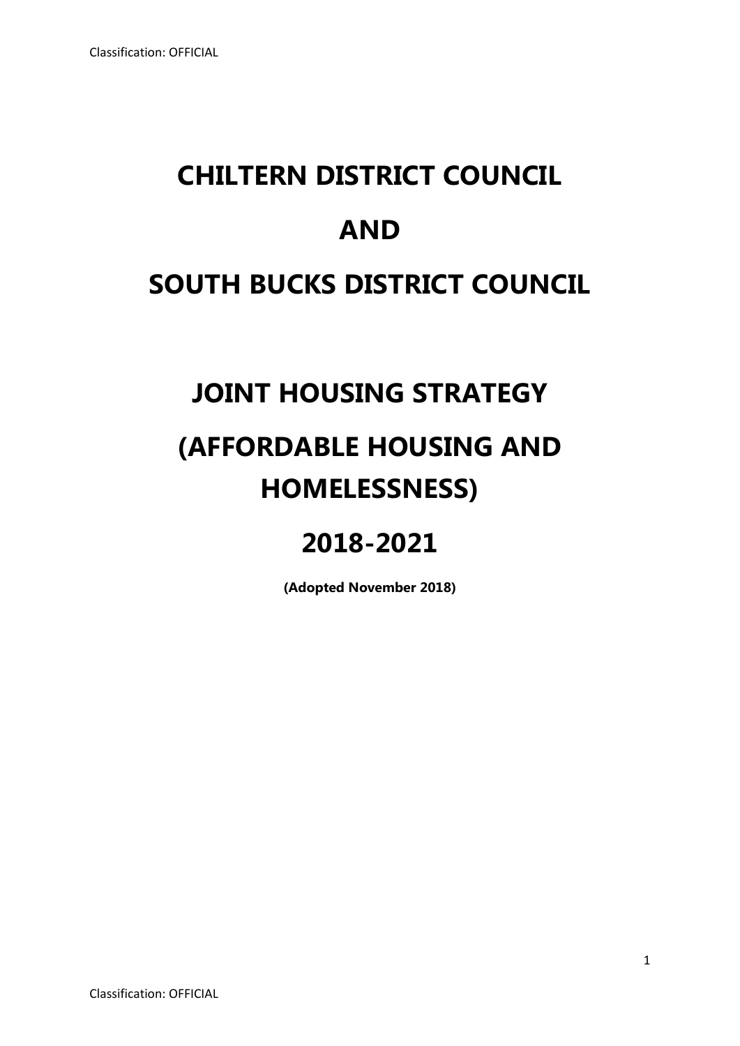# CHILTERN DISTRICT COUNCIL

# AND

# SOUTH BUCKS DISTRICT COUNCIL

# JOINT HOUSING STRATEGY

# (AFFORDABLE HOUSING AND HOMELESSNESS)

# 2018-2021

**(Adopted November 2018)**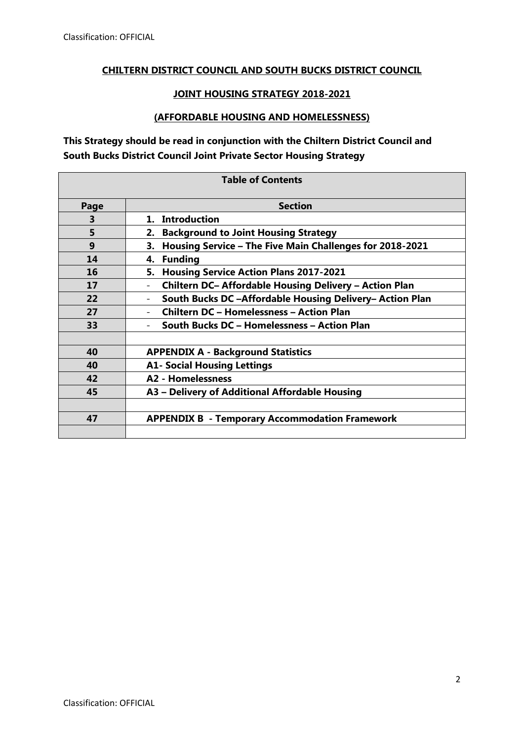**CHILTERN DISTRICT COUNCIL AND SOUTH BUCKS DISTRICT COUNCIL**

**JOINT HOUSING STRATEGY 2018-2021**

**(AFFORDABLE HOUSING AND HOMELESSNESS)**

**This Strategy should be read in conjunction with the Chiltern District Council and South Bucks District Council Joint Private Sector Housing Strategy**

| Table of Contents | |
|---|---|
| **Page** | **Section** |
| **3** | **1. Introduction** |
| **5** | **2. Background to Joint Housing Strategy** |
| **9** | **3. Housing Service – The Five Main Challenges for 2018-2021** |
| **14** | **4. Funding** |
| **16** | **5. Housing Service Action Plans 2017-2021** |
| **17** | - **Chiltern DC– Affordable Housing Delivery – Action Plan** |
| **22** | - **South Bucks DC –Affordable Housing Delivery– Action Plan** |
| **27** | - **Chiltern DC – Homelessness – Action Plan** |
| **33** | - **South Bucks DC – Homelessness – Action Plan** |
| | |
| **40** | **APPENDIX A - Background Statistics** |
| **40** | **A1- Social Housing Lettings** |
| **42** | **A2 - Homelessness** |
| **45** | **A3 – Delivery of Additional Affordable Housing** |
| | |
| **47** | **APPENDIX B - Temporary Accommodation Framework** |
| | |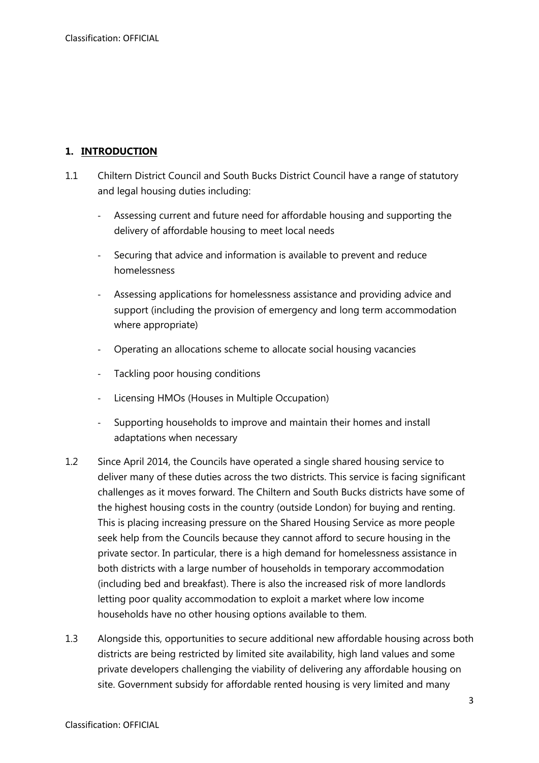## 1. INTRODUCTION

1.1 Chiltern District Council and South Bucks District Council have a range of statutory and legal housing duties including:

- Assessing current and future need for affordable housing and supporting the delivery of affordable housing to meet local needs
- Securing that advice and information is available to prevent and reduce homelessness
- Assessing applications for homelessness assistance and providing advice and support (including the provision of emergency and long term accommodation where appropriate)
- Operating an allocations scheme to allocate social housing vacancies
- Tackling poor housing conditions
- Licensing HMOs (Houses in Multiple Occupation)
- Supporting households to improve and maintain their homes and install adaptations when necessary

1.2 Since April 2014, the Councils have operated a single shared housing service to deliver many of these duties across the two districts. This service is facing significant challenges as it moves forward. The Chiltern and South Bucks districts have some of the highest housing costs in the country (outside London) for buying and renting. This is placing increasing pressure on the Shared Housing Service as more people seek help from the Councils because they cannot afford to secure housing in the private sector. In particular, there is a high demand for homelessness assistance in both districts with a large number of households in temporary accommodation (including bed and breakfast). There is also the increased risk of more landlords letting poor quality accommodation to exploit a market where low income households have no other housing options available to them.

1.3 Alongside this, opportunities to secure additional new affordable housing across both districts are being restricted by limited site availability, high land values and some private developers challenging the viability of delivering any affordable housing on site. Government subsidy for affordable rented housing is very limited and many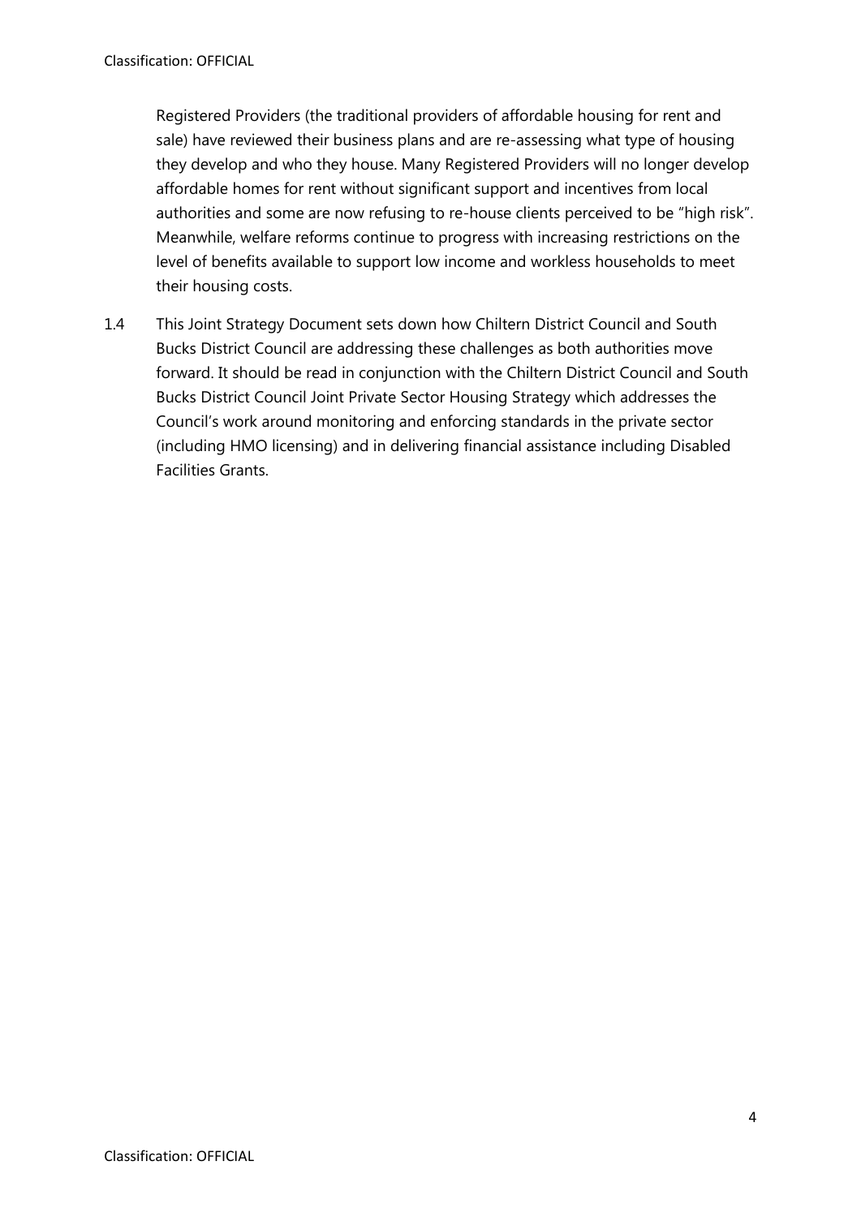Registered Providers (the traditional providers of affordable housing for rent and sale) have reviewed their business plans and are re-assessing what type of housing they develop and who they house. Many Registered Providers will no longer develop affordable homes for rent without significant support and incentives from local authorities and some are now refusing to re-house clients perceived to be "high risk". Meanwhile, welfare reforms continue to progress with increasing restrictions on the level of benefits available to support low income and workless households to meet their housing costs.

1.4 This Joint Strategy Document sets down how Chiltern District Council and South Bucks District Council are addressing these challenges as both authorities move forward. It should be read in conjunction with the Chiltern District Council and South Bucks District Council Joint Private Sector Housing Strategy which addresses the Council's work around monitoring and enforcing standards in the private sector (including HMO licensing) and in delivering financial assistance including Disabled Facilities Grants.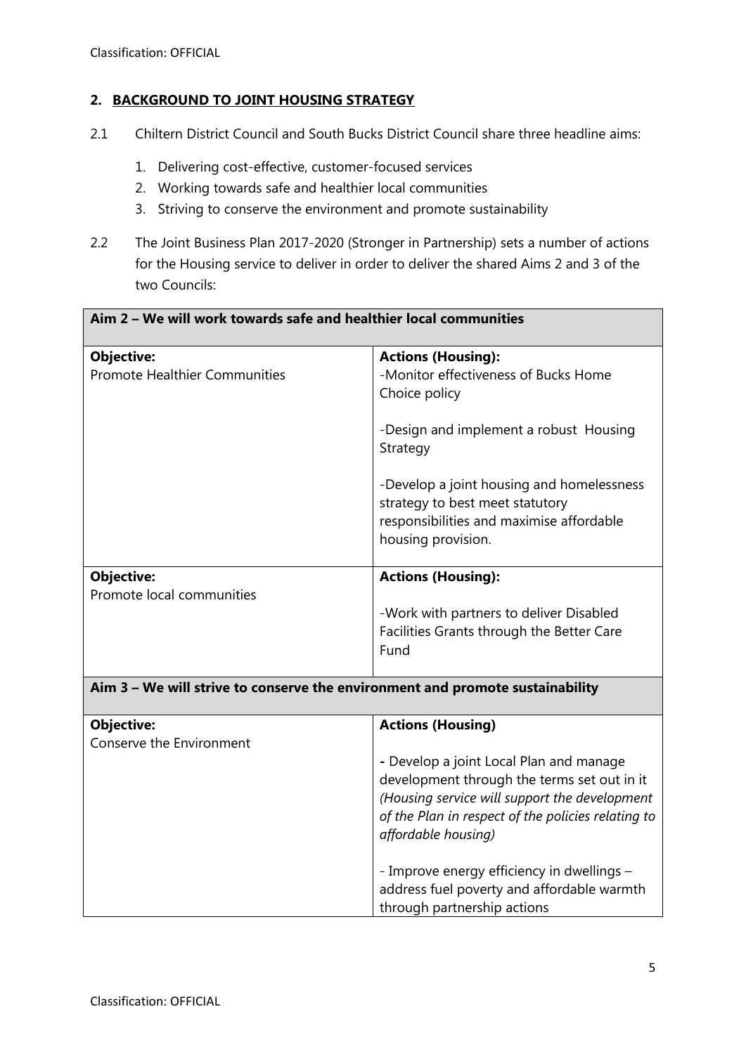## 2. BACKGROUND TO JOINT HOUSING STRATEGY

2.1 Chiltern District Council and South Bucks District Council share three headline aims:

1. Delivering cost-effective, customer-focused services
2. Working towards safe and healthier local communities
3. Striving to conserve the environment and promote sustainability

2.2 The Joint Business Plan 2017-2020 (Stronger in Partnership) sets a number of actions for the Housing service to deliver in order to deliver the shared Aims 2 and 3 of the two Councils:

| **Aim 2 – We will work towards safe and healthier local communities** | |
|---|---|
| **Objective:**<br>Promote Healthier Communities | **Actions (Housing):**<br>-Monitor effectiveness of Bucks Home Choice policy<br><br>-Design and implement a robust Housing Strategy<br><br>-Develop a joint housing and homelessness strategy to best meet statutory responsibilities and maximise affordable housing provision. |
| **Objective:**<br>Promote local communities | **Actions (Housing):**<br><br>-Work with partners to deliver Disabled Facilities Grants through the Better Care Fund |
| **Aim 3 – We will strive to conserve the environment and promote sustainability** | |
| **Objective:**<br>Conserve the Environment | **Actions (Housing)**<br><br>- Develop a joint Local Plan and manage development through the terms set out in it *(Housing service will support the development of the Plan in respect of the policies relating to affordable housing)*<br><br>- Improve energy efficiency in dwellings – address fuel poverty and affordable warmth through partnership actions |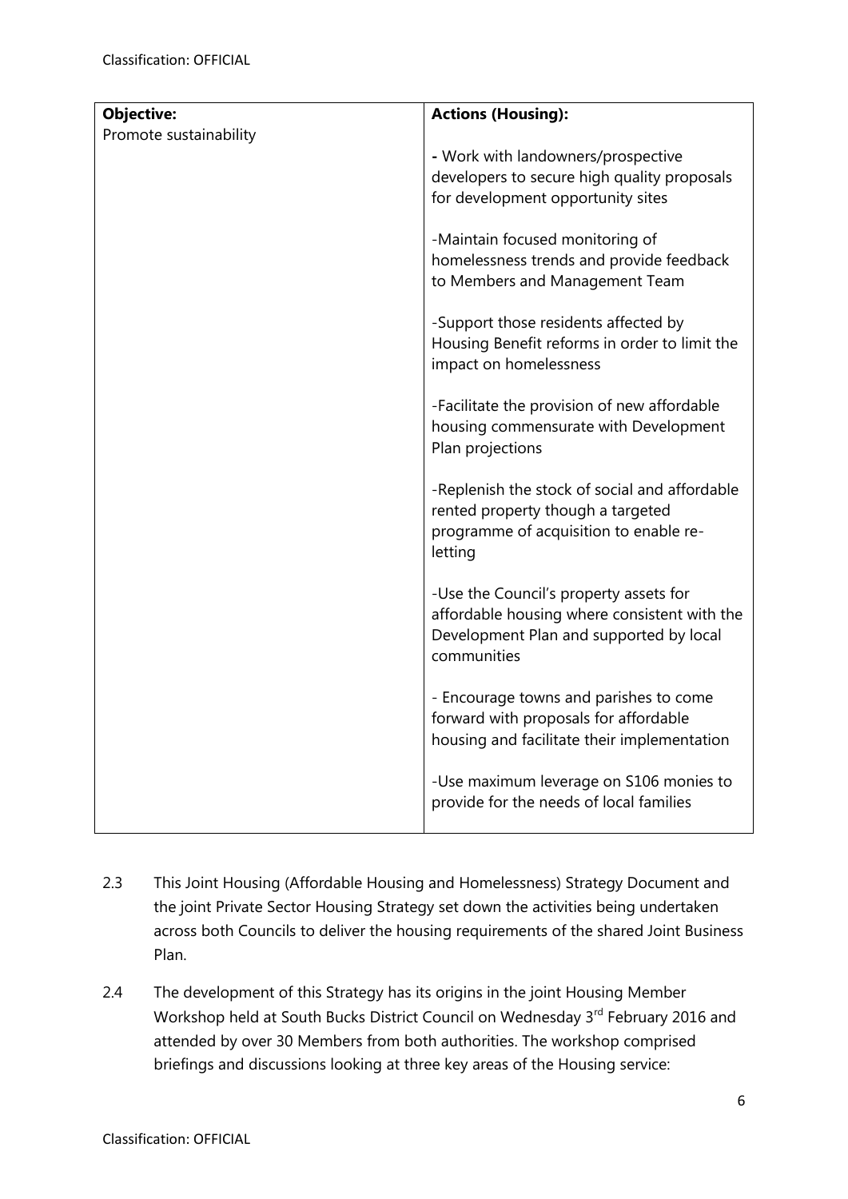| **Objective:** | **Actions (Housing):** |
| --- | --- |
| Promote sustainability | - Work with landowners/prospective developers to secure high quality proposals for development opportunity sites<br><br>-Maintain focused monitoring of homelessness trends and provide feedback to Members and Management Team<br><br>-Support those residents affected by Housing Benefit reforms in order to limit the impact on homelessness<br><br>-Facilitate the provision of new affordable housing commensurate with Development Plan projections<br><br>-Replenish the stock of social and affordable rented property though a targeted programme of acquisition to enable re-letting<br><br>-Use the Council's property assets for affordable housing where consistent with the Development Plan and supported by local communities<br><br>- Encourage towns and parishes to come forward with proposals for affordable housing and facilitate their implementation<br><br>-Use maximum leverage on S106 monies to provide for the needs of local families |

2.3 This Joint Housing (Affordable Housing and Homelessness) Strategy Document and the joint Private Sector Housing Strategy set down the activities being undertaken across both Councils to deliver the housing requirements of the shared Joint Business Plan.

2.4 The development of this Strategy has its origins in the joint Housing Member Workshop held at South Bucks District Council on Wednesday 3rd February 2016 and attended by over 30 Members from both authorities. The workshop comprised briefings and discussions looking at three key areas of the Housing service: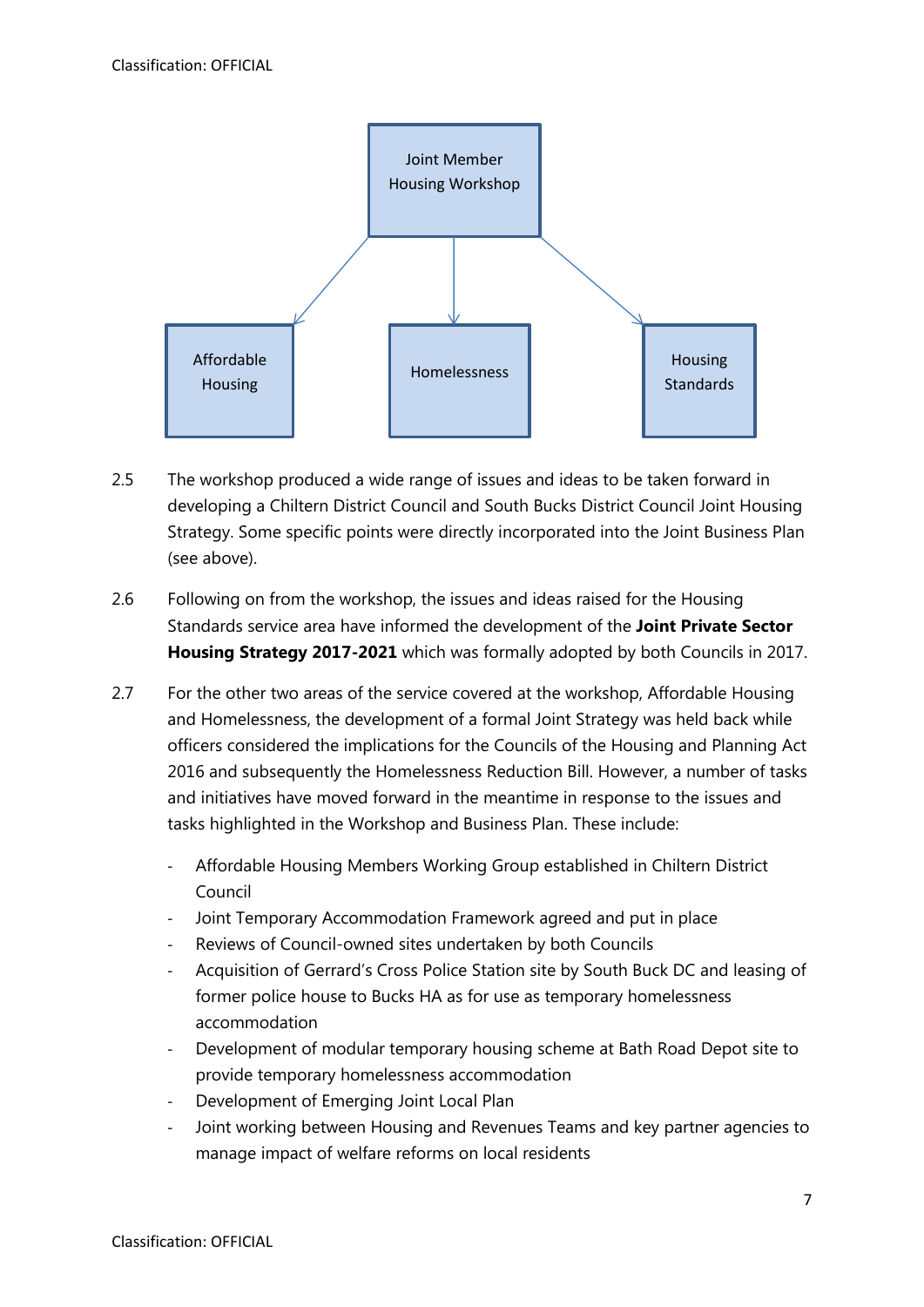Joint Member Housing Workshop

Affordable Housing | Homelessness | Housing Standards

2.5 The workshop produced a wide range of issues and ideas to be taken forward in developing a Chiltern District Council and South Bucks District Council Joint Housing Strategy. Some specific points were directly incorporated into the Joint Business Plan (see above).

2.6 Following on from the workshop, the issues and ideas raised for the Housing Standards service area have informed the development of the **Joint Private Sector Housing Strategy 2017-2021** which was formally adopted by both Councils in 2017.

2.7 For the other two areas of the service covered at the workshop, Affordable Housing and Homelessness, the development of a formal Joint Strategy was held back while officers considered the implications for the Councils of the Housing and Planning Act 2016 and subsequently the Homelessness Reduction Bill. However, a number of tasks and initiatives have moved forward in the meantime in response to the issues and tasks highlighted in the Workshop and Business Plan. These include:

- Affordable Housing Members Working Group established in Chiltern District Council
- Joint Temporary Accommodation Framework agreed and put in place
- Reviews of Council-owned sites undertaken by both Councils
- Acquisition of Gerrard's Cross Police Station site by South Buck DC and leasing of former police house to Bucks HA as for use as temporary homelessness accommodation
- Development of modular temporary housing scheme at Bath Road Depot site to provide temporary homelessness accommodation
- Development of Emerging Joint Local Plan
- Joint working between Housing and Revenues Teams and key partner agencies to manage impact of welfare reforms on local residents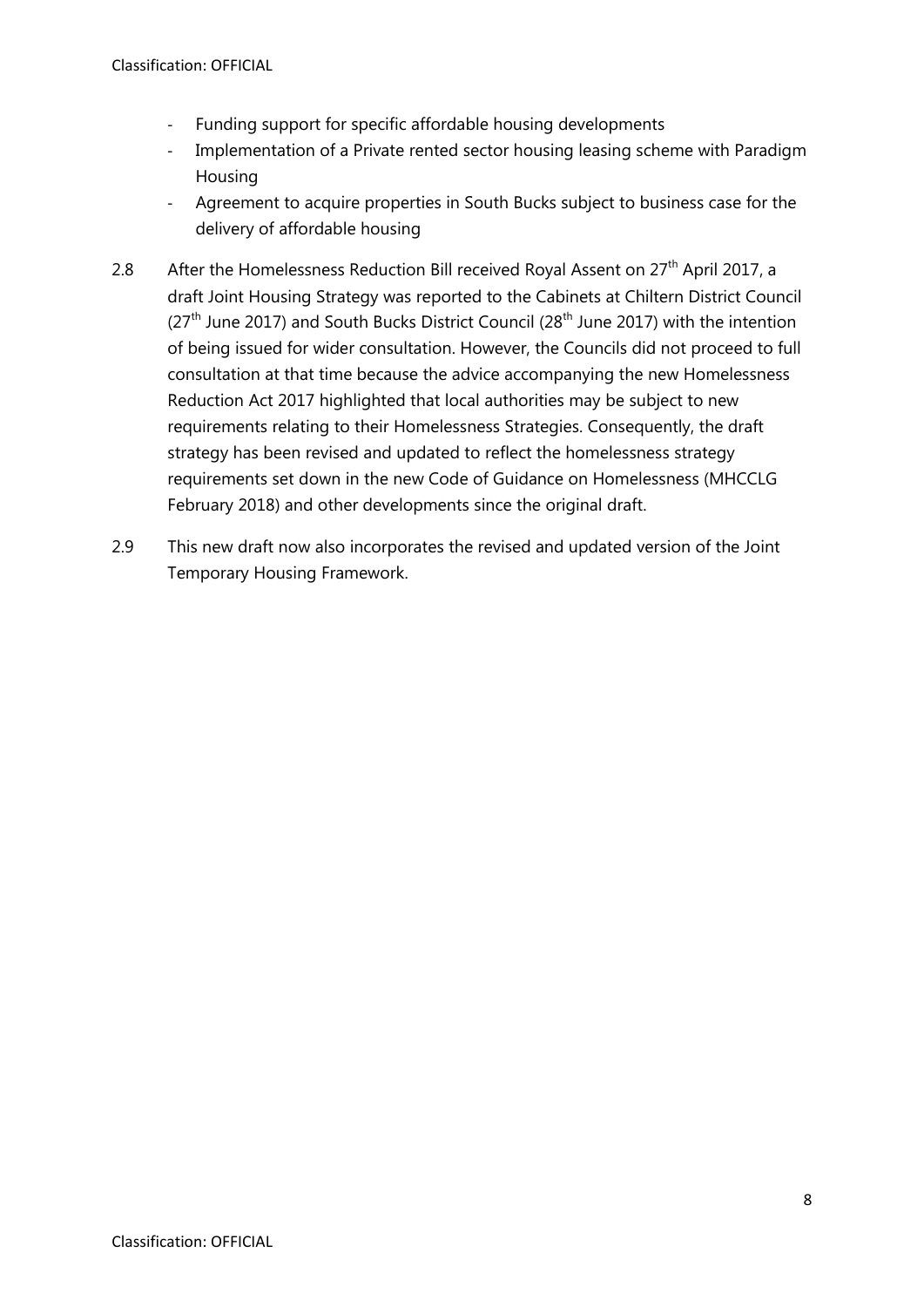- Funding support for specific affordable housing developments
- Implementation of a Private rented sector housing leasing scheme with Paradigm Housing
- Agreement to acquire properties in South Bucks subject to business case for the delivery of affordable housing

2.8 After the Homelessness Reduction Bill received Royal Assent on 27th April 2017, a draft Joint Housing Strategy was reported to the Cabinets at Chiltern District Council (27th June 2017) and South Bucks District Council (28th June 2017) with the intention of being issued for wider consultation. However, the Councils did not proceed to full consultation at that time because the advice accompanying the new Homelessness Reduction Act 2017 highlighted that local authorities may be subject to new requirements relating to their Homelessness Strategies. Consequently, the draft strategy has been revised and updated to reflect the homelessness strategy requirements set down in the new Code of Guidance on Homelessness (MHCCLG February 2018) and other developments since the original draft.

2.9 This new draft now also incorporates the revised and updated version of the Joint Temporary Housing Framework.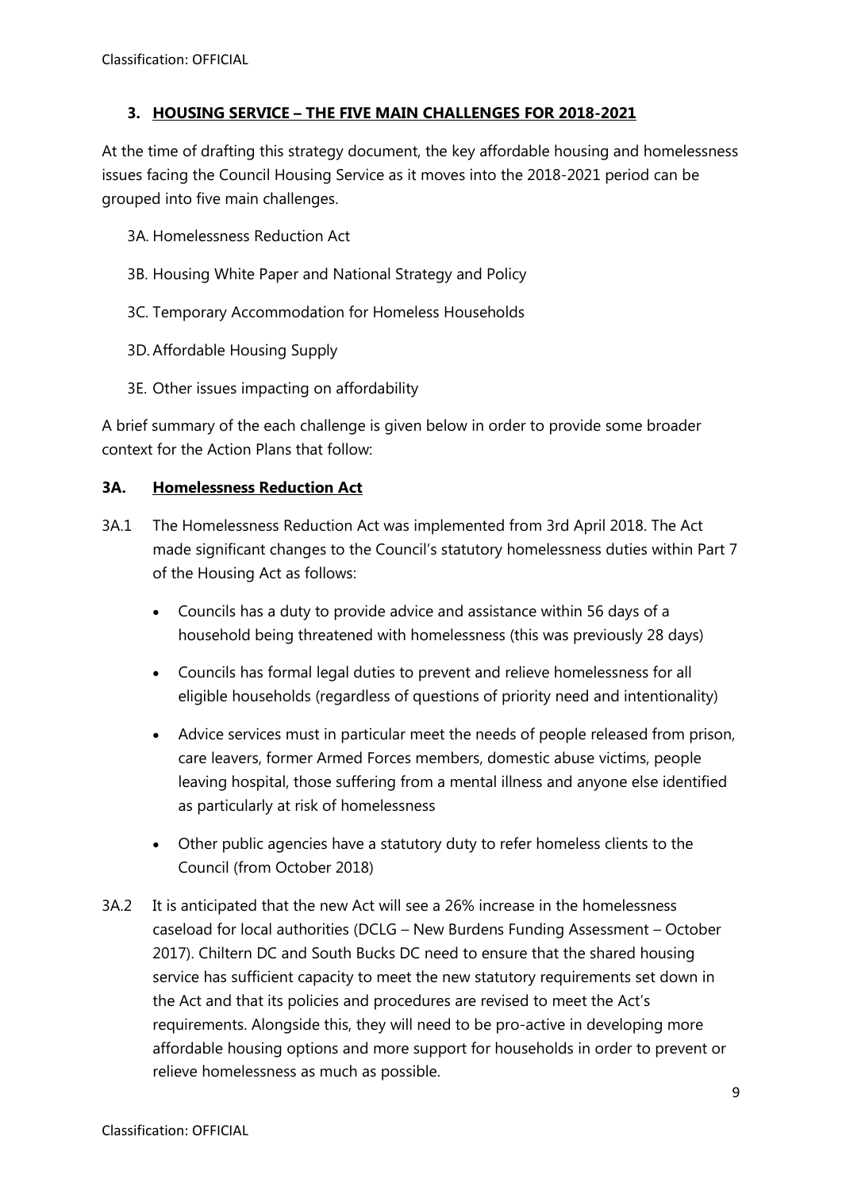## 3. HOUSING SERVICE – THE FIVE MAIN CHALLENGES FOR 2018-2021

At the time of drafting this strategy document, the key affordable housing and homelessness issues facing the Council Housing Service as it moves into the 2018-2021 period can be grouped into five main challenges.

- 3A. Homelessness Reduction Act
- 3B. Housing White Paper and National Strategy and Policy
- 3C. Temporary Accommodation for Homeless Households
- 3D. Affordable Housing Supply
- 3E. Other issues impacting on affordability

A brief summary of the each challenge is given below in order to provide some broader context for the Action Plans that follow:

### 3A. Homelessness Reduction Act

3A.1 The Homelessness Reduction Act was implemented from 3rd April 2018. The Act made significant changes to the Council's statutory homelessness duties within Part 7 of the Housing Act as follows:

- Councils has a duty to provide advice and assistance within 56 days of a household being threatened with homelessness (this was previously 28 days)
- Councils has formal legal duties to prevent and relieve homelessness for all eligible households (regardless of questions of priority need and intentionality)
- Advice services must in particular meet the needs of people released from prison, care leavers, former Armed Forces members, domestic abuse victims, people leaving hospital, those suffering from a mental illness and anyone else identified as particularly at risk of homelessness
- Other public agencies have a statutory duty to refer homeless clients to the Council (from October 2018)

3A.2 It is anticipated that the new Act will see a 26% increase in the homelessness caseload for local authorities (DCLG – New Burdens Funding Assessment – October 2017). Chiltern DC and South Bucks DC need to ensure that the shared housing service has sufficient capacity to meet the new statutory requirements set down in the Act and that its policies and procedures are revised to meet the Act's requirements. Alongside this, they will need to be pro-active in developing more affordable housing options and more support for households in order to prevent or relieve homelessness as much as possible.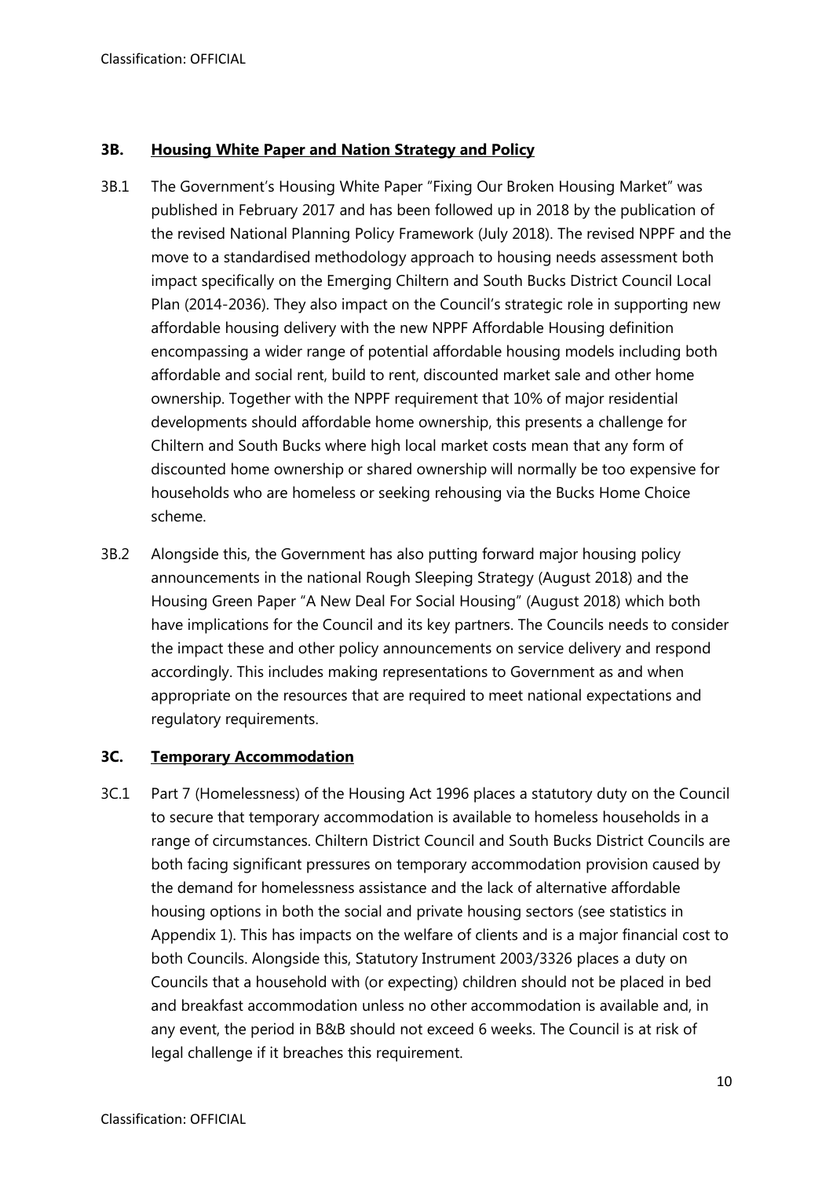### 3B. Housing White Paper and Nation Strategy and Policy

3B.1 The Government's Housing White Paper "Fixing Our Broken Housing Market" was published in February 2017 and has been followed up in 2018 by the publication of the revised National Planning Policy Framework (July 2018). The revised NPPF and the move to a standardised methodology approach to housing needs assessment both impact specifically on the Emerging Chiltern and South Bucks District Council Local Plan (2014-2036). They also impact on the Council's strategic role in supporting new affordable housing delivery with the new NPPF Affordable Housing definition encompassing a wider range of potential affordable housing models including both affordable and social rent, build to rent, discounted market sale and other home ownership. Together with the NPPF requirement that 10% of major residential developments should affordable home ownership, this presents a challenge for Chiltern and South Bucks where high local market costs mean that any form of discounted home ownership or shared ownership will normally be too expensive for households who are homeless or seeking rehousing via the Bucks Home Choice scheme.

3B.2 Alongside this, the Government has also putting forward major housing policy announcements in the national Rough Sleeping Strategy (August 2018) and the Housing Green Paper "A New Deal For Social Housing" (August 2018) which both have implications for the Council and its key partners. The Councils needs to consider the impact these and other policy announcements on service delivery and respond accordingly. This includes making representations to Government as and when appropriate on the resources that are required to meet national expectations and regulatory requirements.

### 3C. Temporary Accommodation

3C.1 Part 7 (Homelessness) of the Housing Act 1996 places a statutory duty on the Council to secure that temporary accommodation is available to homeless households in a range of circumstances. Chiltern District Council and South Bucks District Councils are both facing significant pressures on temporary accommodation provision caused by the demand for homelessness assistance and the lack of alternative affordable housing options in both the social and private housing sectors (see statistics in Appendix 1). This has impacts on the welfare of clients and is a major financial cost to both Councils. Alongside this, Statutory Instrument 2003/3326 places a duty on Councils that a household with (or expecting) children should not be placed in bed and breakfast accommodation unless no other accommodation is available and, in any event, the period in B&B should not exceed 6 weeks. The Council is at risk of legal challenge if it breaches this requirement.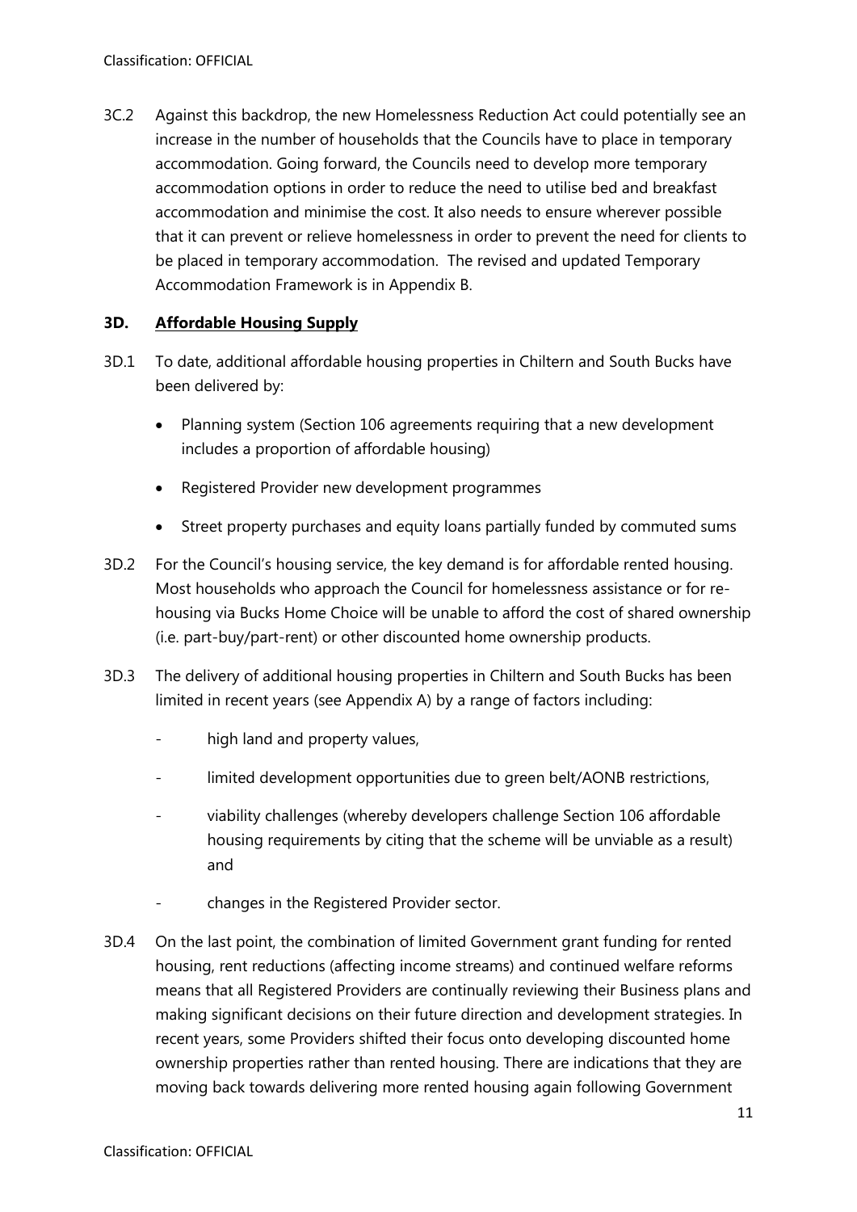3C.2 Against this backdrop, the new Homelessness Reduction Act could potentially see an increase in the number of households that the Councils have to place in temporary accommodation. Going forward, the Councils need to develop more temporary accommodation options in order to reduce the need to utilise bed and breakfast accommodation and minimise the cost. It also needs to ensure wherever possible that it can prevent or relieve homelessness in order to prevent the need for clients to be placed in temporary accommodation. The revised and updated Temporary Accommodation Framework is in Appendix B.

### 3D. Affordable Housing Supply

3D.1 To date, additional affordable housing properties in Chiltern and South Bucks have been delivered by:

- Planning system (Section 106 agreements requiring that a new development includes a proportion of affordable housing)
- Registered Provider new development programmes
- Street property purchases and equity loans partially funded by commuted sums

3D.2 For the Council's housing service, the key demand is for affordable rented housing. Most households who approach the Council for homelessness assistance or for re-housing via Bucks Home Choice will be unable to afford the cost of shared ownership (i.e. part-buy/part-rent) or other discounted home ownership products.

3D.3 The delivery of additional housing properties in Chiltern and South Bucks has been limited in recent years (see Appendix A) by a range of factors including:

- high land and property values,
- limited development opportunities due to green belt/AONB restrictions,
- viability challenges (whereby developers challenge Section 106 affordable housing requirements by citing that the scheme will be unviable as a result) and
- changes in the Registered Provider sector.

3D.4 On the last point, the combination of limited Government grant funding for rented housing, rent reductions (affecting income streams) and continued welfare reforms means that all Registered Providers are continually reviewing their Business plans and making significant decisions on their future direction and development strategies. In recent years, some Providers shifted their focus onto developing discounted home ownership properties rather than rented housing. There are indications that they are moving back towards delivering more rented housing again following Government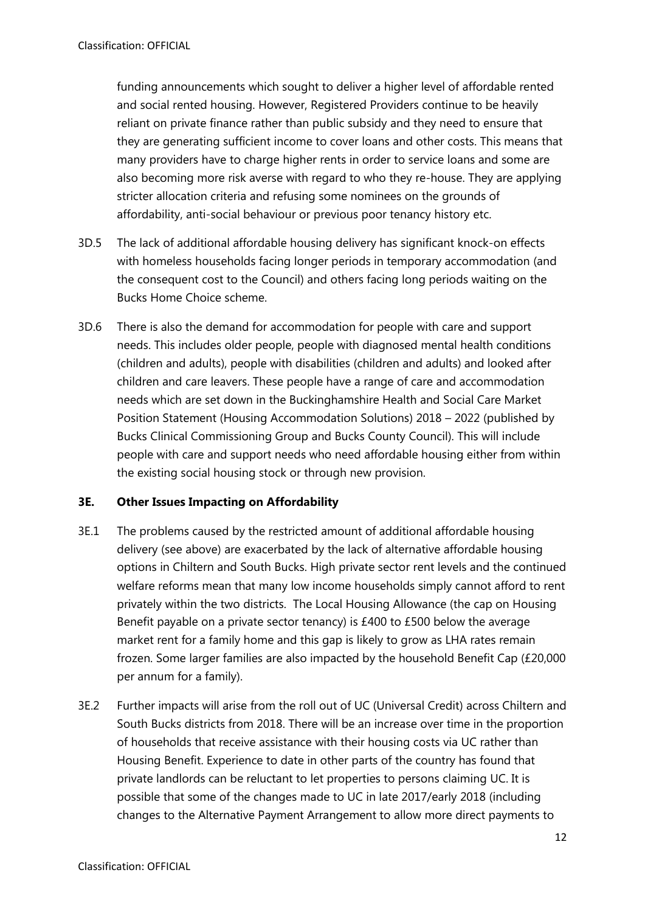funding announcements which sought to deliver a higher level of affordable rented and social rented housing. However, Registered Providers continue to be heavily reliant on private finance rather than public subsidy and they need to ensure that they are generating sufficient income to cover loans and other costs. This means that many providers have to charge higher rents in order to service loans and some are also becoming more risk averse with regard to who they re-house. They are applying stricter allocation criteria and refusing some nominees on the grounds of affordability, anti-social behaviour or previous poor tenancy history etc.

3D.5 The lack of additional affordable housing delivery has significant knock-on effects with homeless households facing longer periods in temporary accommodation (and the consequent cost to the Council) and others facing long periods waiting on the Bucks Home Choice scheme.

3D.6 There is also the demand for accommodation for people with care and support needs. This includes older people, people with diagnosed mental health conditions (children and adults), people with disabilities (children and adults) and looked after children and care leavers. These people have a range of care and accommodation needs which are set down in the Buckinghamshire Health and Social Care Market Position Statement (Housing Accommodation Solutions) 2018 – 2022 (published by Bucks Clinical Commissioning Group and Bucks County Council). This will include people with care and support needs who need affordable housing either from within the existing social housing stock or through new provision.

### 3E. Other Issues Impacting on Affordability

3E.1 The problems caused by the restricted amount of additional affordable housing delivery (see above) are exacerbated by the lack of alternative affordable housing options in Chiltern and South Bucks. High private sector rent levels and the continued welfare reforms mean that many low income households simply cannot afford to rent privately within the two districts. The Local Housing Allowance (the cap on Housing Benefit payable on a private sector tenancy) is £400 to £500 below the average market rent for a family home and this gap is likely to grow as LHA rates remain frozen. Some larger families are also impacted by the household Benefit Cap (£20,000 per annum for a family).

3E.2 Further impacts will arise from the roll out of UC (Universal Credit) across Chiltern and South Bucks districts from 2018. There will be an increase over time in the proportion of households that receive assistance with their housing costs via UC rather than Housing Benefit. Experience to date in other parts of the country has found that private landlords can be reluctant to let properties to persons claiming UC. It is possible that some of the changes made to UC in late 2017/early 2018 (including changes to the Alternative Payment Arrangement to allow more direct payments to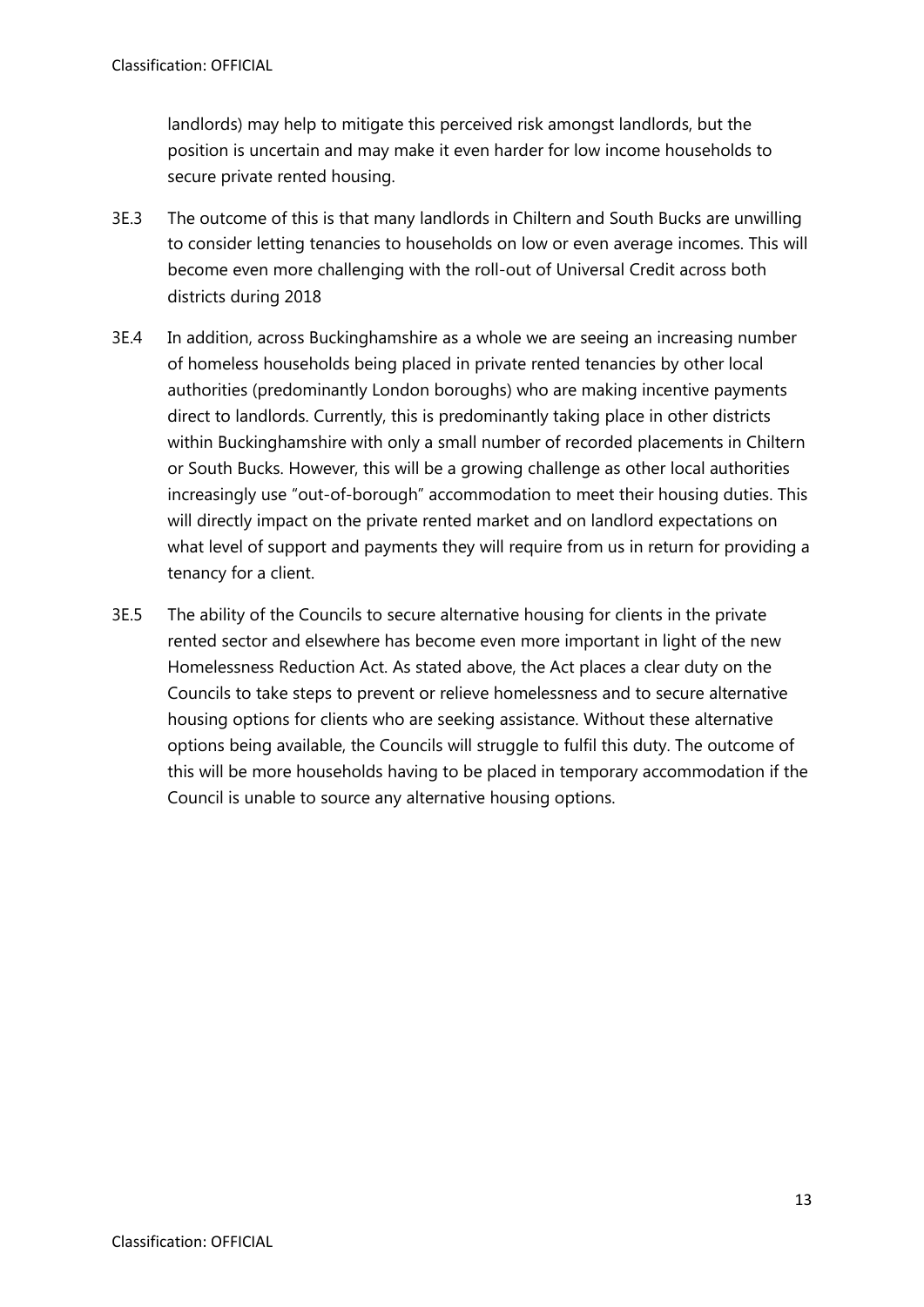landlords) may help to mitigate this perceived risk amongst landlords, but the position is uncertain and may make it even harder for low income households to secure private rented housing.

3E.3 The outcome of this is that many landlords in Chiltern and South Bucks are unwilling to consider letting tenancies to households on low or even average incomes. This will become even more challenging with the roll-out of Universal Credit across both districts during 2018

3E.4 In addition, across Buckinghamshire as a whole we are seeing an increasing number of homeless households being placed in private rented tenancies by other local authorities (predominantly London boroughs) who are making incentive payments direct to landlords. Currently, this is predominantly taking place in other districts within Buckinghamshire with only a small number of recorded placements in Chiltern or South Bucks. However, this will be a growing challenge as other local authorities increasingly use "out-of-borough" accommodation to meet their housing duties. This will directly impact on the private rented market and on landlord expectations on what level of support and payments they will require from us in return for providing a tenancy for a client.

3E.5 The ability of the Councils to secure alternative housing for clients in the private rented sector and elsewhere has become even more important in light of the new Homelessness Reduction Act. As stated above, the Act places a clear duty on the Councils to take steps to prevent or relieve homelessness and to secure alternative housing options for clients who are seeking assistance. Without these alternative options being available, the Councils will struggle to fulfil this duty. The outcome of this will be more households having to be placed in temporary accommodation if the Council is unable to source any alternative housing options.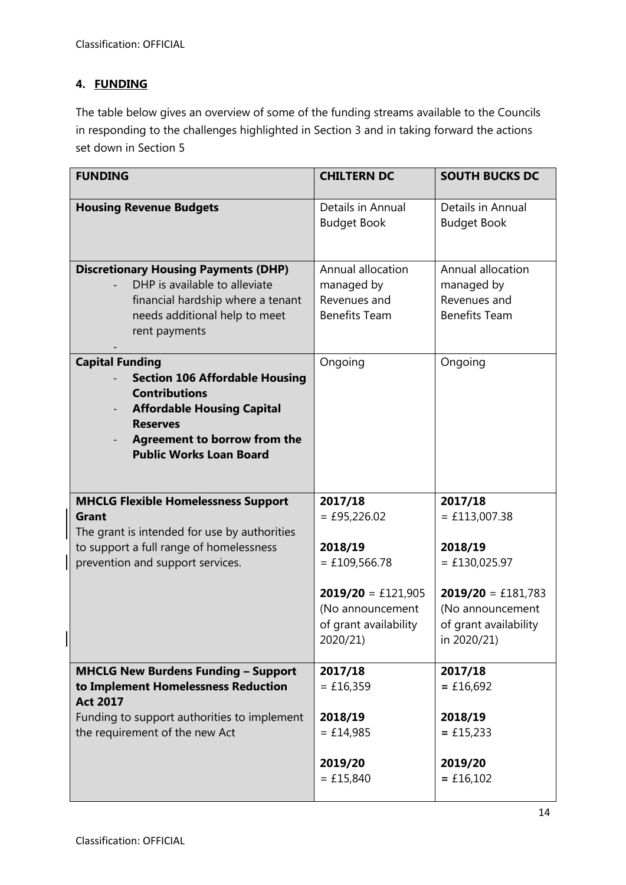## 4. FUNDING

The table below gives an overview of some of the funding streams available to the Councils in responding to the challenges highlighted in Section 3 and in taking forward the actions set down in Section 5

| FUNDING | CHILTERN DC | SOUTH BUCKS DC |
|---|---|---|
| **Housing Revenue Budgets** | Details in Annual Budget Book | Details in Annual Budget Book |
| **Discretionary Housing Payments (DHP)**<br>- DHP is available to alleviate financial hardship where a tenant needs additional help to meet rent payments<br>- | Annual allocation managed by Revenues and Benefits Team | Annual allocation managed by Revenues and Benefits Team |
| **Capital Funding**<br>- **Section 106 Affordable Housing Contributions**<br>- **Affordable Housing Capital Reserves**<br>- **Agreement to borrow from the Public Works Loan Board** | Ongoing | Ongoing |
| **MHCLG Flexible Homelessness Support Grant**<br>The grant is intended for use by authorities to support a full range of homelessness prevention and support services. | **2017/18**<br>= £95,226.02<br><br>**2018/19**<br>= £109,566.78<br><br>**2019/20** = £121,905<br>(No announcement of grant availability 2020/21) | **2017/18**<br>= £113,007.38<br><br>**2018/19**<br>= £130,025.97<br><br>**2019/20** = £181,783<br>(No announcement of grant availability in 2020/21) |
| **MHCLG New Burdens Funding – Support to Implement Homelessness Reduction Act 2017**<br>Funding to support authorities to implement the requirement of the new Act | **2017/18**<br>= £16,359<br><br>**2018/19**<br>= £14,985<br><br>**2019/20**<br>= £15,840 | **2017/18**<br>= £16,692<br><br>**2018/19**<br>= £15,233<br><br>**2019/20**<br>= £16,102 |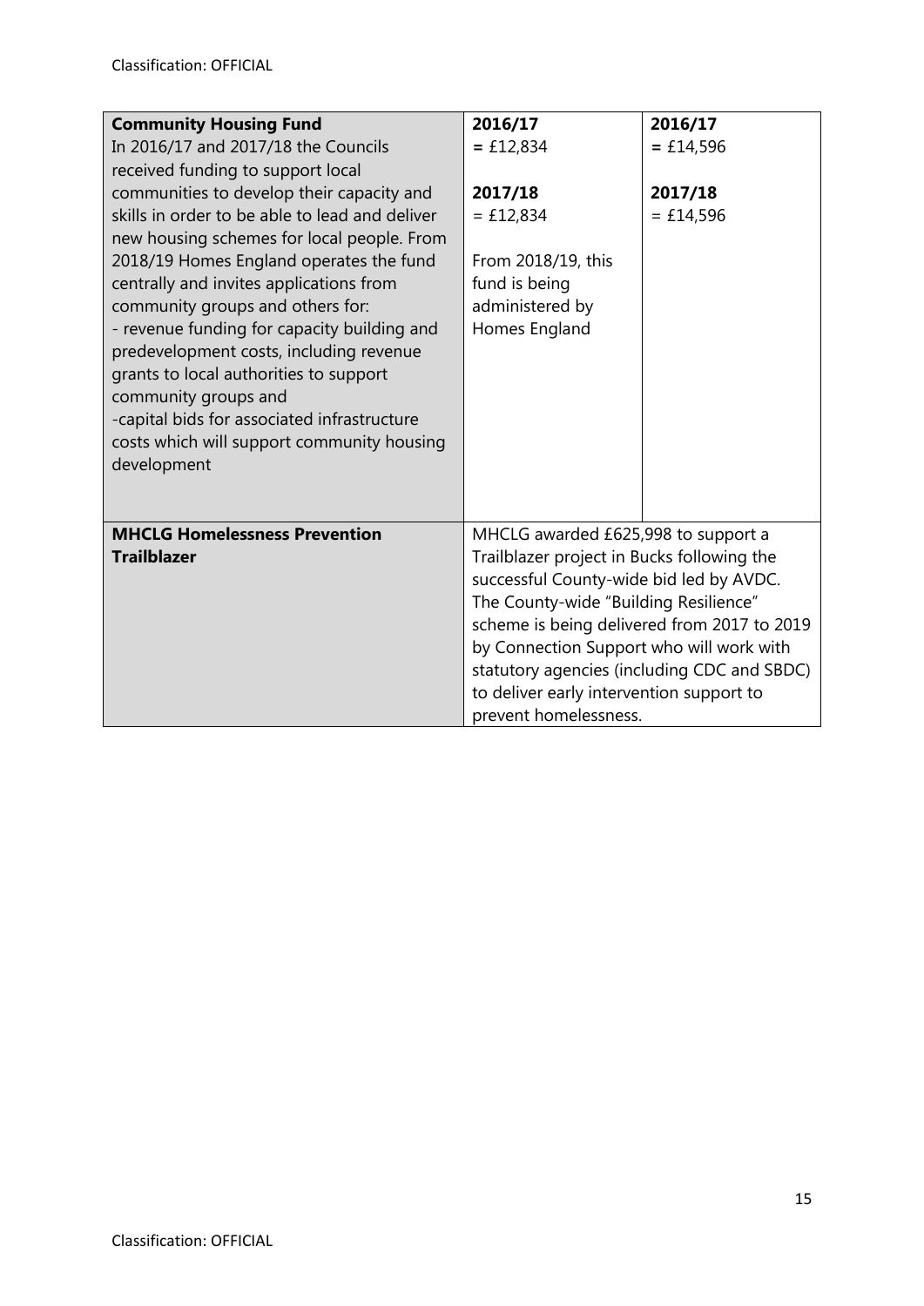| **Community Housing Fund**<br>In 2016/17 and 2017/18 the Councils received funding to support local communities to develop their capacity and skills in order to be able to lead and deliver new housing schemes for local people. From 2018/19 Homes England operates the fund centrally and invites applications from community groups and others for:<br>- revenue funding for capacity building and predevelopment costs, including revenue grants to local authorities to support community groups and<br>-capital bids for associated infrastructure costs which will support community housing development | **2016/17**<br>= £12,834<br><br>**2017/18**<br>= £12,834<br><br>From 2018/19, this fund is being administered by Homes England | **2016/17**<br>= £14,596<br><br>**2017/18**<br>= £14,596 |
|---|---|---|
| **MHCLG Homelessness Prevention Trailblazer** | MHCLG awarded £625,998 to support a Trailblazer project in Bucks following the successful County-wide bid led by AVDC. The County-wide "Building Resilience" scheme is being delivered from 2017 to 2019 by Connection Support who will work with statutory agencies (including CDC and SBDC) to deliver early intervention support to prevent homelessness. | |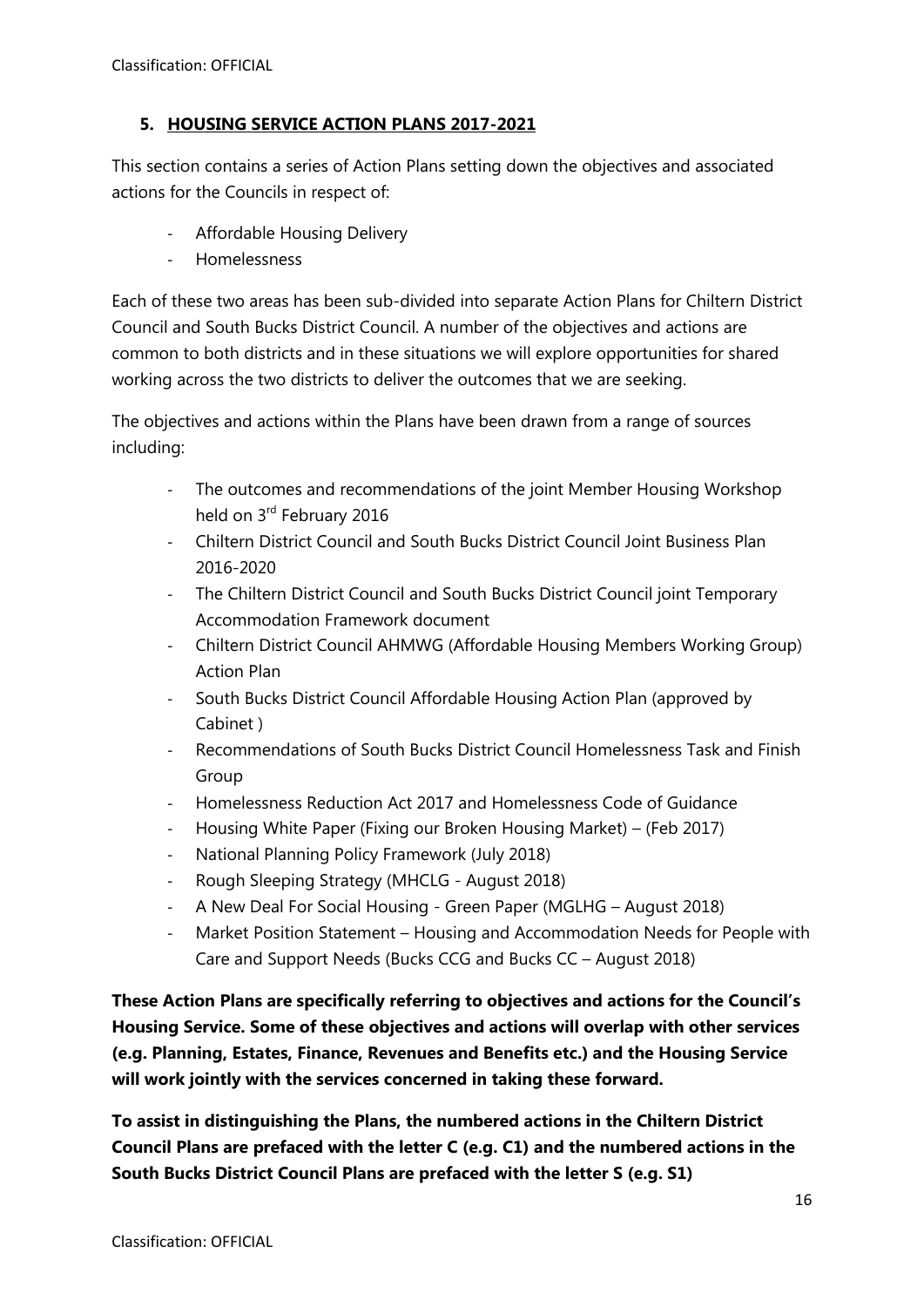## 5. HOUSING SERVICE ACTION PLANS 2017-2021

This section contains a series of Action Plans setting down the objectives and associated actions for the Councils in respect of:

- Affordable Housing Delivery
- Homelessness

Each of these two areas has been sub-divided into separate Action Plans for Chiltern District Council and South Bucks District Council. A number of the objectives and actions are common to both districts and in these situations we will explore opportunities for shared working across the two districts to deliver the outcomes that we are seeking.

The objectives and actions within the Plans have been drawn from a range of sources including:

- The outcomes and recommendations of the joint Member Housing Workshop held on 3rd February 2016
- Chiltern District Council and South Bucks District Council Joint Business Plan 2016-2020
- The Chiltern District Council and South Bucks District Council joint Temporary Accommodation Framework document
- Chiltern District Council AHMWG (Affordable Housing Members Working Group) Action Plan
- South Bucks District Council Affordable Housing Action Plan (approved by Cabinet )
- Recommendations of South Bucks District Council Homelessness Task and Finish Group
- Homelessness Reduction Act 2017 and Homelessness Code of Guidance
- Housing White Paper (Fixing our Broken Housing Market) – (Feb 2017)
- National Planning Policy Framework (July 2018)
- Rough Sleeping Strategy (MHCLG - August 2018)
- A New Deal For Social Housing - Green Paper (MGLHG – August 2018)
- Market Position Statement – Housing and Accommodation Needs for People with Care and Support Needs (Bucks CCG and Bucks CC – August 2018)

**These Action Plans are specifically referring to objectives and actions for the Council's Housing Service. Some of these objectives and actions will overlap with other services (e.g. Planning, Estates, Finance, Revenues and Benefits etc.) and the Housing Service will work jointly with the services concerned in taking these forward.**

**To assist in distinguishing the Plans, the numbered actions in the Chiltern District Council Plans are prefaced with the letter C (e.g. C1) and the numbered actions in the South Bucks District Council Plans are prefaced with the letter S (e.g. S1)**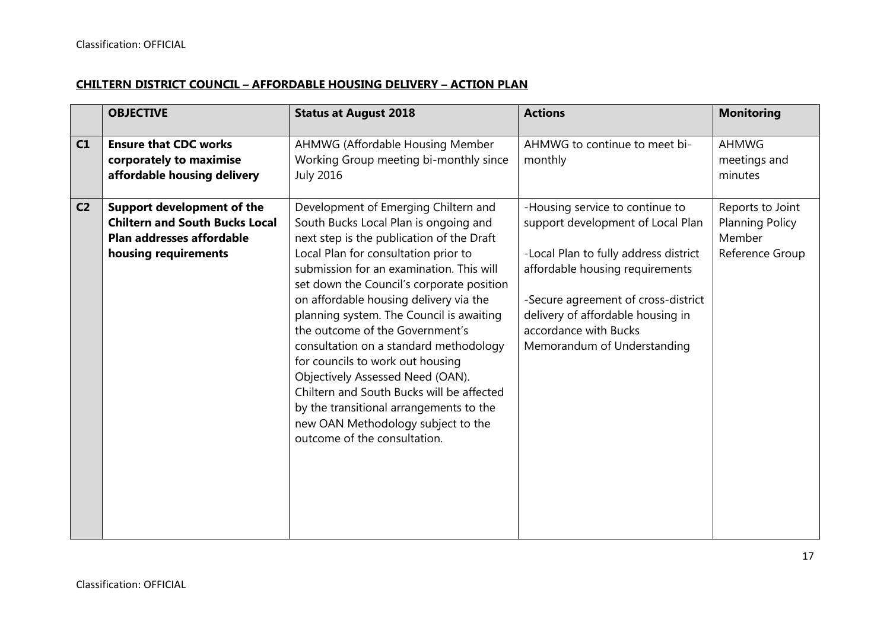**CHILTERN DISTRICT COUNCIL – AFFORDABLE HOUSING DELIVERY – ACTION PLAN**

| | OBJECTIVE | Status at August 2018 | Actions | Monitoring |
|---|---|---|---|---|
| **C1** | **Ensure that CDC works corporately to maximise affordable housing delivery** | AHMWG (Affordable Housing Member Working Group meeting bi-monthly since July 2016 | AHMWG to continue to meet bi-monthly | AHMWG meetings and minutes |
| **C2** | **Support development of the Chiltern and South Bucks Local Plan addresses affordable housing requirements** | Development of Emerging Chiltern and South Bucks Local Plan is ongoing and next step is the publication of the Draft Local Plan for consultation prior to submission for an examination. This will set down the Council's corporate position on affordable housing delivery via the planning system. The Council is awaiting the outcome of the Government's consultation on a standard methodology for councils to work out housing Objectively Assessed Need (OAN). Chiltern and South Bucks will be affected by the transitional arrangements to the new OAN Methodology subject to the outcome of the consultation. | -Housing service to continue to support development of Local Plan<br><br>-Local Plan to fully address district affordable housing requirements<br><br>-Secure agreement of cross-district delivery of affordable housing in accordance with Bucks Memorandum of Understanding | Reports to Joint Planning Policy Member Reference Group |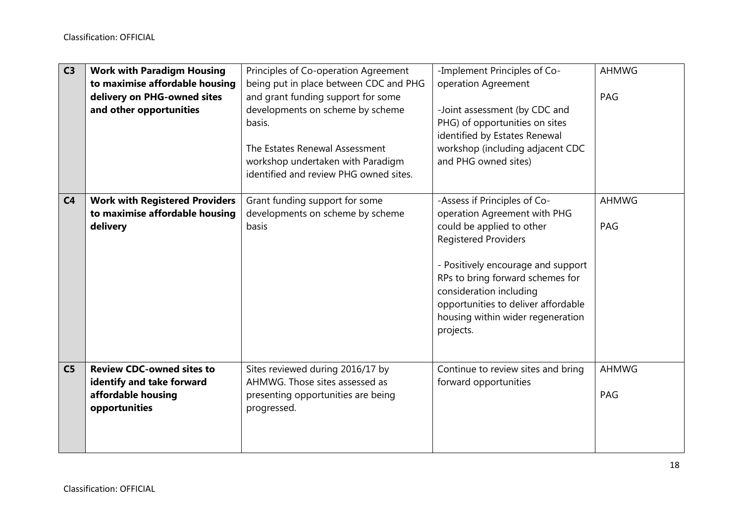| | | | | |
|---|---|---|---|---|
| **C3** | **Work with Paradigm Housing to maximise affordable housing delivery on PHG-owned sites and other opportunities** | Principles of Co-operation Agreement being put in place between CDC and PHG and grant funding support for some developments on scheme by scheme basis.<br><br>The Estates Renewal Assessment workshop undertaken with Paradigm identified and review PHG owned sites. | -Implement Principles of Co-operation Agreement<br><br>-Joint assessment (by CDC and PHG) of opportunities on sites identified by Estates Renewal workshop (including adjacent CDC and PHG owned sites) | AHMWG<br><br>PAG |
| **C4** | **Work with Registered Providers to maximise affordable housing delivery** | Grant funding support for some developments on scheme by scheme basis | -Assess if Principles of Co-operation Agreement with PHG could be applied to other Registered Providers<br><br>- Positively encourage and support RPs to bring forward schemes for consideration including opportunities to deliver affordable housing within wider regeneration projects. | AHMWG<br><br>PAG |
| **C5** | **Review CDC-owned sites to identify and take forward affordable housing opportunities** | Sites reviewed during 2016/17 by AHMWG. Those sites assessed as presenting opportunities are being progressed. | Continue to review sites and bring forward opportunities | AHMWG<br><br>PAG |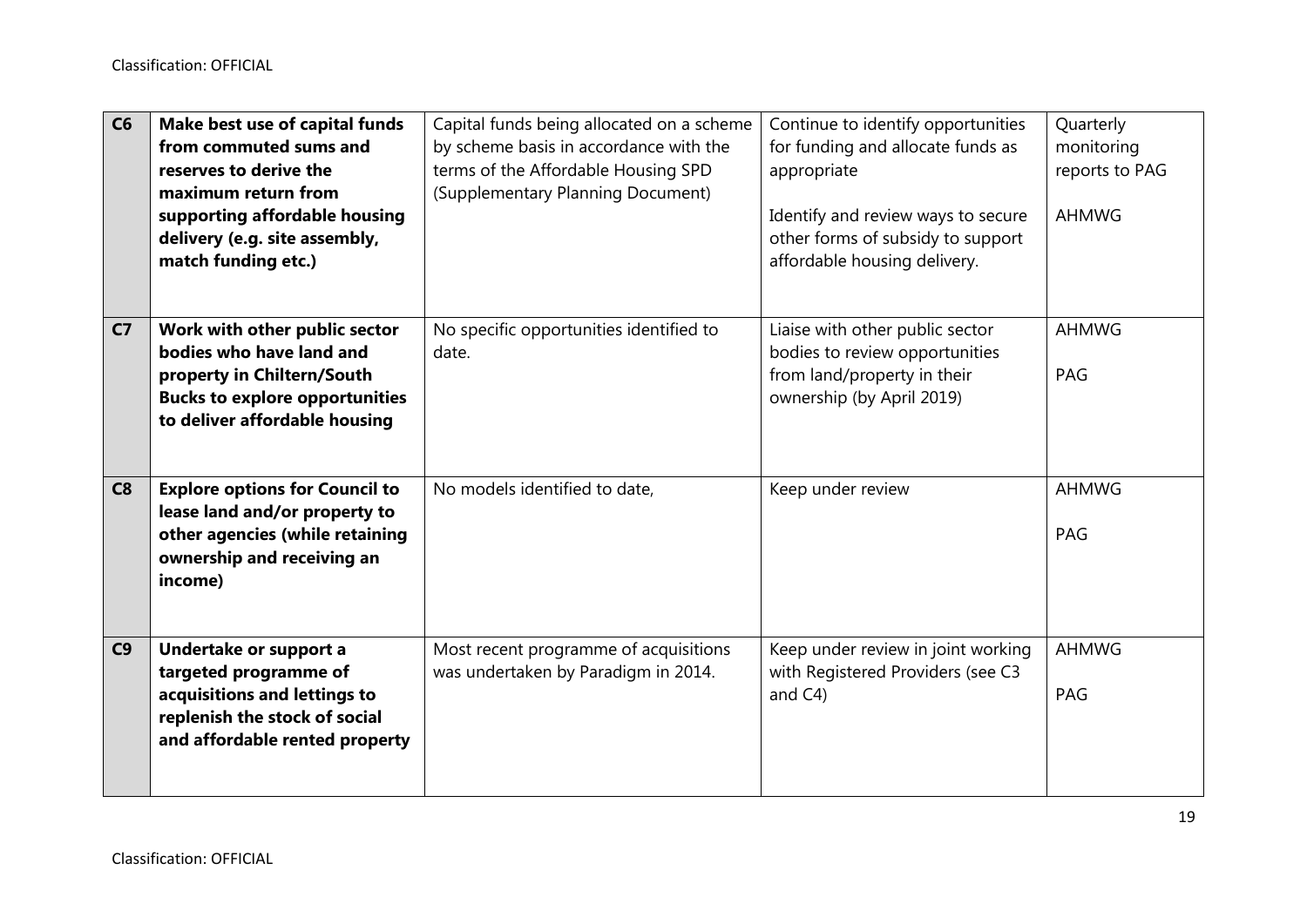| C6 | **Make best use of capital funds from commuted sums and reserves to derive the maximum return from supporting affordable housing delivery (e.g. site assembly, match funding etc.)** | Capital funds being allocated on a scheme by scheme basis in accordance with the terms of the Affordable Housing SPD (Supplementary Planning Document) | Continue to identify opportunities for funding and allocate funds as appropriate<br><br>Identify and review ways to secure other forms of subsidy to support affordable housing delivery. | Quarterly monitoring reports to PAG<br><br>AHMWG |
|---|---|---|---|---|
| **C7** | **Work with other public sector bodies who have land and property in Chiltern/South Bucks to explore opportunities to deliver affordable housing** | No specific opportunities identified to date. | Liaise with other public sector bodies to review opportunities from land/property in their ownership (by April 2019) | AHMWG<br><br>PAG |
| **C8** | **Explore options for Council to lease land and/or property to other agencies (while retaining ownership and receiving an income)** | No models identified to date, | Keep under review | AHMWG<br><br>PAG |
| **C9** | **Undertake or support a targeted programme of acquisitions and lettings to replenish the stock of social and affordable rented property** | Most recent programme of acquisitions was undertaken by Paradigm in 2014. | Keep under review in joint working with Registered Providers (see C3 and C4) | AHMWG<br><br>PAG |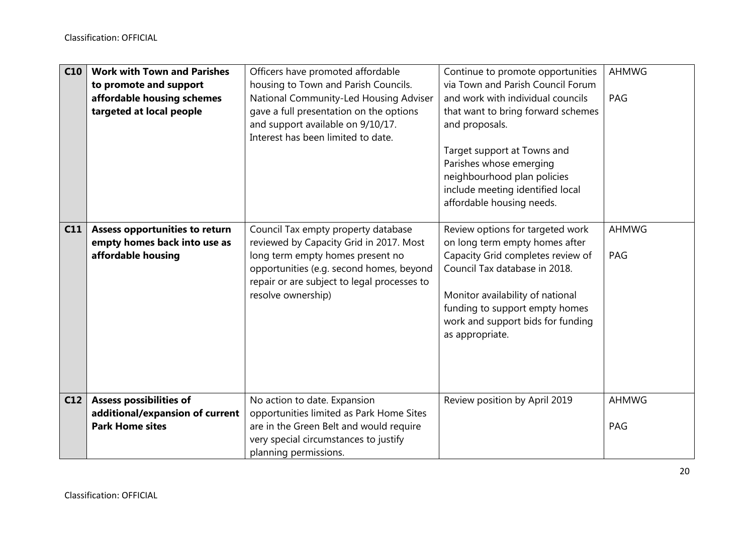| | | | | |
|---|---|---|---|---|
| **C10** | **Work with Town and Parishes to promote and support affordable housing schemes targeted at local people** | Officers have promoted affordable housing to Town and Parish Councils. National Community-Led Housing Adviser gave a full presentation on the options and support available on 9/10/17. Interest has been limited to date. | Continue to promote opportunities via Town and Parish Council Forum and work with individual councils that want to bring forward schemes and proposals.<br><br>Target support at Towns and Parishes whose emerging neighbourhood plan policies include meeting identified local affordable housing needs. | AHMWG<br><br>PAG |
| **C11** | **Assess opportunities to return empty homes back into use as affordable housing** | Council Tax empty property database reviewed by Capacity Grid in 2017. Most long term empty homes present no opportunities (e.g. second homes, beyond repair or are subject to legal processes to resolve ownership) | Review options for targeted work on long term empty homes after Capacity Grid completes review of Council Tax database in 2018.<br><br>Monitor availability of national funding to support empty homes work and support bids for funding as appropriate. | AHMWG<br><br>PAG |
| **C12** | **Assess possibilities of additional/expansion of current Park Home sites** | No action to date. Expansion opportunities limited as Park Home Sites are in the Green Belt and would require very special circumstances to justify planning permissions. | Review position by April 2019 | AHMWG<br><br>PAG |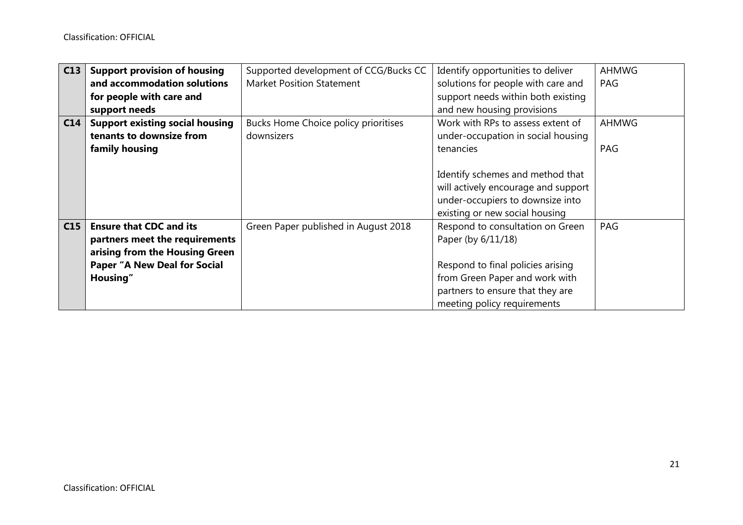| | | | | |
|---|---|---|---|---|
| **C13** | **Support provision of housing and accommodation solutions for people with care and support needs** | Supported development of CCG/Bucks CC Market Position Statement | Identify opportunities to deliver solutions for people with care and support needs within both existing and new housing provisions | AHMWG<br>PAG |
| **C14** | **Support existing social housing tenants to downsize from family housing** | Bucks Home Choice policy prioritises downsizers | Work with RPs to assess extent of under-occupation in social housing tenancies<br><br>Identify schemes and method that will actively encourage and support under-occupiers to downsize into existing or new social housing | AHMWG<br><br>PAG |
| **C15** | **Ensure that CDC and its partners meet the requirements arising from the Housing Green Paper "A New Deal for Social Housing"** | Green Paper published in August 2018 | Respond to consultation on Green Paper (by 6/11/18)<br><br>Respond to final policies arising from Green Paper and work with partners to ensure that they are meeting policy requirements | PAG |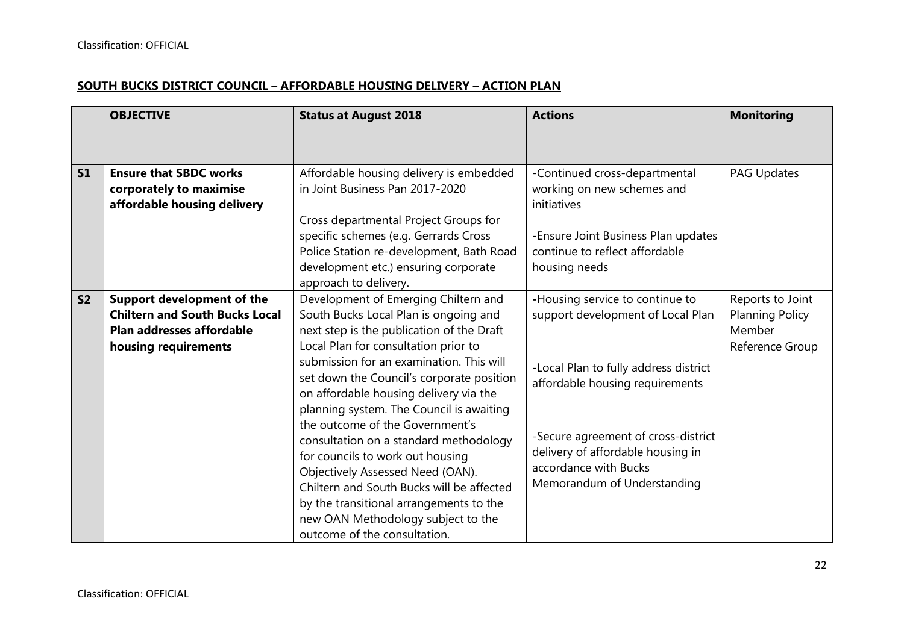**SOUTH BUCKS DISTRICT COUNCIL – AFFORDABLE HOUSING DELIVERY – ACTION PLAN**

| | OBJECTIVE | Status at August 2018 | Actions | Monitoring |
|---|---|---|---|---|
| **S1** | **Ensure that SBDC works corporately to maximise affordable housing delivery** | Affordable housing delivery is embedded in Joint Business Pan 2017-2020<br><br>Cross departmental Project Groups for specific schemes (e.g. Gerrards Cross Police Station re-development, Bath Road development etc.) ensuring corporate approach to delivery. | -Continued cross-departmental working on new schemes and initiatives<br><br>-Ensure Joint Business Plan updates continue to reflect affordable housing needs | PAG Updates |
| **S2** | **Support development of the Chiltern and South Bucks Local Plan addresses affordable housing requirements** | Development of Emerging Chiltern and South Bucks Local Plan is ongoing and next step is the publication of the Draft Local Plan for consultation prior to submission for an examination. This will set down the Council's corporate position on affordable housing delivery via the planning system. The Council is awaiting the outcome of the Government's consultation on a standard methodology for councils to work out housing Objectively Assessed Need (OAN). Chiltern and South Bucks will be affected by the transitional arrangements to the new OAN Methodology subject to the outcome of the consultation. | -Housing service to continue to support development of Local Plan<br><br>-Local Plan to fully address district affordable housing requirements<br><br>-Secure agreement of cross-district delivery of affordable housing in accordance with Bucks Memorandum of Understanding | Reports to Joint Planning Policy Member Reference Group |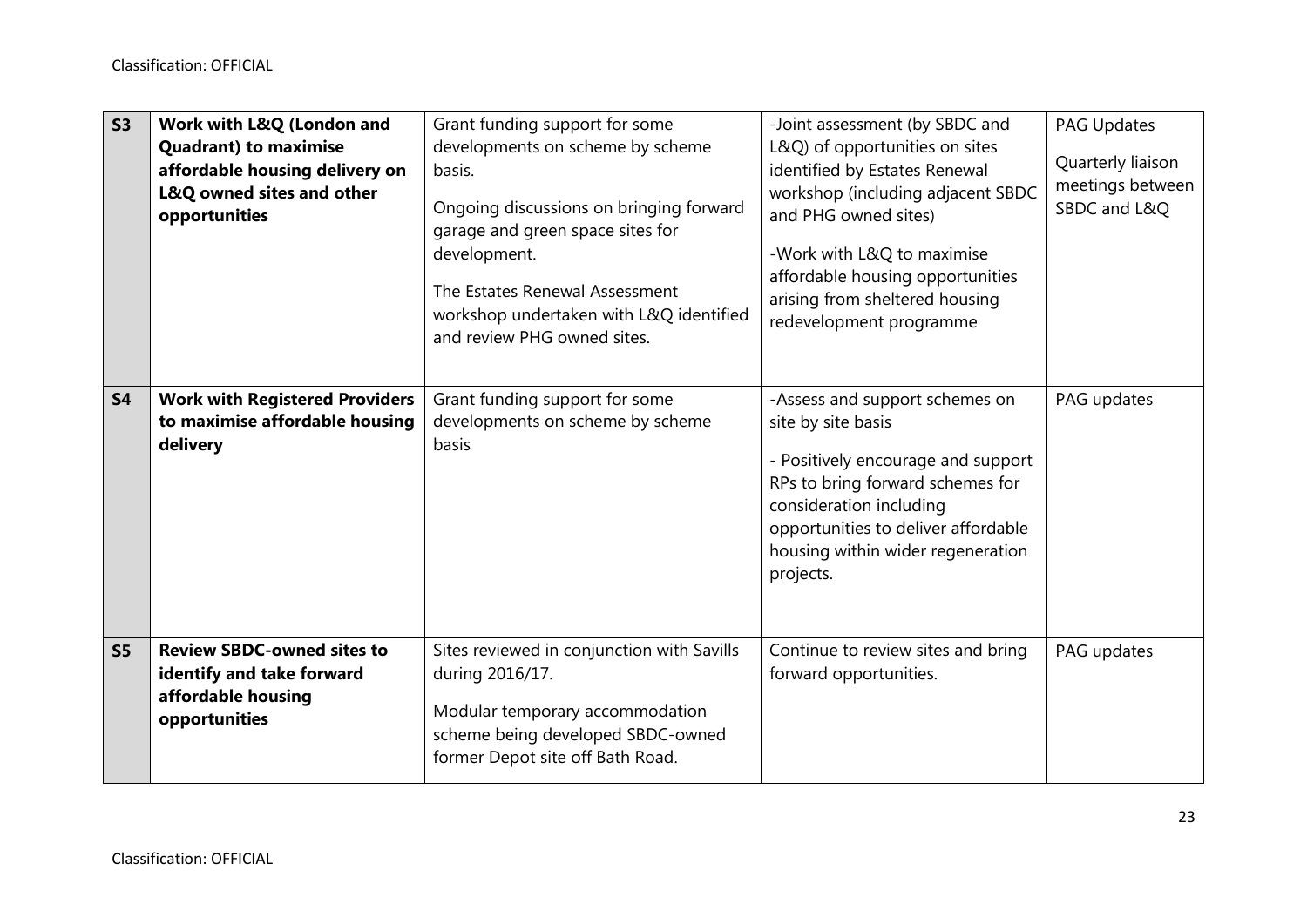| | | | | |
|---|---|---|---|---|
| **S3** | **Work with L&Q (London and Quadrant) to maximise affordable housing delivery on L&Q owned sites and other opportunities** | Grant funding support for some developments on scheme by scheme basis.<br><br>Ongoing discussions on bringing forward garage and green space sites for development.<br><br>The Estates Renewal Assessment workshop undertaken with L&Q identified and review PHG owned sites. | -Joint assessment (by SBDC and L&Q) of opportunities on sites identified by Estates Renewal workshop (including adjacent SBDC and PHG owned sites)<br><br>-Work with L&Q to maximise affordable housing opportunities arising from sheltered housing redevelopment programme | PAG Updates<br><br>Quarterly liaison meetings between SBDC and L&Q |
| **S4** | **Work with Registered Providers to maximise affordable housing delivery** | Grant funding support for some developments on scheme by scheme basis | -Assess and support schemes on site by site basis<br><br>- Positively encourage and support RPs to bring forward schemes for consideration including opportunities to deliver affordable housing within wider regeneration projects. | PAG updates |
| **S5** | **Review SBDC-owned sites to identify and take forward affordable housing opportunities** | Sites reviewed in conjunction with Savills during 2016/17.<br><br>Modular temporary accommodation scheme being developed SBDC-owned former Depot site off Bath Road. | Continue to review sites and bring forward opportunities. | PAG updates |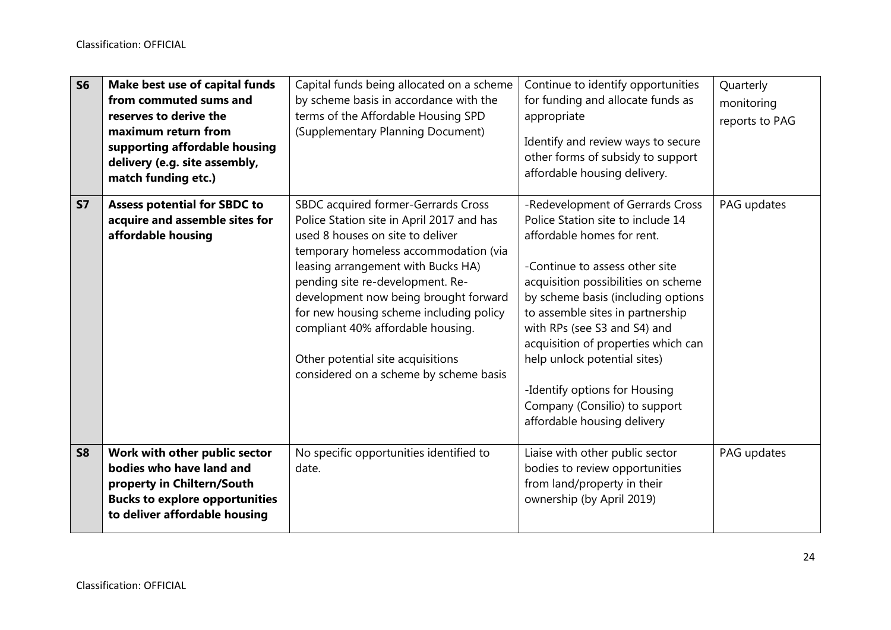| | | | | |
|---|---|---|---|---|
| **S6** | **Make best use of capital funds from commuted sums and reserves to derive the maximum return from supporting affordable housing delivery (e.g. site assembly, match funding etc.)** | Capital funds being allocated on a scheme by scheme basis in accordance with the terms of the Affordable Housing SPD (Supplementary Planning Document) | Continue to identify opportunities for funding and allocate funds as appropriate<br><br>Identify and review ways to secure other forms of subsidy to support affordable housing delivery. | Quarterly monitoring reports to PAG |
| **S7** | **Assess potential for SBDC to acquire and assemble sites for affordable housing** | SBDC acquired former-Gerrards Cross Police Station site in April 2017 and has used 8 houses on site to deliver temporary homeless accommodation (via leasing arrangement with Bucks HA) pending site re-development. Re-development now being brought forward for new housing scheme including policy compliant 40% affordable housing.<br><br>Other potential site acquisitions considered on a scheme by scheme basis | -Redevelopment of Gerrards Cross Police Station site to include 14 affordable homes for rent.<br><br>-Continue to assess other site acquisition possibilities on scheme by scheme basis (including options to assemble sites in partnership with RPs (see S3 and S4) and acquisition of properties which can help unlock potential sites)<br><br>-Identify options for Housing Company (Consilio) to support affordable housing delivery | PAG updates |
| **S8** | **Work with other public sector bodies who have land and property in Chiltern/South Bucks to explore opportunities to deliver affordable housing** | No specific opportunities identified to date. | Liaise with other public sector bodies to review opportunities from land/property in their ownership (by April 2019) | PAG updates |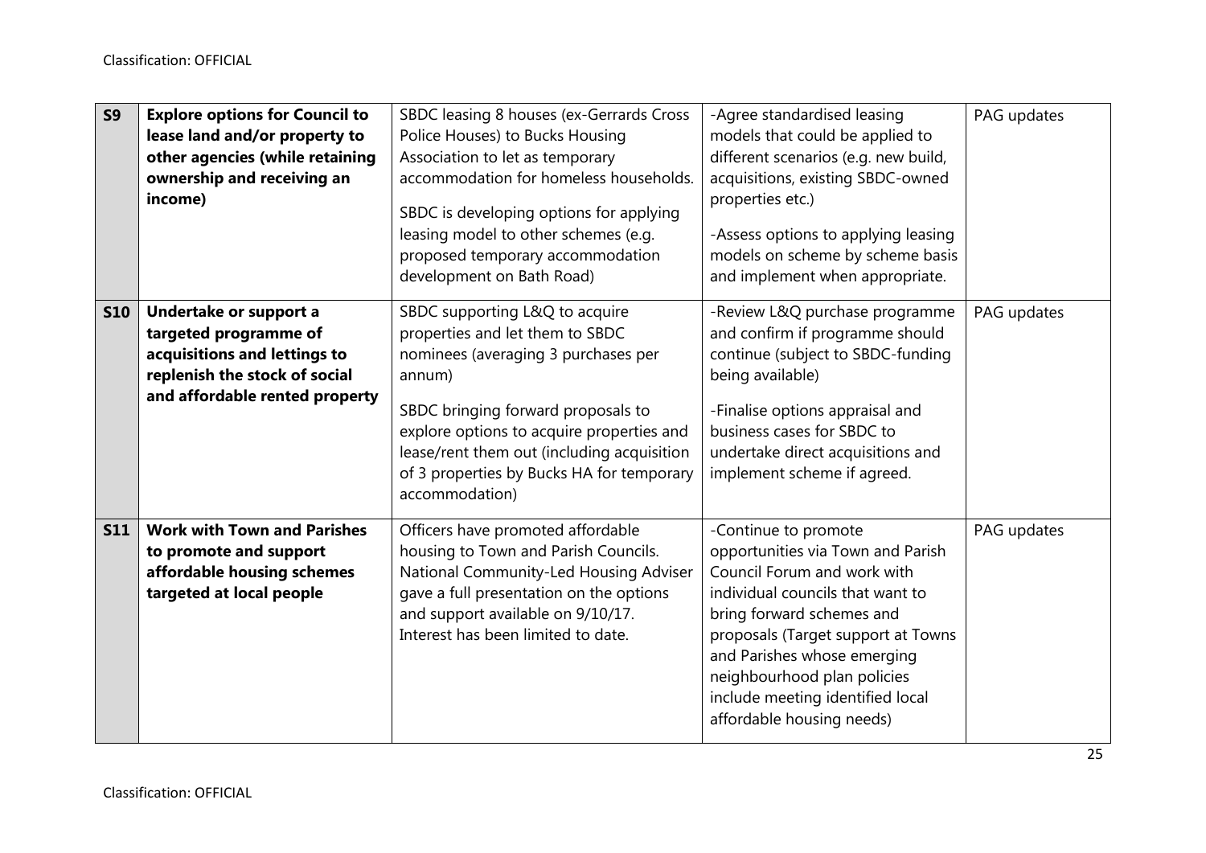| | | | | |
|---|---|---|---|---|
| **S9** | **Explore options for Council to lease land and/or property to other agencies (while retaining ownership and receiving an income)** | SBDC leasing 8 houses (ex-Gerrards Cross Police Houses) to Bucks Housing Association to let as temporary accommodation for homeless households.<br><br>SBDC is developing options for applying leasing model to other schemes (e.g. proposed temporary accommodation development on Bath Road) | -Agree standardised leasing models that could be applied to different scenarios (e.g. new build, acquisitions, existing SBDC-owned properties etc.)<br><br>-Assess options to applying leasing models on scheme by scheme basis and implement when appropriate. | PAG updates |
| **S10** | **Undertake or support a targeted programme of acquisitions and lettings to replenish the stock of social and affordable rented property** | SBDC supporting L&Q to acquire properties and let them to SBDC nominees (averaging 3 purchases per annum)<br><br>SBDC bringing forward proposals to explore options to acquire properties and lease/rent them out (including acquisition of 3 properties by Bucks HA for temporary accommodation) | -Review L&Q purchase programme and confirm if programme should continue (subject to SBDC-funding being available)<br><br>-Finalise options appraisal and business cases for SBDC to undertake direct acquisitions and implement scheme if agreed. | PAG updates |
| **S11** | **Work with Town and Parishes to promote and support affordable housing schemes targeted at local people** | Officers have promoted affordable housing to Town and Parish Councils. National Community-Led Housing Adviser gave a full presentation on the options and support available on 9/10/17. Interest has been limited to date. | -Continue to promote opportunities via Town and Parish Council Forum and work with individual councils that want to bring forward schemes and proposals (Target support at Towns and Parishes whose emerging neighbourhood plan policies include meeting identified local affordable housing needs) | PAG updates |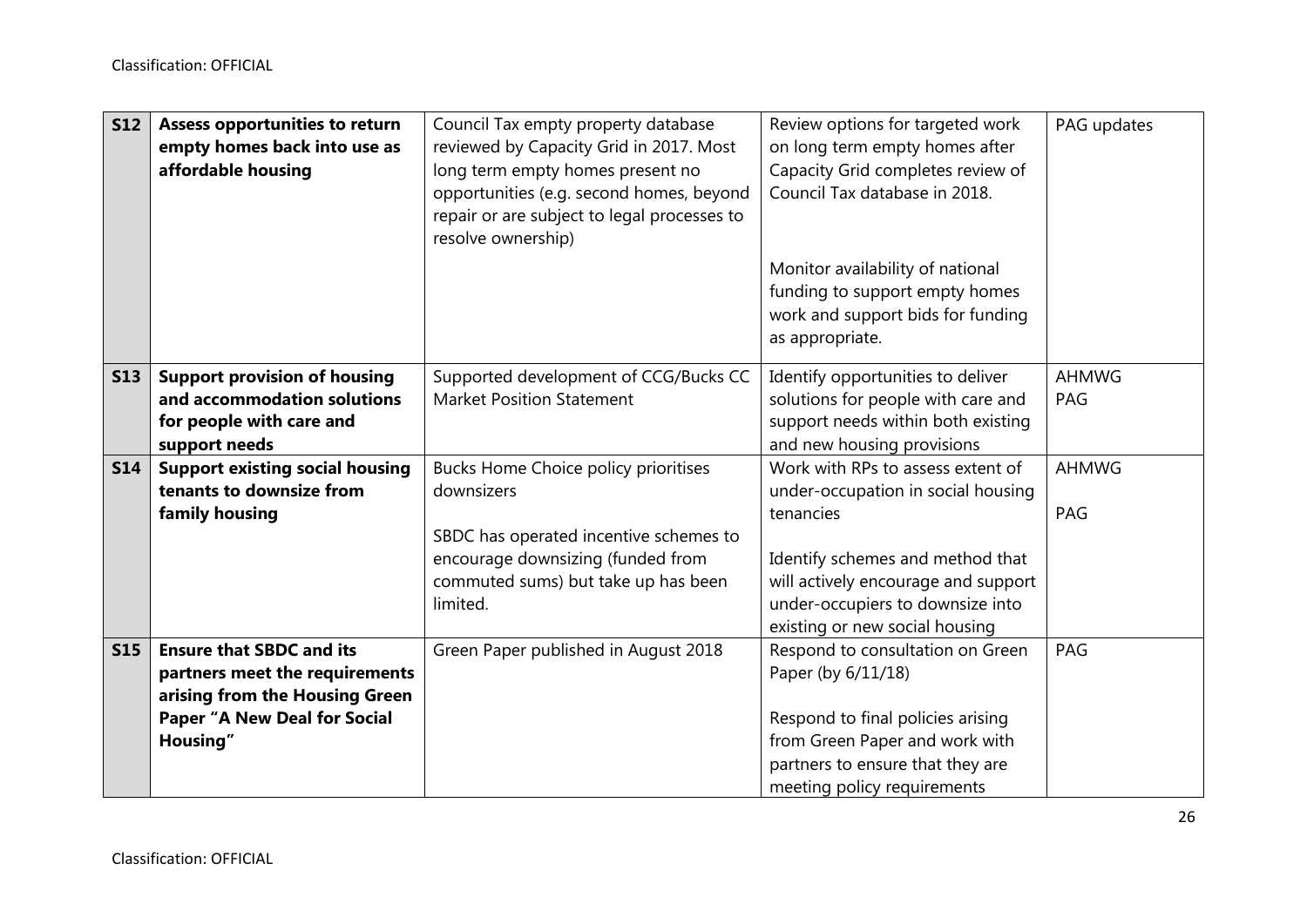| **S12** | **Assess opportunities to return empty homes back into use as affordable housing** | Council Tax empty property database reviewed by Capacity Grid in 2017. Most long term empty homes present no opportunities (e.g. second homes, beyond repair or are subject to legal processes to resolve ownership) | Review options for targeted work on long term empty homes after Capacity Grid completes review of Council Tax database in 2018.<br><br>Monitor availability of national funding to support empty homes work and support bids for funding as appropriate. | PAG updates |
|---|---|---|---|---|
| **S13** | **Support provision of housing and accommodation solutions for people with care and support needs** | Supported development of CCG/Bucks CC Market Position Statement | Identify opportunities to deliver solutions for people with care and support needs within both existing and new housing provisions | AHMWG<br>PAG |
| **S14** | **Support existing social housing tenants to downsize from family housing** | Bucks Home Choice policy prioritises downsizers<br><br>SBDC has operated incentive schemes to encourage downsizing (funded from commuted sums) but take up has been limited. | Work with RPs to assess extent of under-occupation in social housing tenancies<br><br>Identify schemes and method that will actively encourage and support under-occupiers to downsize into existing or new social housing | AHMWG<br><br>PAG |
| **S15** | **Ensure that SBDC and its partners meet the requirements arising from the Housing Green Paper "A New Deal for Social Housing"** | Green Paper published in August 2018 | Respond to consultation on Green Paper (by 6/11/18)<br><br>Respond to final policies arising from Green Paper and work with partners to ensure that they are meeting policy requirements | PAG |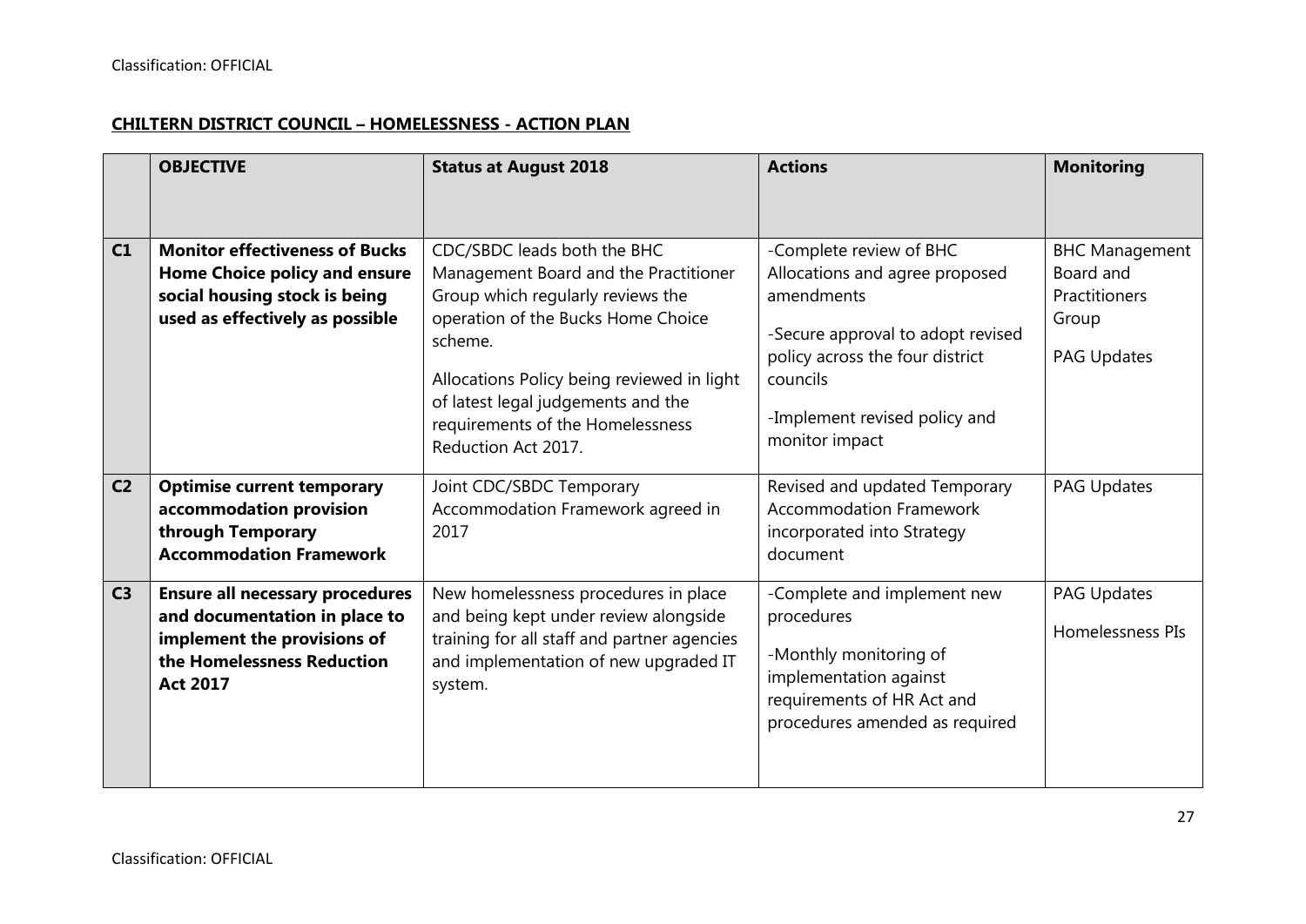**CHILTERN DISTRICT COUNCIL – HOMELESSNESS - ACTION PLAN**

| | OBJECTIVE | Status at August 2018 | Actions | Monitoring |
|---|---|---|---|---|
| C1 | **Monitor effectiveness of Bucks Home Choice policy and ensure social housing stock is being used as effectively as possible** | CDC/SBDC leads both the BHC Management Board and the Practitioner Group which regularly reviews the operation of the Bucks Home Choice scheme.<br><br>Allocations Policy being reviewed in light of latest legal judgements and the requirements of the Homelessness Reduction Act 2017. | -Complete review of BHC Allocations and agree proposed amendments<br><br>-Secure approval to adopt revised policy across the four district councils<br><br>-Implement revised policy and monitor impact | BHC Management Board and Practitioners Group<br><br>PAG Updates |
| C2 | **Optimise current temporary accommodation provision through Temporary Accommodation Framework** | Joint CDC/SBDC Temporary Accommodation Framework agreed in 2017 | Revised and updated Temporary Accommodation Framework incorporated into Strategy document | PAG Updates |
| C3 | **Ensure all necessary procedures and documentation in place to implement the provisions of the Homelessness Reduction Act 2017** | New homelessness procedures in place and being kept under review alongside training for all staff and partner agencies and implementation of new upgraded IT system. | -Complete and implement new procedures<br><br>-Monthly monitoring of implementation against requirements of HR Act and procedures amended as required | PAG Updates<br><br>Homelessness PIs |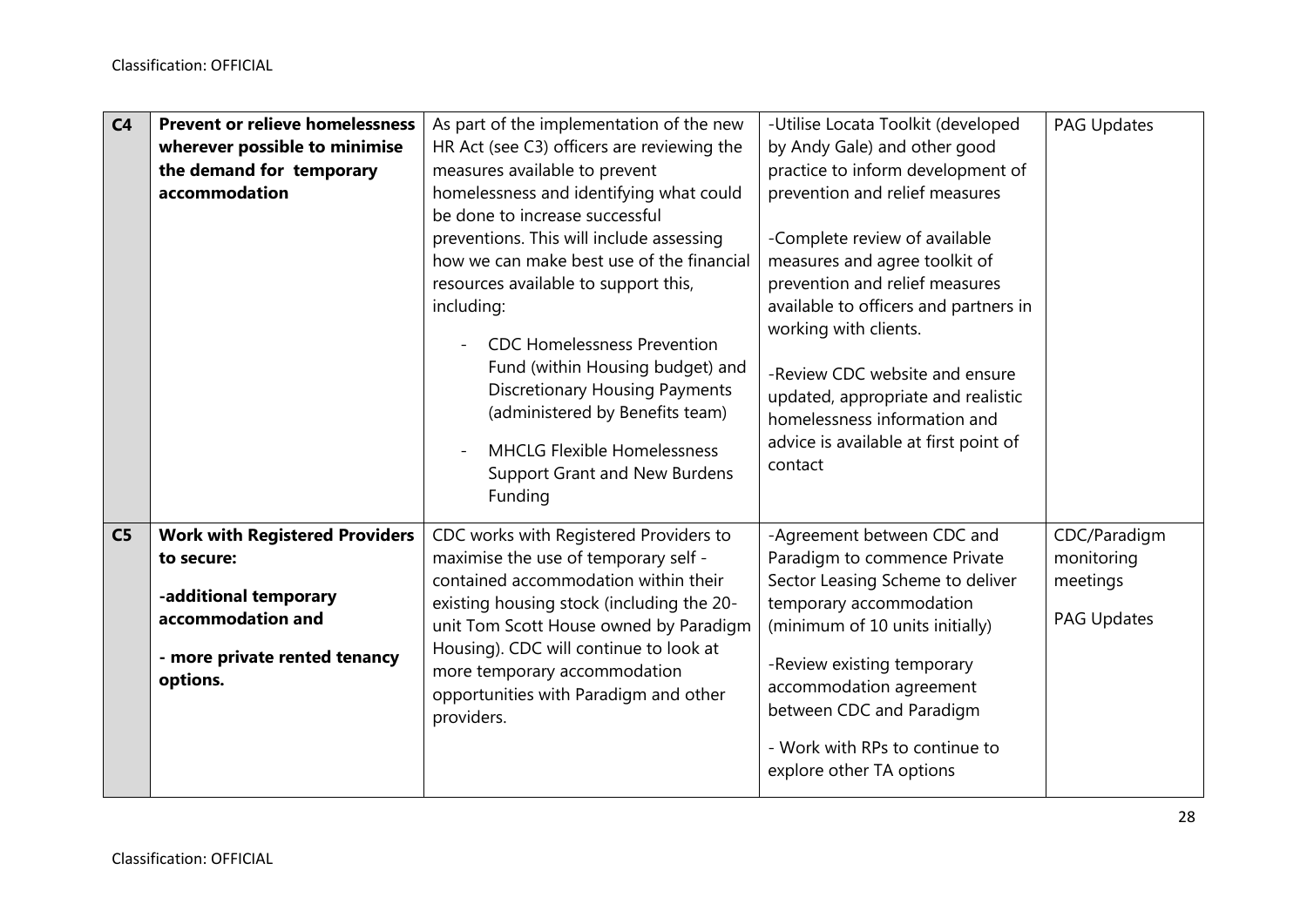| C4 | **Prevent or relieve homelessness wherever possible to minimise the demand for temporary accommodation** | As part of the implementation of the new HR Act (see C3) officers are reviewing the measures available to prevent homelessness and identifying what could be done to increase successful preventions. This will include assessing how we can make best use of the financial resources available to support this, including:<br>- CDC Homelessness Prevention Fund (within Housing budget) and Discretionary Housing Payments (administered by Benefits team)<br>- MHCLG Flexible Homelessness Support Grant and New Burdens Funding | -Utilise Locata Toolkit (developed by Andy Gale) and other good practice to inform development of prevention and relief measures<br><br>-Complete review of available measures and agree toolkit of prevention and relief measures available to officers and partners in working with clients.<br><br>-Review CDC website and ensure updated, appropriate and realistic homelessness information and advice is available at first point of contact | PAG Updates |
|---|---|---|---|---|
| C5 | **Work with Registered Providers to secure:**<br><br>**-additional temporary accommodation and**<br><br>**- more private rented tenancy options.** | CDC works with Registered Providers to maximise the use of temporary self - contained accommodation within their existing housing stock (including the 20-unit Tom Scott House owned by Paradigm Housing). CDC will continue to look at more temporary accommodation opportunities with Paradigm and other providers. | -Agreement between CDC and Paradigm to commence Private Sector Leasing Scheme to deliver temporary accommodation (minimum of 10 units initially)<br><br>-Review existing temporary accommodation agreement between CDC and Paradigm<br><br>- Work with RPs to continue to explore other TA options | CDC/Paradigm monitoring meetings<br><br>PAG Updates |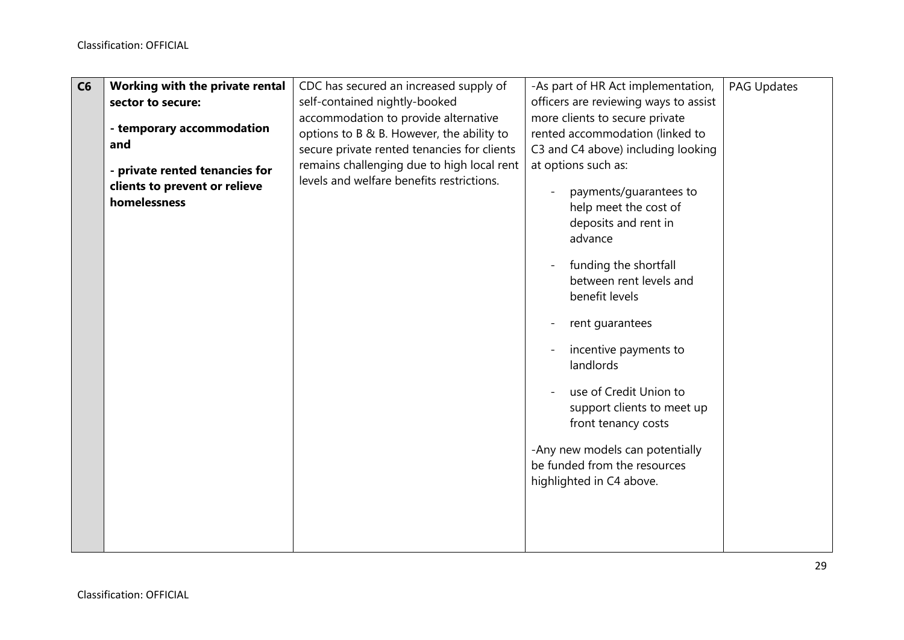| C6 | **Working with the private rental sector to secure:**<br><br>**- temporary accommodation and**<br><br>**- private rented tenancies for clients to prevent or relieve homelessness** | CDC has secured an increased supply of self-contained nightly-booked accommodation to provide alternative options to B & B. However, the ability to secure private rented tenancies for clients remains challenging due to high local rent levels and welfare benefits restrictions. | -As part of HR Act implementation, officers are reviewing ways to assist more clients to secure private rented accommodation (linked to C3 and C4 above) including looking at options such as:<br><br>- payments/guarantees to help meet the cost of deposits and rent in advance<br><br>- funding the shortfall between rent levels and benefit levels<br><br>- rent guarantees<br><br>- incentive payments to landlords<br><br>- use of Credit Union to support clients to meet up front tenancy costs<br><br>-Any new models can potentially be funded from the resources highlighted in C4 above. | PAG Updates |
|---|---|---|---|---|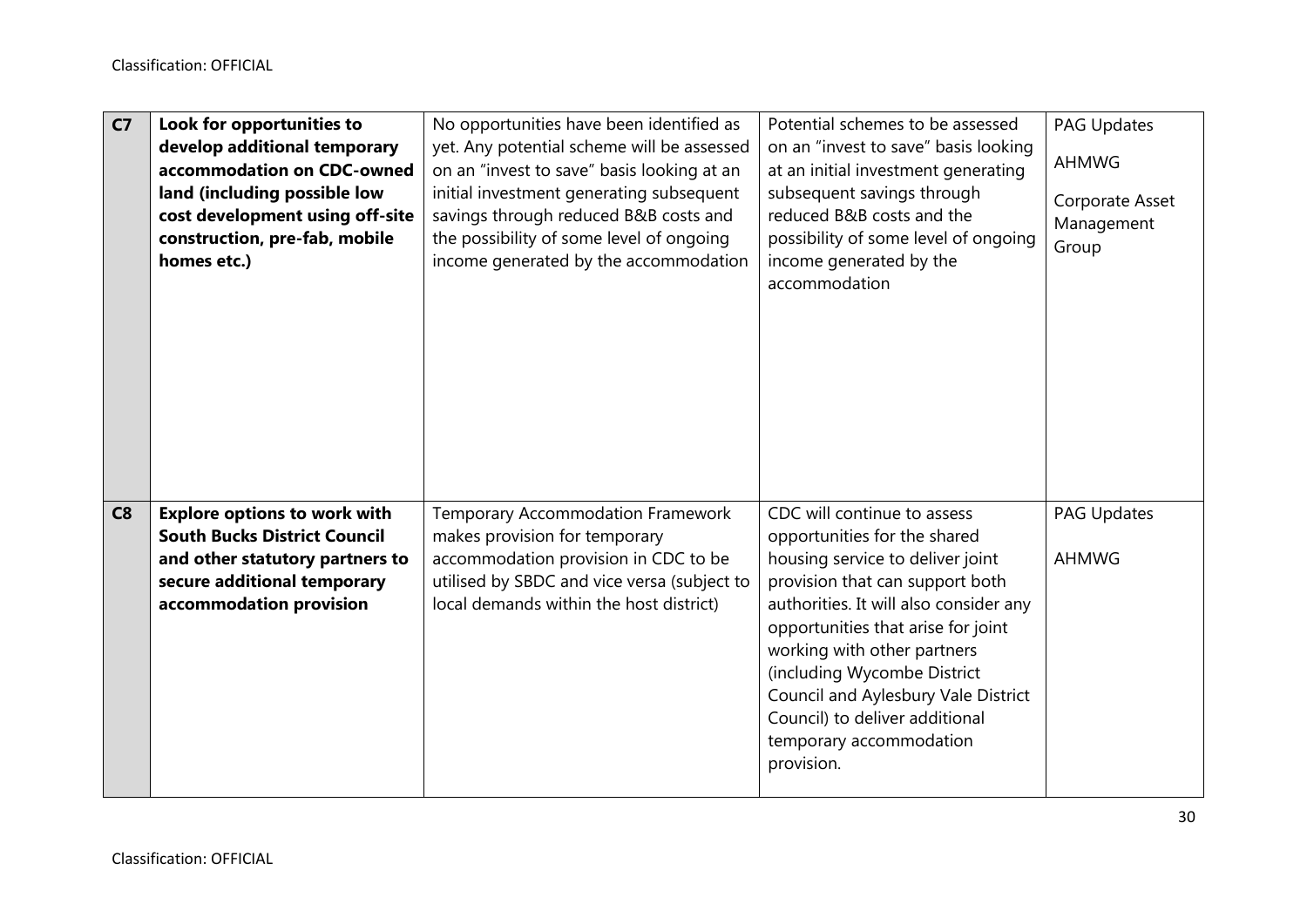| | | | | |
|---|---|---|---|---|
| **C7** | **Look for opportunities to develop additional temporary accommodation on CDC-owned land (including possible low cost development using off-site construction, pre-fab, mobile homes etc.)** | No opportunities have been identified as yet. Any potential scheme will be assessed on an "invest to save" basis looking at an initial investment generating subsequent savings through reduced B&B costs and the possibility of some level of ongoing income generated by the accommodation | Potential schemes to be assessed on an "invest to save" basis looking at an initial investment generating subsequent savings through reduced B&B costs and the possibility of some level of ongoing income generated by the accommodation | PAG Updates<br><br>AHMWG<br><br>Corporate Asset Management Group |
| **C8** | **Explore options to work with South Bucks District Council and other statutory partners to secure additional temporary accommodation provision** | Temporary Accommodation Framework makes provision for temporary accommodation provision in CDC to be utilised by SBDC and vice versa (subject to local demands within the host district) | CDC will continue to assess opportunities for the shared housing service to deliver joint provision that can support both authorities. It will also consider any opportunities that arise for joint working with other partners (including Wycombe District Council and Aylesbury Vale District Council) to deliver additional temporary accommodation provision. | PAG Updates<br><br>AHMWG |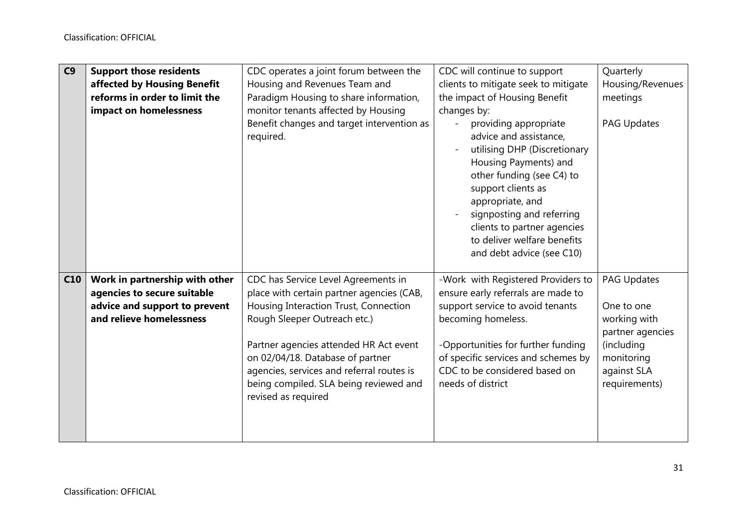| C9 | **Support those residents affected by Housing Benefit reforms in order to limit the impact on homelessness** | CDC operates a joint forum between the Housing and Revenues Team and Paradigm Housing to share information, monitor tenants affected by Housing Benefit changes and target intervention as required. | CDC will continue to support clients to mitigate seek to mitigate the impact of Housing Benefit changes by:<br>- providing appropriate advice and assistance,<br>- utilising DHP (Discretionary Housing Payments) and other funding (see C4) to support clients as appropriate, and<br>- signposting and referring clients to partner agencies to deliver welfare benefits and debt advice (see C10) | Quarterly Housing/Revenues meetings<br><br>PAG Updates |
|---|---|---|---|---|
| **C10** | **Work in partnership with other agencies to secure suitable advice and support to prevent and relieve homelessness** | CDC has Service Level Agreements in place with certain partner agencies (CAB, Housing Interaction Trust, Connection Rough Sleeper Outreach etc.)<br><br>Partner agencies attended HR Act event on 02/04/18. Database of partner agencies, services and referral routes is being compiled. SLA being reviewed and revised as required | -Work with Registered Providers to ensure early referrals are made to support service to avoid tenants becoming homeless.<br><br>-Opportunities for further funding of specific services and schemes by CDC to be considered based on needs of district | PAG Updates<br><br>One to one working with partner agencies (including monitoring against SLA requirements) |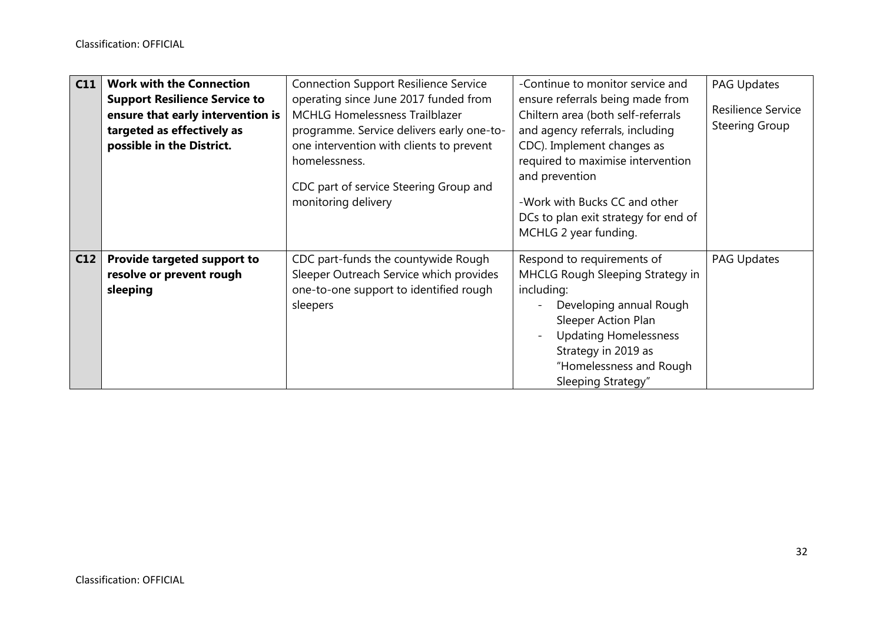| C11 | **Work with the Connection Support Resilience Service to ensure that early intervention is targeted as effectively as possible in the District.** | Connection Support Resilience Service operating since June 2017 funded from MCHLG Homelessness Trailblazer programme. Service delivers early one-to-one intervention with clients to prevent homelessness.<br><br>CDC part of service Steering Group and monitoring delivery | -Continue to monitor service and ensure referrals being made from Chiltern area (both self-referrals and agency referrals, including CDC). Implement changes as required to maximise intervention and prevention<br><br>-Work with Bucks CC and other DCs to plan exit strategy for end of MCHLG 2 year funding. | PAG Updates<br><br>Resilience Service Steering Group |
|---|---|---|---|---|
| C12 | **Provide targeted support to resolve or prevent rough sleeping** | CDC part-funds the countywide Rough Sleeper Outreach Service which provides one-to-one support to identified rough sleepers | Respond to requirements of MHCLG Rough Sleeping Strategy in including:<br>- Developing annual Rough Sleeper Action Plan<br>- Updating Homelessness Strategy in 2019 as "Homelessness and Rough Sleeping Strategy" | PAG Updates |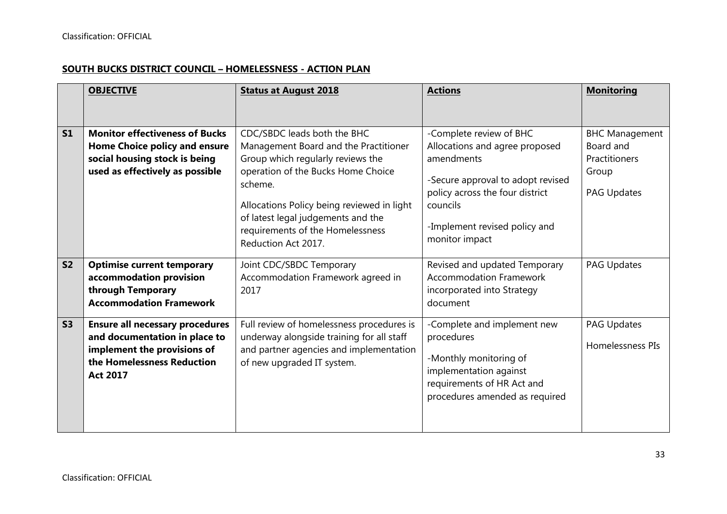**SOUTH BUCKS DISTRICT COUNCIL – HOMELESSNESS - ACTION PLAN**

| | OBJECTIVE | Status at August 2018 | Actions | Monitoring |
|---|---|---|---|---|
| **S1** | **Monitor effectiveness of Bucks Home Choice policy and ensure social housing stock is being used as effectively as possible** | CDC/SBDC leads both the BHC Management Board and the Practitioner Group which regularly reviews the operation of the Bucks Home Choice scheme.<br><br>Allocations Policy being reviewed in light of latest legal judgements and the requirements of the Homelessness Reduction Act 2017. | -Complete review of BHC Allocations and agree proposed amendments<br><br>-Secure approval to adopt revised policy across the four district councils<br><br>-Implement revised policy and monitor impact | BHC Management Board and Practitioners Group<br><br>PAG Updates |
| **S2** | **Optimise current temporary accommodation provision through Temporary Accommodation Framework** | Joint CDC/SBDC Temporary Accommodation Framework agreed in 2017 | Revised and updated Temporary Accommodation Framework incorporated into Strategy document | PAG Updates |
| **S3** | **Ensure all necessary procedures and documentation in place to implement the provisions of the Homelessness Reduction Act 2017** | Full review of homelessness procedures is underway alongside training for all staff and partner agencies and implementation of new upgraded IT system. | -Complete and implement new procedures<br><br>-Monthly monitoring of implementation against requirements of HR Act and procedures amended as required | PAG Updates<br><br>Homelessness PIs |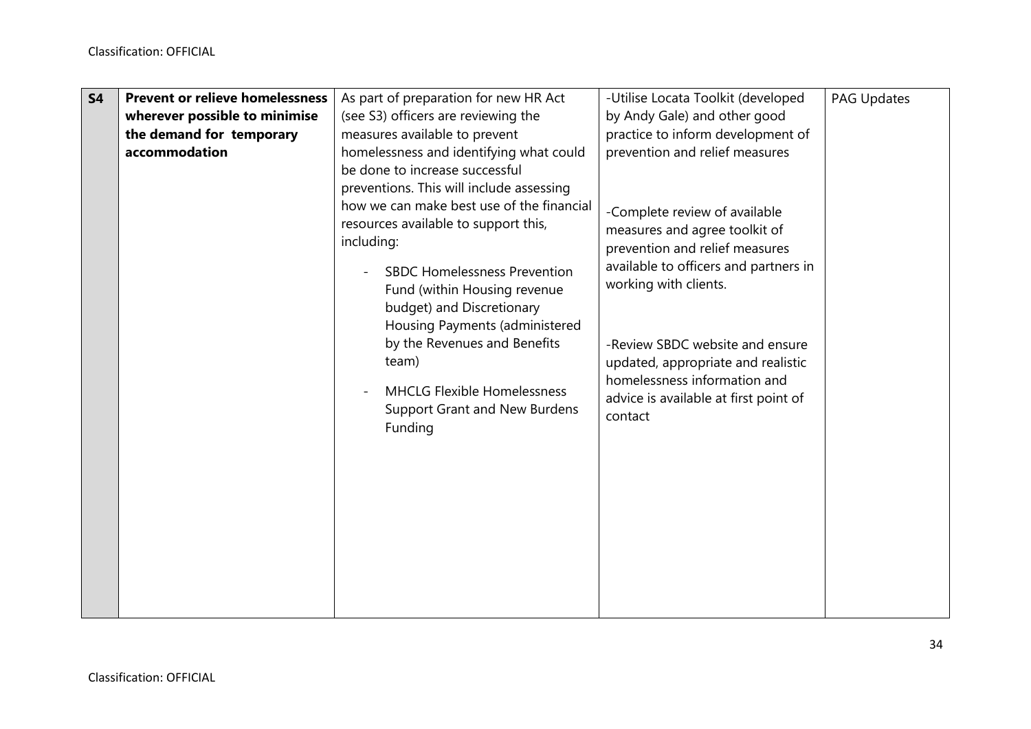| S4 | **Prevent or relieve homelessness wherever possible to minimise the demand for temporary accommodation** | As part of preparation for new HR Act (see S3) officers are reviewing the measures available to prevent homelessness and identifying what could be done to increase successful preventions. This will include assessing how we can make best use of the financial resources available to support this, including:<br>- SBDC Homelessness Prevention Fund (within Housing revenue budget) and Discretionary Housing Payments (administered by the Revenues and Benefits team)<br>- MHCLG Flexible Homelessness Support Grant and New Burdens Funding | -Utilise Locata Toolkit (developed by Andy Gale) and other good practice to inform development of prevention and relief measures<br><br>-Complete review of available measures and agree toolkit of prevention and relief measures available to officers and partners in working with clients.<br><br>-Review SBDC website and ensure updated, appropriate and realistic homelessness information and advice is available at first point of contact | PAG Updates |
|---|---|---|---|---|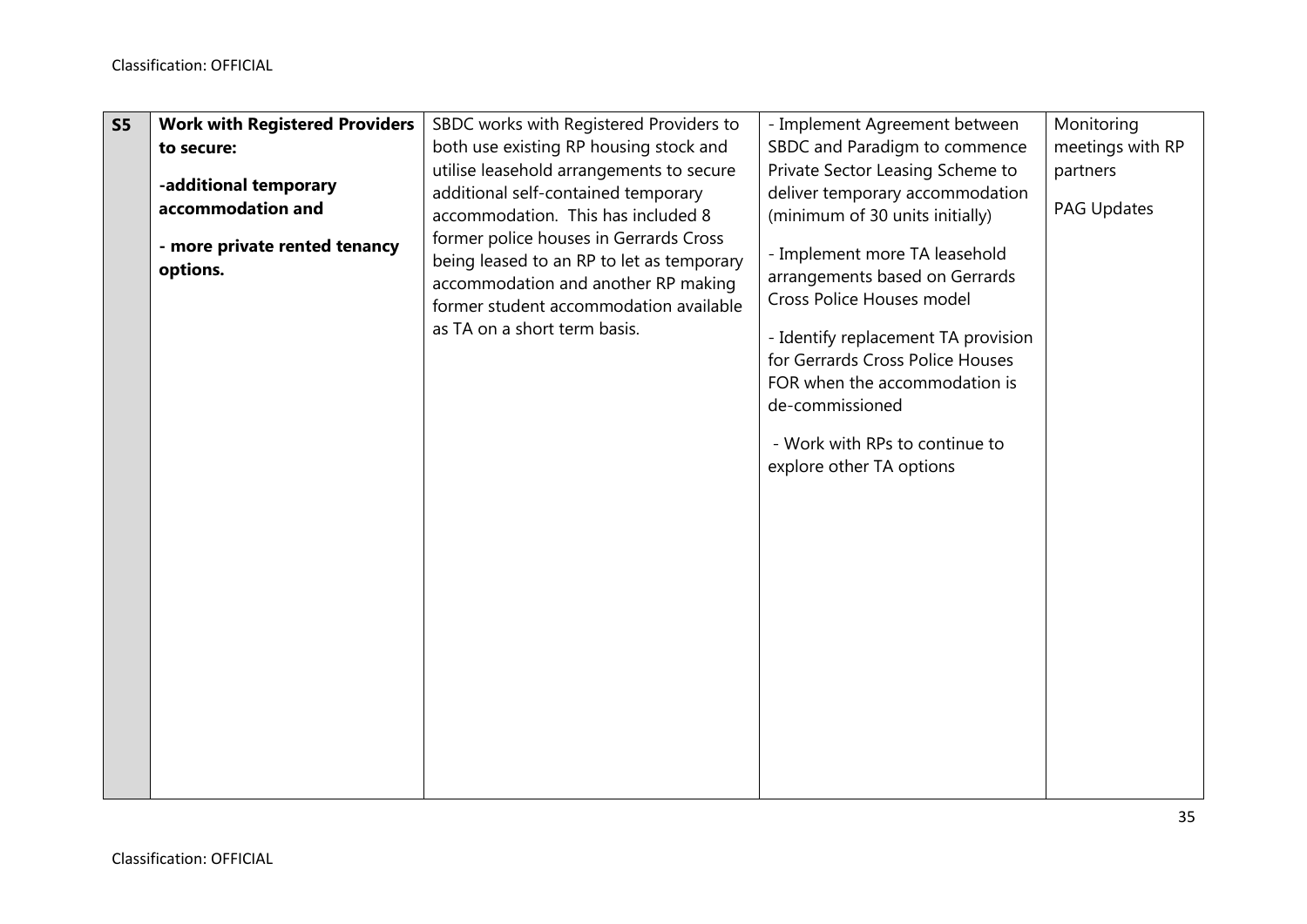| S5 | **Work with Registered Providers to secure:**<br><br>**-additional temporary accommodation and**<br><br>**- more private rented tenancy options.** | SBDC works with Registered Providers to both use existing RP housing stock and utilise leasehold arrangements to secure additional self-contained temporary accommodation. This has included 8 former police houses in Gerrards Cross being leased to an RP to let as temporary accommodation and another RP making former student accommodation available as TA on a short term basis. | - Implement Agreement between SBDC and Paradigm to commence Private Sector Leasing Scheme to deliver temporary accommodation (minimum of 30 units initially)<br><br>- Implement more TA leasehold arrangements based on Gerrards Cross Police Houses model<br><br>- Identify replacement TA provision for Gerrards Cross Police Houses FOR when the accommodation is de-commissioned<br><br>- Work with RPs to continue to explore other TA options | Monitoring meetings with RP partners<br><br>PAG Updates |
|---|---|---|---|---|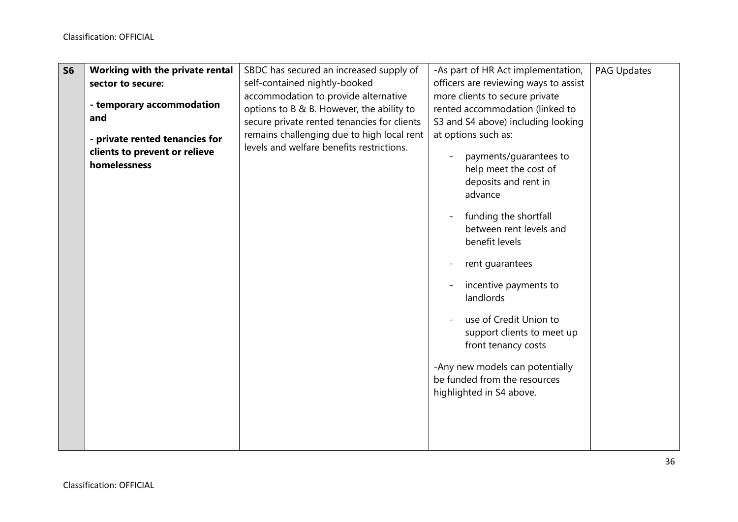| S6 | **Working with the private rental sector to secure:**<br><br>**- temporary accommodation and**<br><br>**- private rented tenancies for clients to prevent or relieve homelessness** | SBDC has secured an increased supply of self-contained nightly-booked accommodation to provide alternative options to B & B. However, the ability to secure private rented tenancies for clients remains challenging due to high local rent levels and welfare benefits restrictions. | -As part of HR Act implementation, officers are reviewing ways to assist more clients to secure private rented accommodation (linked to S3 and S4 above) including looking at options such as:<br><br>- payments/guarantees to help meet the cost of deposits and rent in advance<br><br>- funding the shortfall between rent levels and benefit levels<br><br>- rent guarantees<br><br>- incentive payments to landlords<br><br>- use of Credit Union to support clients to meet up front tenancy costs<br><br>-Any new models can potentially be funded from the resources highlighted in S4 above. | PAG Updates |
|---|---|---|---|---|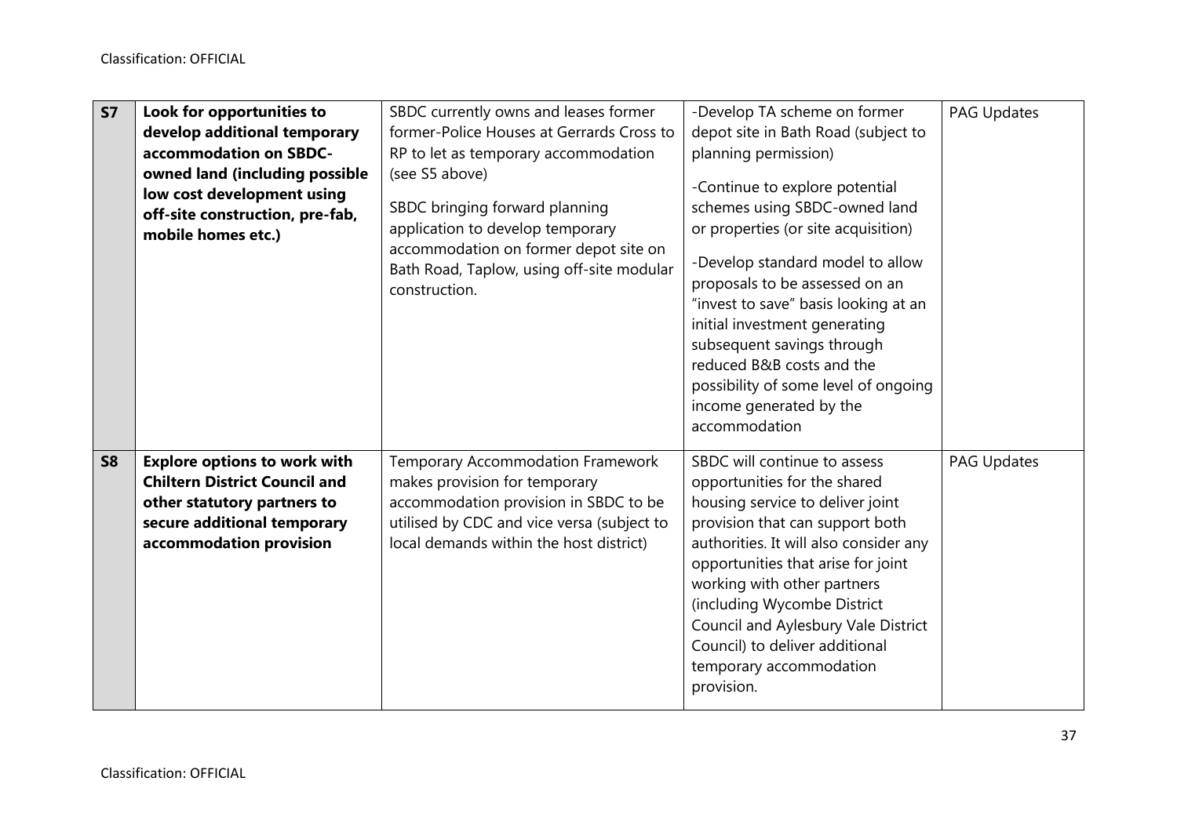| | | | | |
|---|---|---|---|---|
| **S7** | **Look for opportunities to develop additional temporary accommodation on SBDC-owned land (including possible low cost development using off-site construction, pre-fab, mobile homes etc.)** | SBDC currently owns and leases former former-Police Houses at Gerrards Cross to RP to let as temporary accommodation (see S5 above)<br><br>SBDC bringing forward planning application to develop temporary accommodation on former depot site on Bath Road, Taplow, using off-site modular construction. | -Develop TA scheme on former depot site in Bath Road (subject to planning permission)<br><br>-Continue to explore potential schemes using SBDC-owned land or properties (or site acquisition)<br><br>-Develop standard model to allow proposals to be assessed on an "invest to save" basis looking at an initial investment generating subsequent savings through reduced B&B costs and the possibility of some level of ongoing income generated by the accommodation | PAG Updates |
| **S8** | **Explore options to work with Chiltern District Council and other statutory partners to secure additional temporary accommodation provision** | Temporary Accommodation Framework makes provision for temporary accommodation provision in SBDC to be utilised by CDC and vice versa (subject to local demands within the host district) | SBDC will continue to assess opportunities for the shared housing service to deliver joint provision that can support both authorities. It will also consider any opportunities that arise for joint working with other partners (including Wycombe District Council and Aylesbury Vale District Council) to deliver additional temporary accommodation provision. | PAG Updates |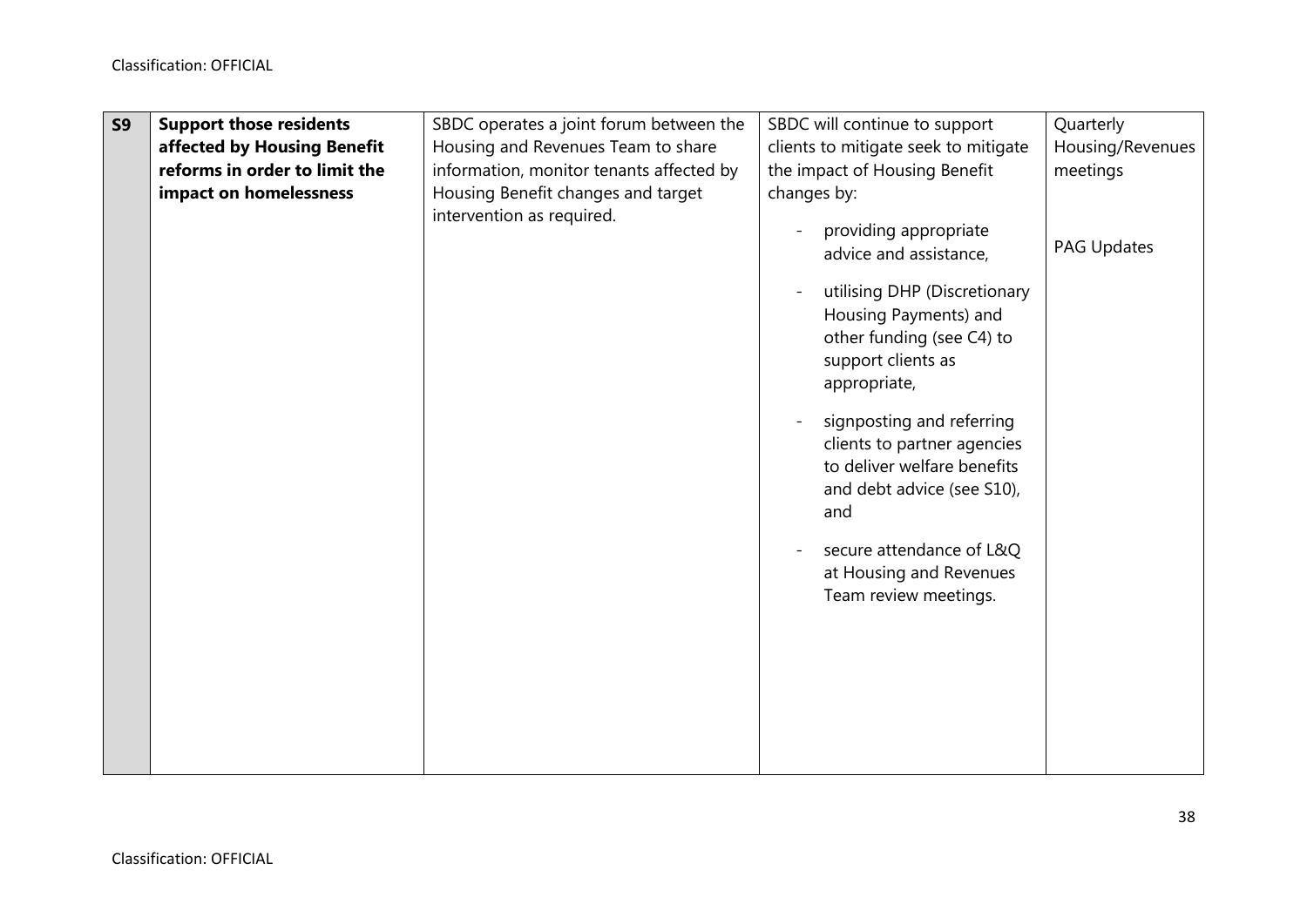| | | | | |
|---|---|---|---|---|
| **S9** | **Support those residents affected by Housing Benefit reforms in order to limit the impact on homelessness** | SBDC operates a joint forum between the Housing and Revenues Team to share information, monitor tenants affected by Housing Benefit changes and target intervention as required. | SBDC will continue to support clients to mitigate seek to mitigate the impact of Housing Benefit changes by:<br>- providing appropriate advice and assistance,<br>- utilising DHP (Discretionary Housing Payments) and other funding (see C4) to support clients as appropriate,<br>- signposting and referring clients to partner agencies to deliver welfare benefits and debt advice (see S10), and<br>- secure attendance of L&Q at Housing and Revenues Team review meetings. | Quarterly Housing/Revenues meetings<br><br>PAG Updates |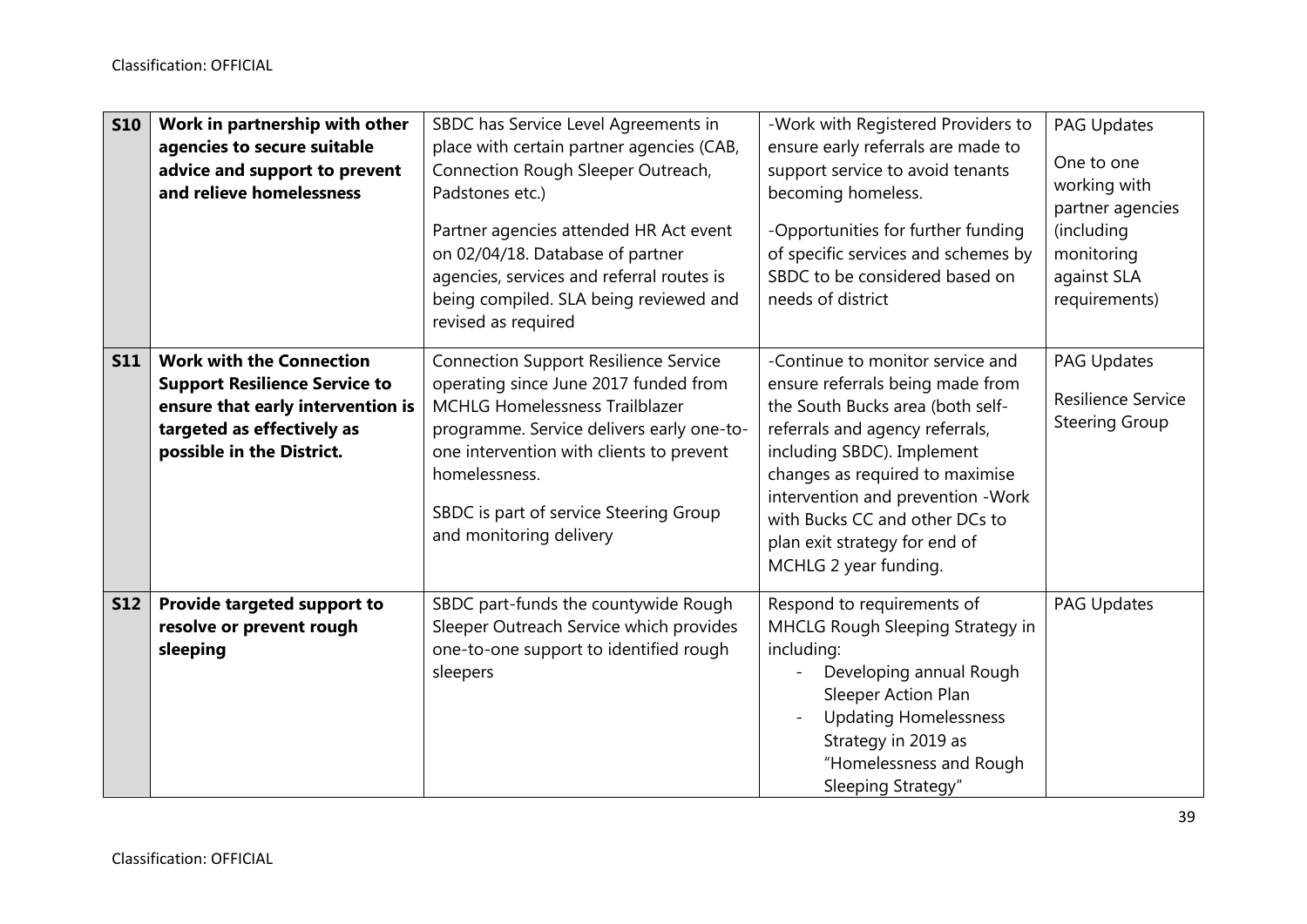| | | | | |
|---|---|---|---|---|
| **S10** | **Work in partnership with other agencies to secure suitable advice and support to prevent and relieve homelessness** | SBDC has Service Level Agreements in place with certain partner agencies (CAB, Connection Rough Sleeper Outreach, Padstones etc.)<br><br>Partner agencies attended HR Act event on 02/04/18. Database of partner agencies, services and referral routes is being compiled. SLA being reviewed and revised as required | -Work with Registered Providers to ensure early referrals are made to support service to avoid tenants becoming homeless.<br><br>-Opportunities for further funding of specific services and schemes by SBDC to be considered based on needs of district | PAG Updates<br><br>One to one working with partner agencies (including monitoring against SLA requirements) |
| **S11** | **Work with the Connection Support Resilience Service to ensure that early intervention is targeted as effectively as possible in the District.** | Connection Support Resilience Service operating since June 2017 funded from MCHLG Homelessness Trailblazer programme. Service delivers early one-to-one intervention with clients to prevent homelessness.<br><br>SBDC is part of service Steering Group and monitoring delivery | -Continue to monitor service and ensure referrals being made from the South Bucks area (both self-referrals and agency referrals, including SBDC). Implement changes as required to maximise intervention and prevention -Work with Bucks CC and other DCs to plan exit strategy for end of MCHLG 2 year funding. | PAG Updates<br><br>Resilience Service Steering Group |
| **S12** | **Provide targeted support to resolve or prevent rough sleeping** | SBDC part-funds the countywide Rough Sleeper Outreach Service which provides one-to-one support to identified rough sleepers | Respond to requirements of MHCLG Rough Sleeping Strategy in including:<br>- Developing annual Rough Sleeper Action Plan<br>- Updating Homelessness Strategy in 2019 as "Homelessness and Rough Sleeping Strategy" | PAG Updates |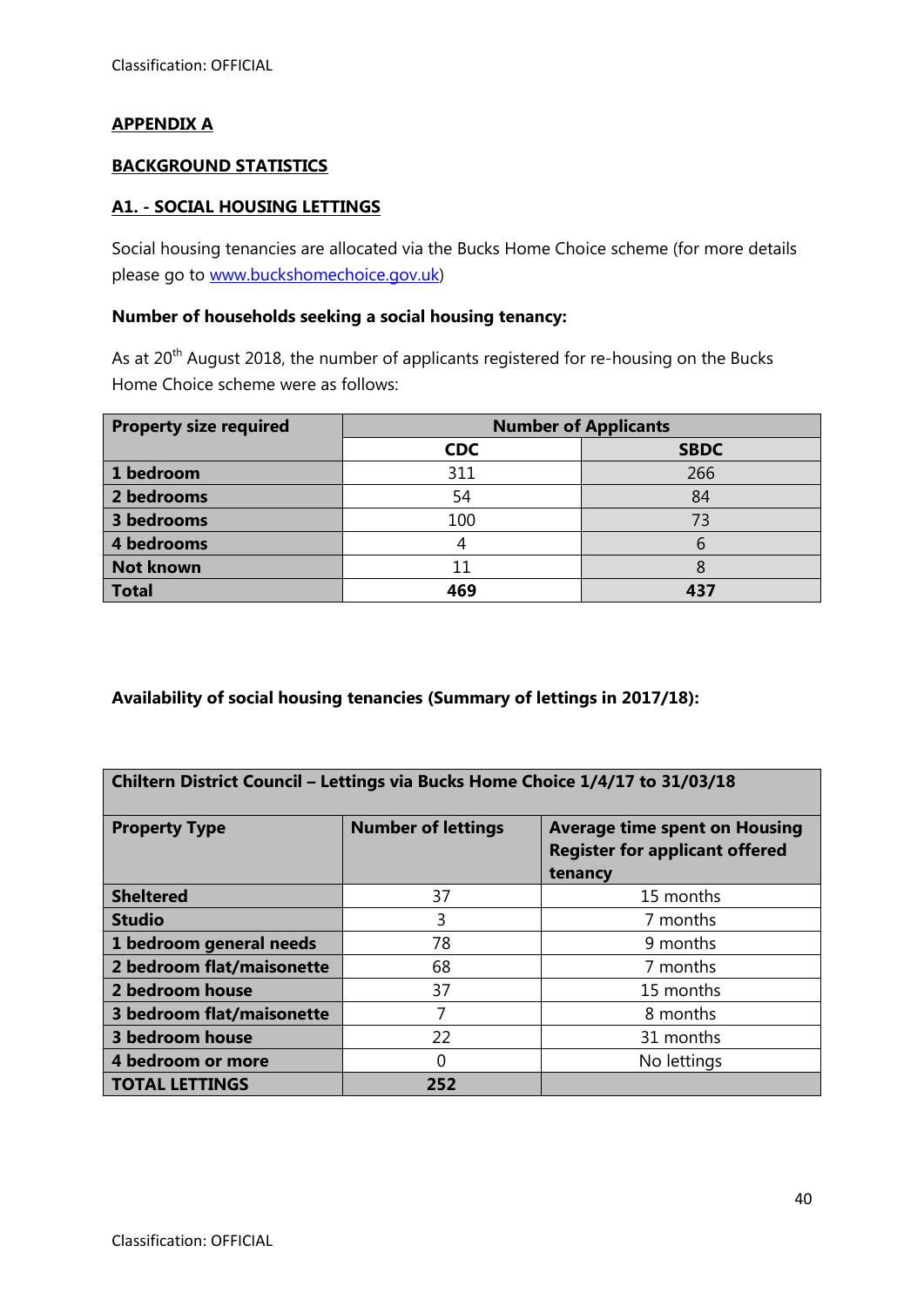## APPENDIX A

## BACKGROUND STATISTICS

### A1. - SOCIAL HOUSING LETTINGS

Social housing tenancies are allocated via the Bucks Home Choice scheme (for more details please go to [www.buckshomechoice.gov.uk](http://www.buckshomechoice.gov.uk))

**Number of households seeking a social housing tenancy:**

As at 20th August 2018, the number of applicants registered for re-housing on the Bucks Home Choice scheme were as follows:

| Property size required | Number of Applicants | |
|---|---|---|
| | **CDC** | **SBDC** |
| **1 bedroom** | 311 | 266 |
| **2 bedrooms** | 54 | 84 |
| **3 bedrooms** | 100 | 73 |
| **4 bedrooms** | 4 | 6 |
| **Not known** | 11 | 8 |
| **Total** | **469** | **437** |

**Availability of social housing tenancies (Summary of lettings in 2017/18):**

| Chiltern District Council – Lettings via Bucks Home Choice 1/4/17 to 31/03/18 | | |
|---|---|---|
| **Property Type** | **Number of lettings** | **Average time spent on Housing Register for applicant offered tenancy** |
| **Sheltered** | 37 | 15 months |
| **Studio** | 3 | 7 months |
| **1 bedroom general needs** | 78 | 9 months |
| **2 bedroom flat/maisonette** | 68 | 7 months |
| **2 bedroom house** | 37 | 15 months |
| **3 bedroom flat/maisonette** | 7 | 8 months |
| **3 bedroom house** | 22 | 31 months |
| **4 bedroom or more** | 0 | No lettings |
| **TOTAL LETTINGS** | **252** | |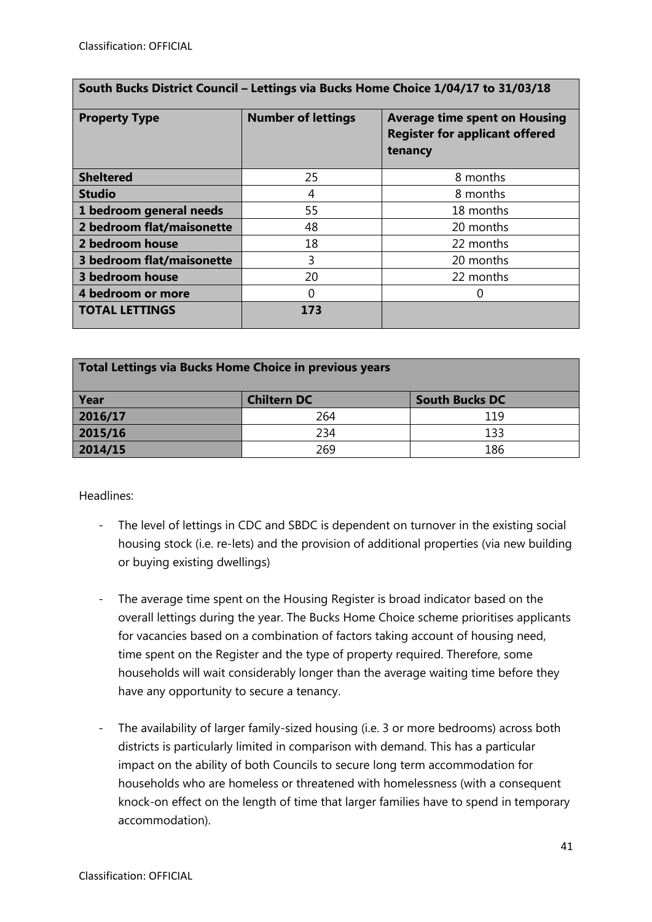| South Bucks District Council – Lettings via Bucks Home Choice 1/04/17 to 31/03/18 | | |
|---|---|---|
| **Property Type** | **Number of lettings** | **Average time spent on Housing Register for applicant offered tenancy** |
| **Sheltered** | 25 | 8 months |
| **Studio** | 4 | 8 months |
| **1 bedroom general needs** | 55 | 18 months |
| **2 bedroom flat/maisonette** | 48 | 20 months |
| **2 bedroom house** | 18 | 22 months |
| **3 bedroom flat/maisonette** | 3 | 20 months |
| **3 bedroom house** | 20 | 22 months |
| **4 bedroom or more** | 0 | 0 |
| **TOTAL LETTINGS** | **173** | |

| Total Lettings via Bucks Home Choice in previous years | | |
|---|---|---|
| **Year** | **Chiltern DC** | **South Bucks DC** |
| **2016/17** | 264 | 119 |
| **2015/16** | 234 | 133 |
| **2014/15** | 269 | 186 |

Headlines:

- The level of lettings in CDC and SBDC is dependent on turnover in the existing social housing stock (i.e. re-lets) and the provision of additional properties (via new building or buying existing dwellings)

- The average time spent on the Housing Register is broad indicator based on the overall lettings during the year. The Bucks Home Choice scheme prioritises applicants for vacancies based on a combination of factors taking account of housing need, time spent on the Register and the type of property required. Therefore, some households will wait considerably longer than the average waiting time before they have any opportunity to secure a tenancy.

- The availability of larger family-sized housing (i.e. 3 or more bedrooms) across both districts is particularly limited in comparison with demand. This has a particular impact on the ability of both Councils to secure long term accommodation for households who are homeless or threatened with homelessness (with a consequent knock-on effect on the length of time that larger families have to spend in temporary accommodation).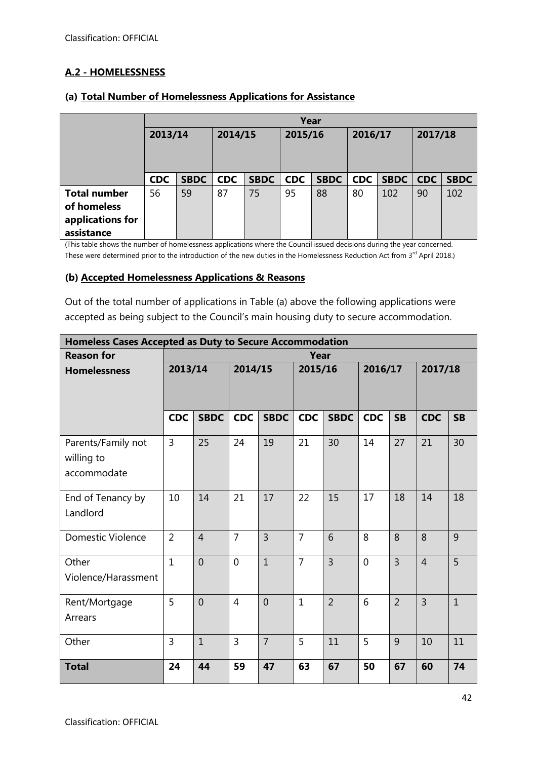## A.2 - HOMELESSNESS

### (a) Total Number of Homelessness Applications for Assistance

| | Year | | | | | | | | | |
|---|---|---|---|---|---|---|---|---|---|---|
| | 2013/14 | | 2014/15 | | 2015/16 | | 2016/17 | | 2017/18 | |
| | CDC | SBDC | CDC | SBDC | CDC | SBDC | CDC | SBDC | CDC | SBDC |
| **Total number of homeless applications for assistance** | 56 | 59 | 87 | 75 | 95 | 88 | 80 | 102 | 90 | 102 |

(This table shows the number of homelessness applications where the Council issued decisions during the year concerned. These were determined prior to the introduction of the new duties in the Homelessness Reduction Act from 3rd April 2018.)

### (b) Accepted Homelessness Applications & Reasons

Out of the total number of applications in Table (a) above the following applications were accepted as being subject to the Council's main housing duty to secure accommodation.

| **Homeless Cases Accepted as Duty to Secure Accommodation** | | | | | | | | | | |
|---|---|---|---|---|---|---|---|---|---|---|
| **Reason for Homelessness** | Year | | | | | | | | | |
| | 2013/14 | | 2014/15 | | 2015/16 | | 2016/17 | | 2017/18 | |
| | CDC | SBDC | CDC | SBDC | CDC | SBDC | CDC | SB | CDC | SB |
| Parents/Family not willing to accommodate | 3 | 25 | 24 | 19 | 21 | 30 | 14 | 27 | 21 | 30 |
| End of Tenancy by Landlord | 10 | 14 | 21 | 17 | 22 | 15 | 17 | 18 | 14 | 18 |
| Domestic Violence | 2 | 4 | 7 | 3 | 7 | 6 | 8 | 8 | 8 | 9 |
| Other Violence/Harassment | 1 | 0 | 0 | 1 | 7 | 3 | 0 | 3 | 4 | 5 |
| Rent/Mortgage Arrears | 5 | 0 | 4 | 0 | 1 | 2 | 6 | 2 | 3 | 1 |
| Other | 3 | 1 | 3 | 7 | 5 | 11 | 5 | 9 | 10 | 11 |
| **Total** | **24** | **44** | **59** | **47** | **63** | **67** | **50** | **67** | **60** | **74** |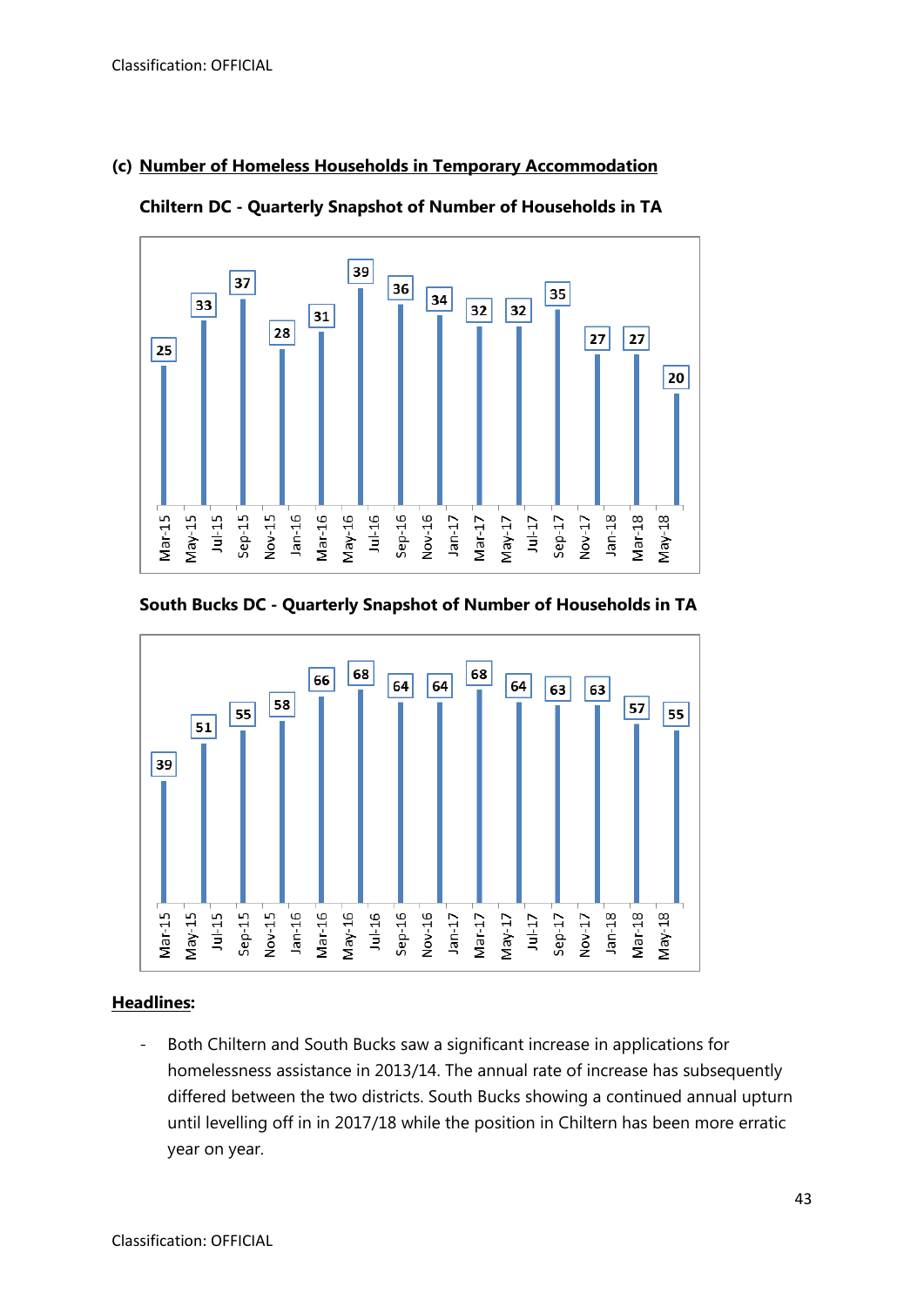## (c) Number of Homeless Households in Temporary Accommodation

**Chiltern DC - Quarterly Snapshot of Number of Households in TA**

| Mar-15 | Jun-15 | Sep-15 | Dec-15 | Mar-16 | Jun-16 | Sep-16 | Dec-16 | Mar-17 | Jun-17 | Sep-17 | Dec-17 | Mar-18 | Jun-18 |
|---|---|---|---|---|---|---|---|---|---|---|---|---|---|
| 25 | 33 | 37 | 28 | 31 | 39 | 36 | 34 | 32 | 32 | 35 | 27 | 27 | 20 |

**South Bucks DC - Quarterly Snapshot of Number of Households in TA**

| Mar-15 | Jun-15 | Sep-15 | Dec-15 | Mar-16 | Jun-16 | Sep-16 | Dec-16 | Mar-17 | Jun-17 | Sep-17 | Dec-17 | Mar-18 | Jun-18 |
|---|---|---|---|---|---|---|---|---|---|---|---|---|---|
| 39 | 51 | 55 | 58 | 66 | 68 | 64 | 64 | 68 | 64 | 63 | 63 | 57 | 55 |

**Headlines:**

- Both Chiltern and South Bucks saw a significant increase in applications for homelessness assistance in 2013/14. The annual rate of increase has subsequently differed between the two districts. South Bucks showing a continued annual upturn until levelling off in in 2017/18 while the position in Chiltern has been more erratic year on year.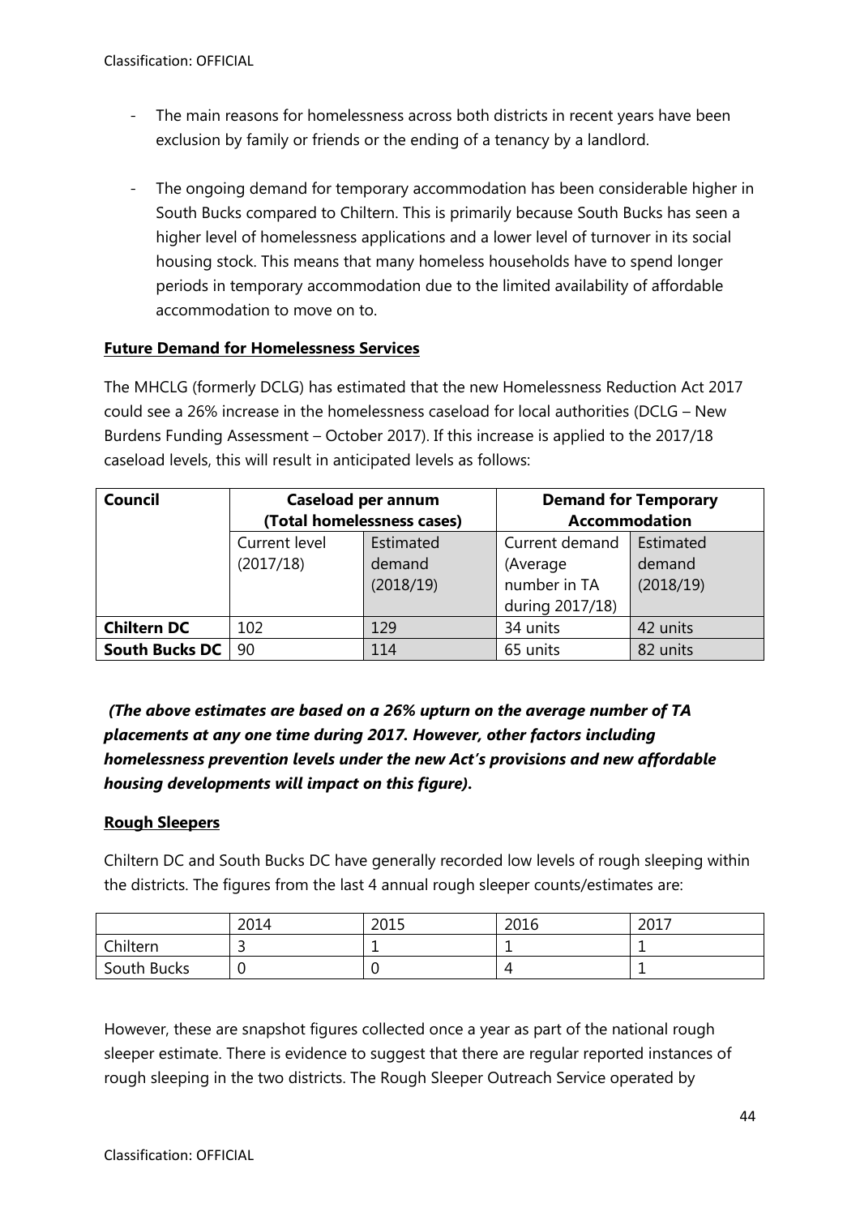- The main reasons for homelessness across both districts in recent years have been exclusion by family or friends or the ending of a tenancy by a landlord.

- The ongoing demand for temporary accommodation has been considerable higher in South Bucks compared to Chiltern. This is primarily because South Bucks has seen a higher level of homelessness applications and a lower level of turnover in its social housing stock. This means that many homeless households have to spend longer periods in temporary accommodation due to the limited availability of affordable accommodation to move on to.

**Future Demand for Homelessness Services**

The MHCLG (formerly DCLG) has estimated that the new Homelessness Reduction Act 2017 could see a 26% increase in the homelessness caseload for local authorities (DCLG – New Burdens Funding Assessment – October 2017). If this increase is applied to the 2017/18 caseload levels, this will result in anticipated levels as follows:

| Council | Caseload per annum (Total homelessness cases) | | Demand for Temporary Accommodation | |
|---|---|---|---|---|
| | Current level (2017/18) | Estimated demand (2018/19) | Current demand (Average number in TA during 2017/18) | Estimated demand (2018/19) |
| **Chiltern DC** | 102 | 129 | 34 units | 42 units |
| **South Bucks DC** | 90 | 114 | 65 units | 82 units |

***(The above estimates are based on a 26% upturn on the average number of TA placements at any one time during 2017. However, other factors including homelessness prevention levels under the new Act's provisions and new affordable housing developments will impact on this figure).***

**Rough Sleepers**

Chiltern DC and South Bucks DC have generally recorded low levels of rough sleeping within the districts. The figures from the last 4 annual rough sleeper counts/estimates are:

| | 2014 | 2015 | 2016 | 2017 |
|---|---|---|---|---|
| Chiltern | 3 | 1 | 1 | 1 |
| South Bucks | 0 | 0 | 4 | 1 |

However, these are snapshot figures collected once a year as part of the national rough sleeper estimate. There is evidence to suggest that there are regular reported instances of rough sleeping in the two districts. The Rough Sleeper Outreach Service operated by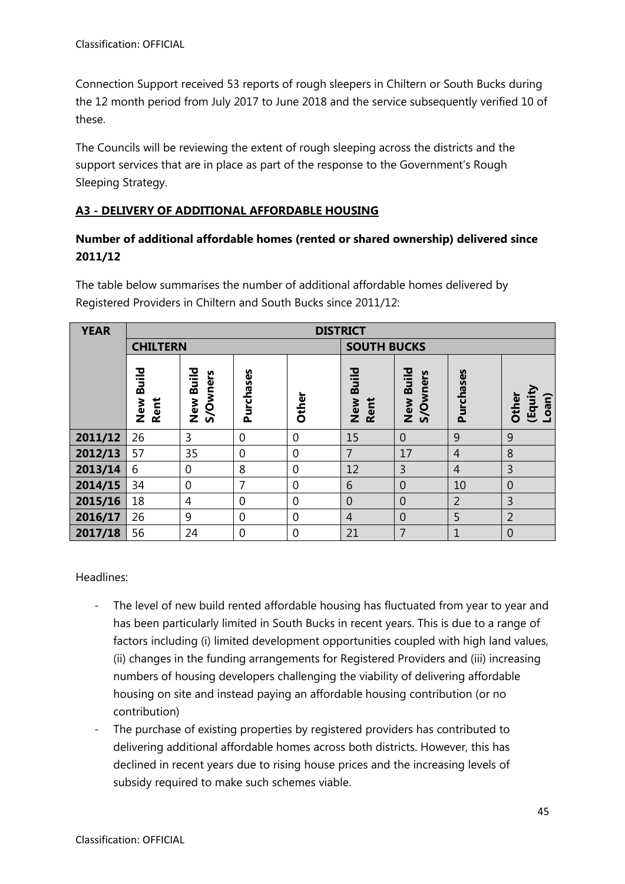Connection Support received 53 reports of rough sleepers in Chiltern or South Bucks during the 12 month period from July 2017 to June 2018 and the service subsequently verified 10 of these.

The Councils will be reviewing the extent of rough sleeping across the districts and the support services that are in place as part of the response to the Government's Rough Sleeping Strategy.

## A3 - DELIVERY OF ADDITIONAL AFFORDABLE HOUSING

### Number of additional affordable homes (rented or shared ownership) delivered since 2011/12

The table below summarises the number of additional affordable homes delivered by Registered Providers in Chiltern and South Bucks since 2011/12:

| YEAR | DISTRICT | | | | | | | |
|---|---|---|---|---|---|---|---|---|
| | CHILTERN | | | | SOUTH BUCKS | | | |
| | New Build Rent | New Build S/Owners | Purchases | Other | New Build Rent | New Build S/Owners | Purchases | Other (Equity Loan) |
| 2011/12 | 26 | 3 | 0 | 0 | 15 | 0 | 9 | 9 |
| 2012/13 | 57 | 35 | 0 | 0 | 7 | 17 | 4 | 8 |
| 2013/14 | 6 | 0 | 8 | 0 | 12 | 3 | 4 | 3 |
| 2014/15 | 34 | 0 | 7 | 0 | 6 | 0 | 10 | 0 |
| 2015/16 | 18 | 4 | 0 | 0 | 0 | 0 | 2 | 3 |
| 2016/17 | 26 | 9 | 0 | 0 | 4 | 0 | 5 | 2 |
| 2017/18 | 56 | 24 | 0 | 0 | 21 | 7 | 1 | 0 |

Headlines:

- The level of new build rented affordable housing has fluctuated from year to year and has been particularly limited in South Bucks in recent years. This is due to a range of factors including (i) limited development opportunities coupled with high land values, (ii) changes in the funding arrangements for Registered Providers and (iii) increasing numbers of housing developers challenging the viability of delivering affordable housing on site and instead paying an affordable housing contribution (or no contribution)
- The purchase of existing properties by registered providers has contributed to delivering additional affordable homes across both districts. However, this has declined in recent years due to rising house prices and the increasing levels of subsidy required to make such schemes viable.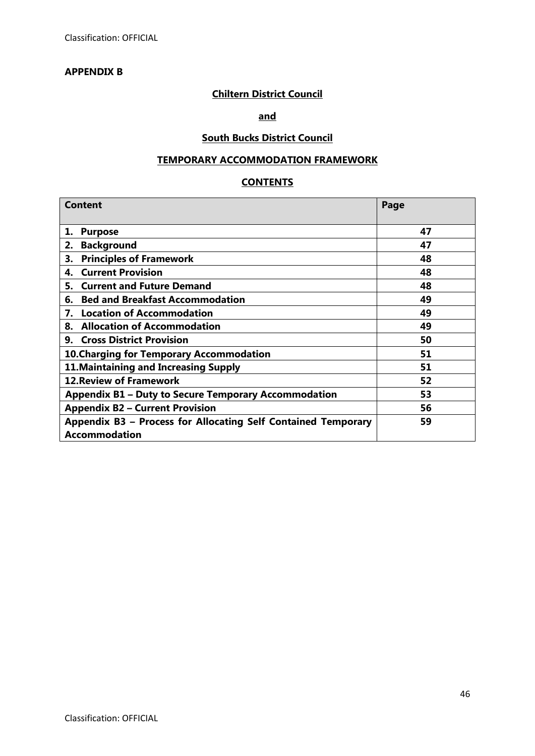**APPENDIX B**

**Chiltern District Council**

**and**

**South Bucks District Council**

**TEMPORARY ACCOMMODATION FRAMEWORK**

**CONTENTS**

| Content | Page |
|---|---|
| **1. Purpose** | **47** |
| **2. Background** | **47** |
| **3. Principles of Framework** | **48** |
| **4. Current Provision** | **48** |
| **5. Current and Future Demand** | **48** |
| **6. Bed and Breakfast Accommodation** | **49** |
| **7. Location of Accommodation** | **49** |
| **8. Allocation of Accommodation** | **49** |
| **9. Cross District Provision** | **50** |
| **10.Charging for Temporary Accommodation** | **51** |
| **11.Maintaining and Increasing Supply** | **51** |
| **12.Review of Framework** | **52** |
| **Appendix B1 – Duty to Secure Temporary Accommodation** | **53** |
| **Appendix B2 – Current Provision** | **56** |
| **Appendix B3 – Process for Allocating Self Contained Temporary Accommodation** | **59** |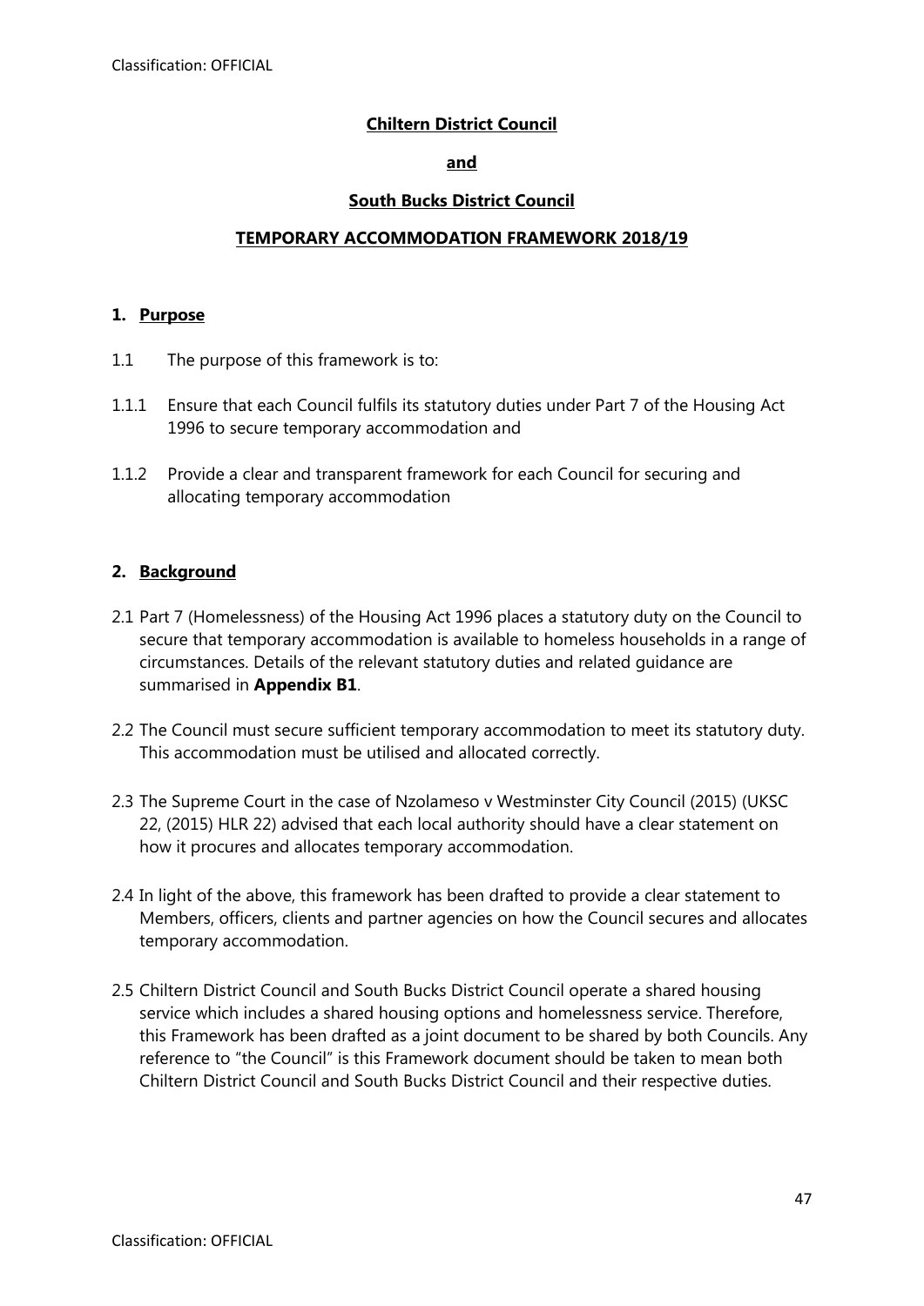**Chiltern District Council**

**and**

**South Bucks District Council**

**TEMPORARY ACCOMMODATION FRAMEWORK 2018/19**

## 1. Purpose

1.1 The purpose of this framework is to:

1.1.1 Ensure that each Council fulfils its statutory duties under Part 7 of the Housing Act 1996 to secure temporary accommodation and

1.1.2 Provide a clear and transparent framework for each Council for securing and allocating temporary accommodation

## 2. Background

2.1 Part 7 (Homelessness) of the Housing Act 1996 places a statutory duty on the Council to secure that temporary accommodation is available to homeless households in a range of circumstances. Details of the relevant statutory duties and related guidance are summarised in **Appendix B1**.

2.2 The Council must secure sufficient temporary accommodation to meet its statutory duty. This accommodation must be utilised and allocated correctly.

2.3 The Supreme Court in the case of Nzolameso v Westminster City Council (2015) (UKSC 22, (2015) HLR 22) advised that each local authority should have a clear statement on how it procures and allocates temporary accommodation.

2.4 In light of the above, this framework has been drafted to provide a clear statement to Members, officers, clients and partner agencies on how the Council secures and allocates temporary accommodation.

2.5 Chiltern District Council and South Bucks District Council operate a shared housing service which includes a shared housing options and homelessness service. Therefore, this Framework has been drafted as a joint document to be shared by both Councils. Any reference to "the Council" is this Framework document should be taken to mean both Chiltern District Council and South Bucks District Council and their respective duties.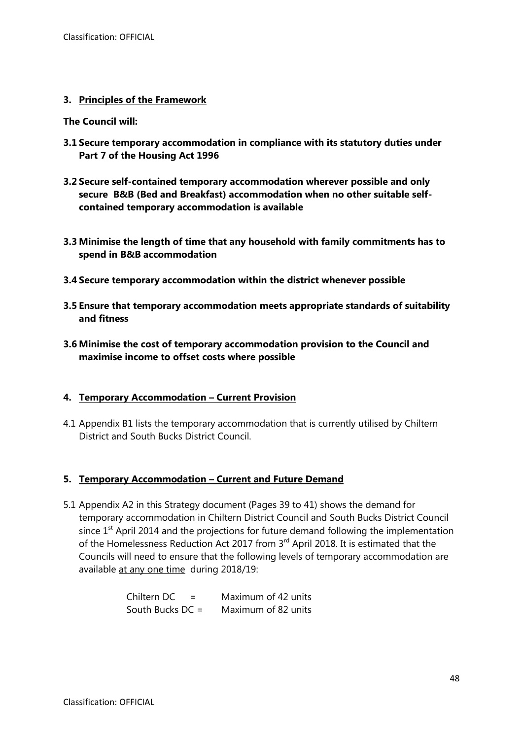## 3. Principles of the Framework

**The Council will:**

**3.1 Secure temporary accommodation in compliance with its statutory duties under Part 7 of the Housing Act 1996**

**3.2 Secure self-contained temporary accommodation wherever possible and only secure B&B (Bed and Breakfast) accommodation when no other suitable self-contained temporary accommodation is available**

**3.3 Minimise the length of time that any household with family commitments has to spend in B&B accommodation**

**3.4 Secure temporary accommodation within the district whenever possible**

**3.5 Ensure that temporary accommodation meets appropriate standards of suitability and fitness**

**3.6 Minimise the cost of temporary accommodation provision to the Council and maximise income to offset costs where possible**

## 4. Temporary Accommodation – Current Provision

4.1 Appendix B1 lists the temporary accommodation that is currently utilised by Chiltern District and South Bucks District Council.

## 5. Temporary Accommodation – Current and Future Demand

5.1 Appendix A2 in this Strategy document (Pages 39 to 41) shows the demand for temporary accommodation in Chiltern District Council and South Bucks District Council since 1st April 2014 and the projections for future demand following the implementation of the Homelessness Reduction Act 2017 from 3rd April 2018. It is estimated that the Councils will need to ensure that the following levels of temporary accommodation are available at any one time during 2018/19:

Chiltern DC = Maximum of 42 units
South Bucks DC = Maximum of 82 units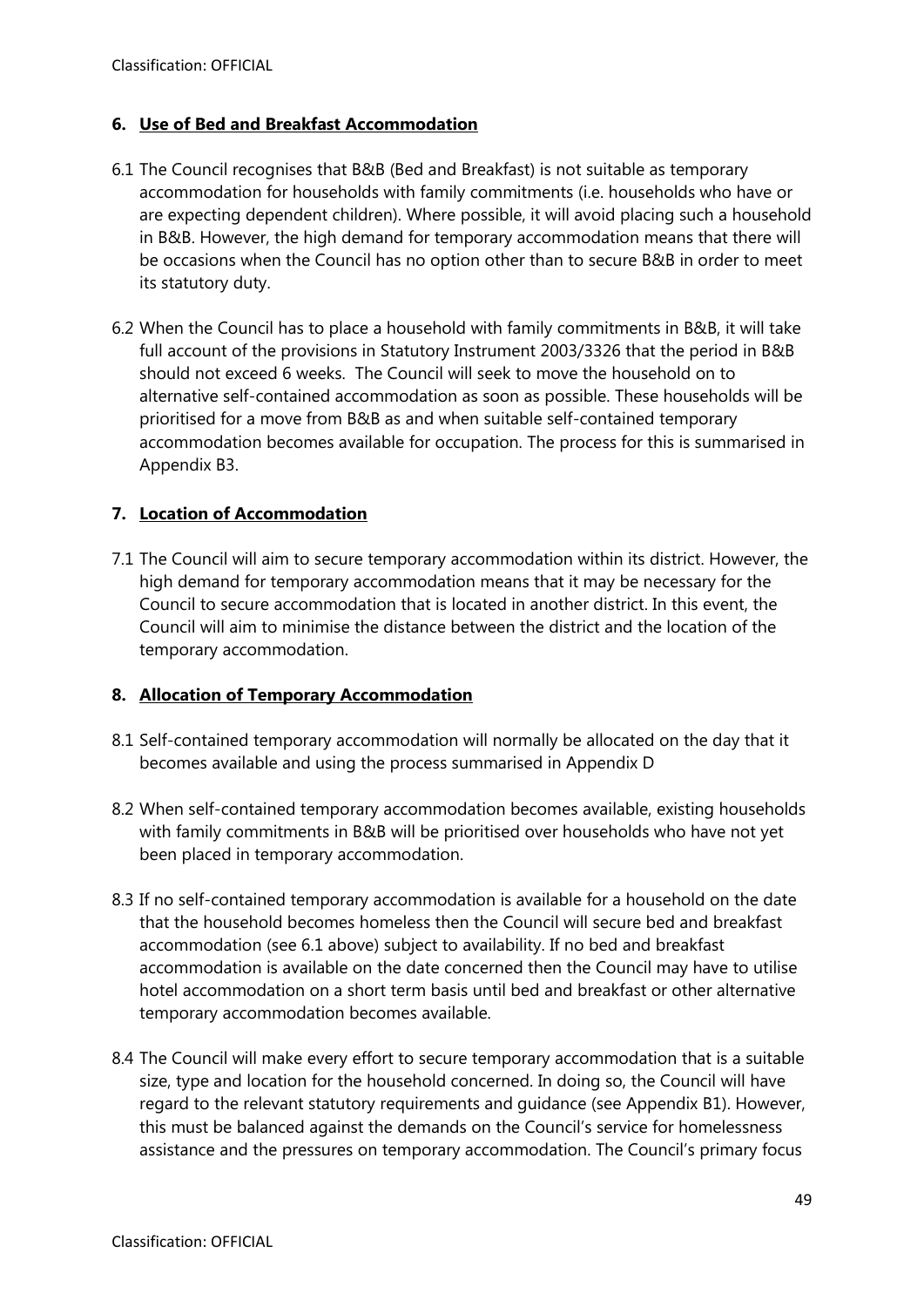## 6. Use of Bed and Breakfast Accommodation

6.1 The Council recognises that B&B (Bed and Breakfast) is not suitable as temporary accommodation for households with family commitments (i.e. households who have or are expecting dependent children). Where possible, it will avoid placing such a household in B&B. However, the high demand for temporary accommodation means that there will be occasions when the Council has no option other than to secure B&B in order to meet its statutory duty.

6.2 When the Council has to place a household with family commitments in B&B, it will take full account of the provisions in Statutory Instrument 2003/3326 that the period in B&B should not exceed 6 weeks. The Council will seek to move the household on to alternative self-contained accommodation as soon as possible. These households will be prioritised for a move from B&B as and when suitable self-contained temporary accommodation becomes available for occupation. The process for this is summarised in Appendix B3.

## 7. Location of Accommodation

7.1 The Council will aim to secure temporary accommodation within its district. However, the high demand for temporary accommodation means that it may be necessary for the Council to secure accommodation that is located in another district. In this event, the Council will aim to minimise the distance between the district and the location of the temporary accommodation.

## 8. Allocation of Temporary Accommodation

8.1 Self-contained temporary accommodation will normally be allocated on the day that it becomes available and using the process summarised in Appendix D

8.2 When self-contained temporary accommodation becomes available, existing households with family commitments in B&B will be prioritised over households who have not yet been placed in temporary accommodation.

8.3 If no self-contained temporary accommodation is available for a household on the date that the household becomes homeless then the Council will secure bed and breakfast accommodation (see 6.1 above) subject to availability. If no bed and breakfast accommodation is available on the date concerned then the Council may have to utilise hotel accommodation on a short term basis until bed and breakfast or other alternative temporary accommodation becomes available.

8.4 The Council will make every effort to secure temporary accommodation that is a suitable size, type and location for the household concerned. In doing so, the Council will have regard to the relevant statutory requirements and guidance (see Appendix B1). However, this must be balanced against the demands on the Council's service for homelessness assistance and the pressures on temporary accommodation. The Council's primary focus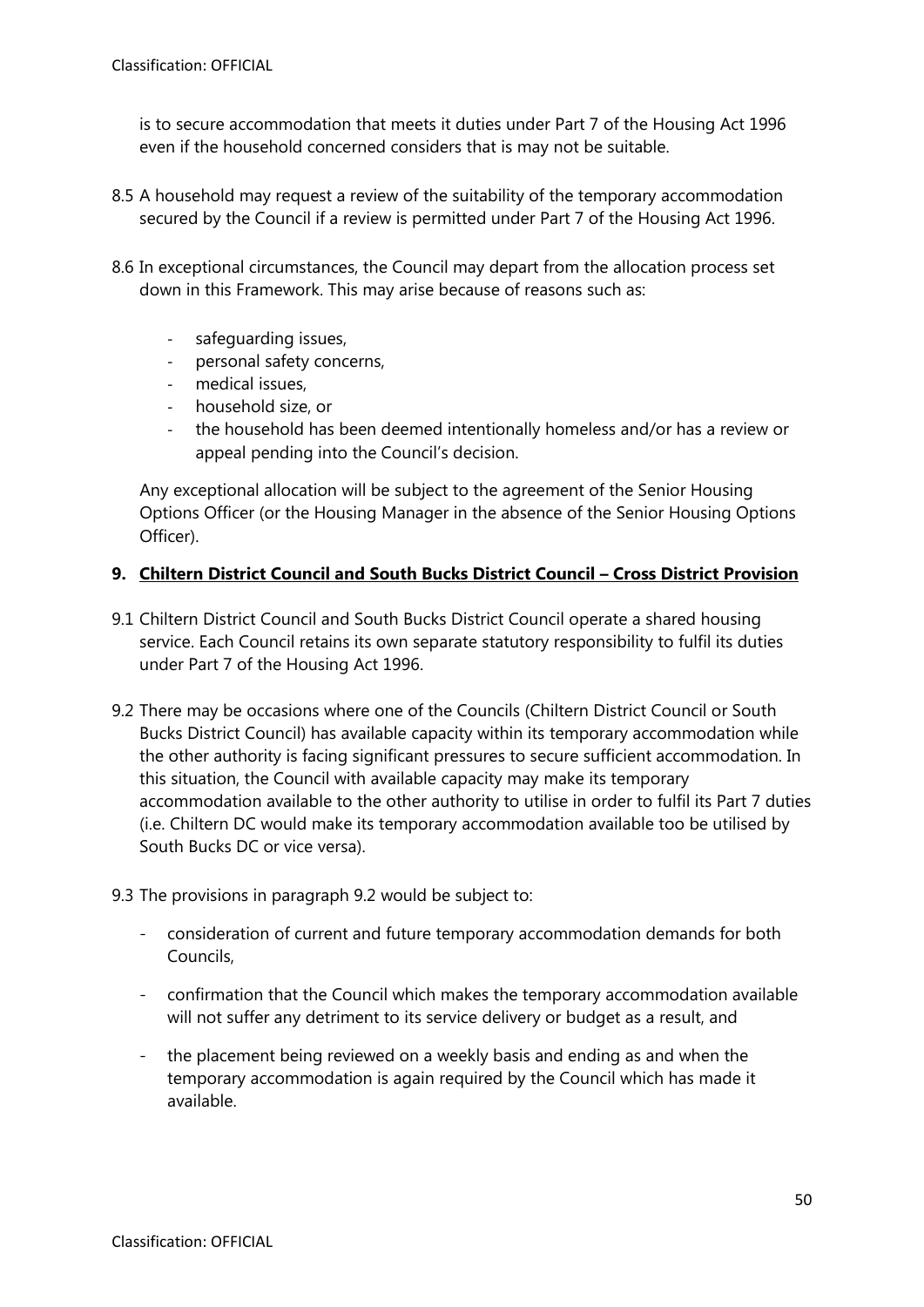is to secure accommodation that meets it duties under Part 7 of the Housing Act 1996 even if the household concerned considers that is may not be suitable.

8.5 A household may request a review of the suitability of the temporary accommodation secured by the Council if a review is permitted under Part 7 of the Housing Act 1996.

8.6 In exceptional circumstances, the Council may depart from the allocation process set down in this Framework. This may arise because of reasons such as:

- safeguarding issues,
- personal safety concerns,
- medical issues,
- household size, or
- the household has been deemed intentionally homeless and/or has a review or appeal pending into the Council's decision.

Any exceptional allocation will be subject to the agreement of the Senior Housing Options Officer (or the Housing Manager in the absence of the Senior Housing Options Officer).

## 9. Chiltern District Council and South Bucks District Council – Cross District Provision

9.1 Chiltern District Council and South Bucks District Council operate a shared housing service. Each Council retains its own separate statutory responsibility to fulfil its duties under Part 7 of the Housing Act 1996.

9.2 There may be occasions where one of the Councils (Chiltern District Council or South Bucks District Council) has available capacity within its temporary accommodation while the other authority is facing significant pressures to secure sufficient accommodation. In this situation, the Council with available capacity may make its temporary accommodation available to the other authority to utilise in order to fulfil its Part 7 duties (i.e. Chiltern DC would make its temporary accommodation available too be utilised by South Bucks DC or vice versa).

9.3 The provisions in paragraph 9.2 would be subject to:

- consideration of current and future temporary accommodation demands for both Councils,
- confirmation that the Council which makes the temporary accommodation available will not suffer any detriment to its service delivery or budget as a result, and
- the placement being reviewed on a weekly basis and ending as and when the temporary accommodation is again required by the Council which has made it available.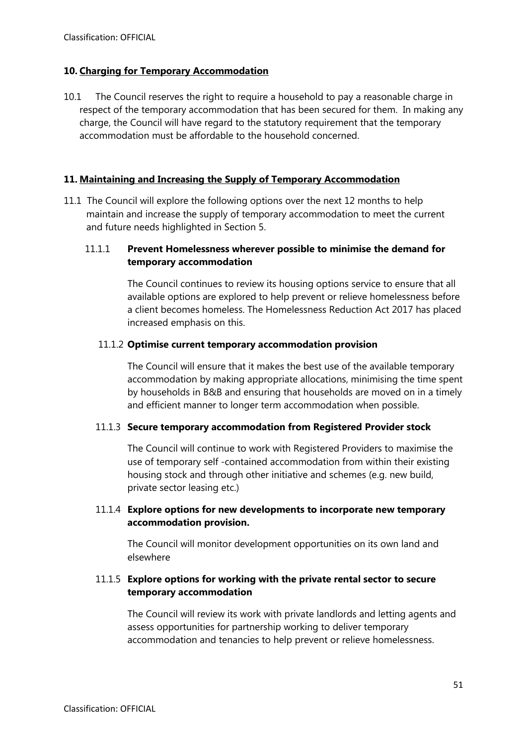## 10. Charging for Temporary Accommodation

10.1 The Council reserves the right to require a household to pay a reasonable charge in respect of the temporary accommodation that has been secured for them. In making any charge, the Council will have regard to the statutory requirement that the temporary accommodation must be affordable to the household concerned.

## 11. Maintaining and Increasing the Supply of Temporary Accommodation

11.1 The Council will explore the following options over the next 12 months to help maintain and increase the supply of temporary accommodation to meet the current and future needs highlighted in Section 5.

### 11.1.1 Prevent Homelessness wherever possible to minimise the demand for temporary accommodation

The Council continues to review its housing options service to ensure that all available options are explored to help prevent or relieve homelessness before a client becomes homeless. The Homelessness Reduction Act 2017 has placed increased emphasis on this.

### 11.1.2 Optimise current temporary accommodation provision

The Council will ensure that it makes the best use of the available temporary accommodation by making appropriate allocations, minimising the time spent by households in B&B and ensuring that households are moved on in a timely and efficient manner to longer term accommodation when possible.

### 11.1.3 Secure temporary accommodation from Registered Provider stock

The Council will continue to work with Registered Providers to maximise the use of temporary self -contained accommodation from within their existing housing stock and through other initiative and schemes (e.g. new build, private sector leasing etc.)

### 11.1.4 Explore options for new developments to incorporate new temporary accommodation provision.

The Council will monitor development opportunities on its own land and elsewhere

### 11.1.5 Explore options for working with the private rental sector to secure temporary accommodation

The Council will review its work with private landlords and letting agents and assess opportunities for partnership working to deliver temporary accommodation and tenancies to help prevent or relieve homelessness.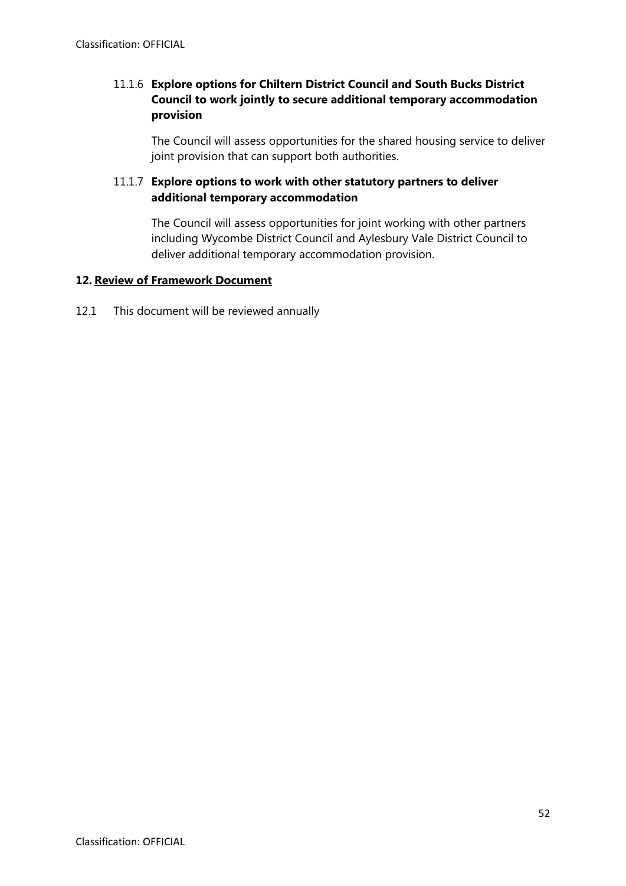11.1.6 **Explore options for Chiltern District Council and South Bucks District Council to work jointly to secure additional temporary accommodation provision**

The Council will assess opportunities for the shared housing service to deliver joint provision that can support both authorities.

11.1.7 **Explore options to work with other statutory partners to deliver additional temporary accommodation**

The Council will assess opportunities for joint working with other partners including Wycombe District Council and Aylesbury Vale District Council to deliver additional temporary accommodation provision.

## 12. Review of Framework Document

12.1 This document will be reviewed annually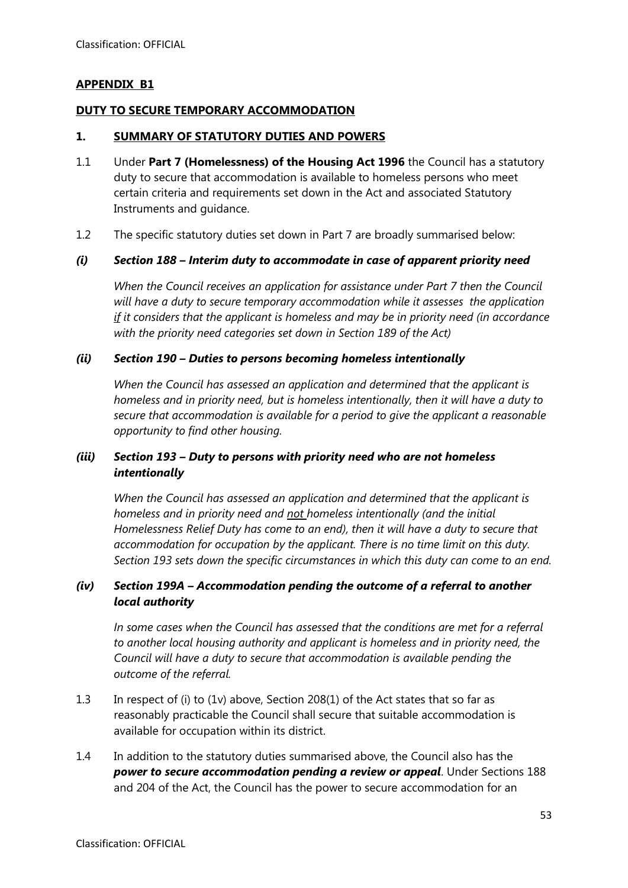## APPENDIX B1

## DUTY TO SECURE TEMPORARY ACCOMMODATION

### 1. SUMMARY OF STATUTORY DUTIES AND POWERS

1.1 Under **Part 7 (Homelessness) of the Housing Act 1996** the Council has a statutory duty to secure that accommodation is available to homeless persons who meet certain criteria and requirements set down in the Act and associated Statutory Instruments and guidance.

1.2 The specific statutory duties set down in Part 7 are broadly summarised below:

***(i) Section 188 – Interim duty to accommodate in case of apparent priority need***

*When the Council receives an application for assistance under Part 7 then the Council will have a duty to secure temporary accommodation while it assesses the application if it considers that the applicant is homeless and may be in priority need (in accordance with the priority need categories set down in Section 189 of the Act)*

***(ii) Section 190 – Duties to persons becoming homeless intentionally***

*When the Council has assessed an application and determined that the applicant is homeless and in priority need, but is homeless intentionally, then it will have a duty to secure that accommodation is available for a period to give the applicant a reasonable opportunity to find other housing.*

***(iii) Section 193 – Duty to persons with priority need who are not homeless intentionally***

*When the Council has assessed an application and determined that the applicant is homeless and in priority need and not homeless intentionally (and the initial Homelessness Relief Duty has come to an end), then it will have a duty to secure that accommodation for occupation by the applicant. There is no time limit on this duty. Section 193 sets down the specific circumstances in which this duty can come to an end.*

***(iv) Section 199A – Accommodation pending the outcome of a referral to another local authority***

*In some cases when the Council has assessed that the conditions are met for a referral to another local housing authority and applicant is homeless and in priority need, the Council will have a duty to secure that accommodation is available pending the outcome of the referral.*

1.3 In respect of (i) to (1v) above, Section 208(1) of the Act states that so far as reasonably practicable the Council shall secure that suitable accommodation is available for occupation within its district.

1.4 In addition to the statutory duties summarised above, the Council also has the ***power to secure accommodation pending a review or appeal***. Under Sections 188 and 204 of the Act, the Council has the power to secure accommodation for an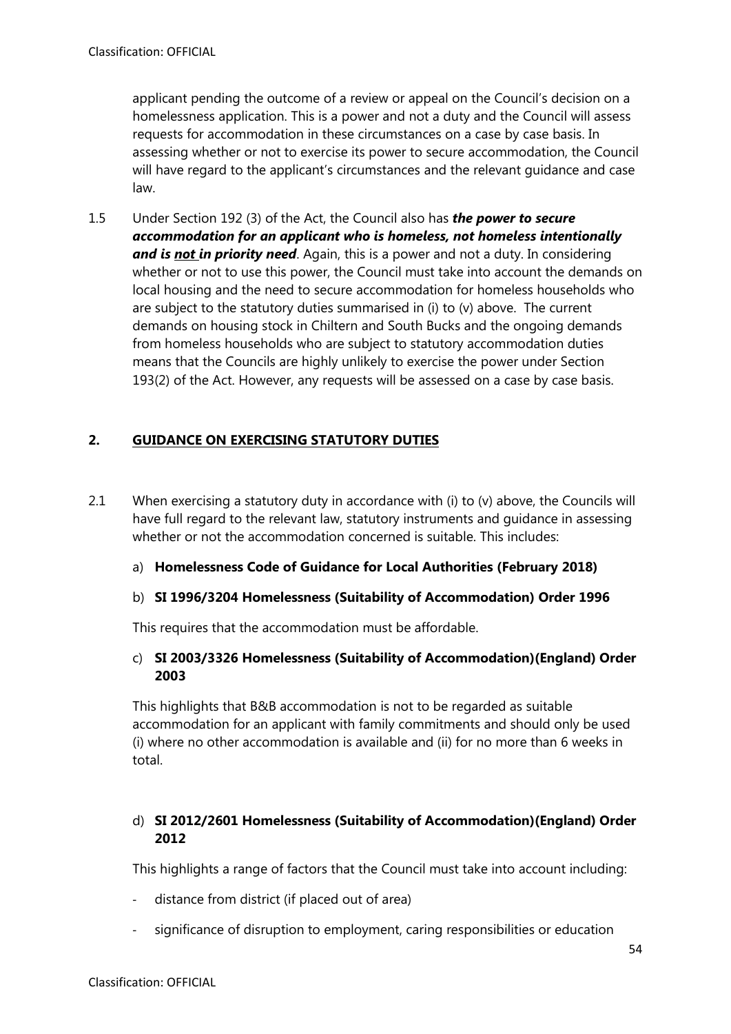applicant pending the outcome of a review or appeal on the Council's decision on a homelessness application. This is a power and not a duty and the Council will assess requests for accommodation in these circumstances on a case by case basis. In assessing whether or not to exercise its power to secure accommodation, the Council will have regard to the applicant's circumstances and the relevant guidance and case law.

1.5 Under Section 192 (3) of the Act, the Council also has ***the power to secure accommodation for an applicant who is homeless, not homeless intentionally and is not in priority need***. Again, this is a power and not a duty. In considering whether or not to use this power, the Council must take into account the demands on local housing and the need to secure accommodation for homeless households who are subject to the statutory duties summarised in (i) to (v) above. The current demands on housing stock in Chiltern and South Bucks and the ongoing demands from homeless households who are subject to statutory accommodation duties means that the Councils are highly unlikely to exercise the power under Section 193(2) of the Act. However, any requests will be assessed on a case by case basis.

## 2. GUIDANCE ON EXERCISING STATUTORY DUTIES

2.1 When exercising a statutory duty in accordance with (i) to (v) above, the Councils will have full regard to the relevant law, statutory instruments and guidance in assessing whether or not the accommodation concerned is suitable. This includes:

a) **Homelessness Code of Guidance for Local Authorities (February 2018)**

b) **SI 1996/3204 Homelessness (Suitability of Accommodation) Order 1996**

This requires that the accommodation must be affordable.

c) **SI 2003/3326 Homelessness (Suitability of Accommodation)(England) Order 2003**

This highlights that B&B accommodation is not to be regarded as suitable accommodation for an applicant with family commitments and should only be used (i) where no other accommodation is available and (ii) for no more than 6 weeks in total.

d) **SI 2012/2601 Homelessness (Suitability of Accommodation)(England) Order 2012**

This highlights a range of factors that the Council must take into account including:

- distance from district (if placed out of area)
- significance of disruption to employment, caring responsibilities or education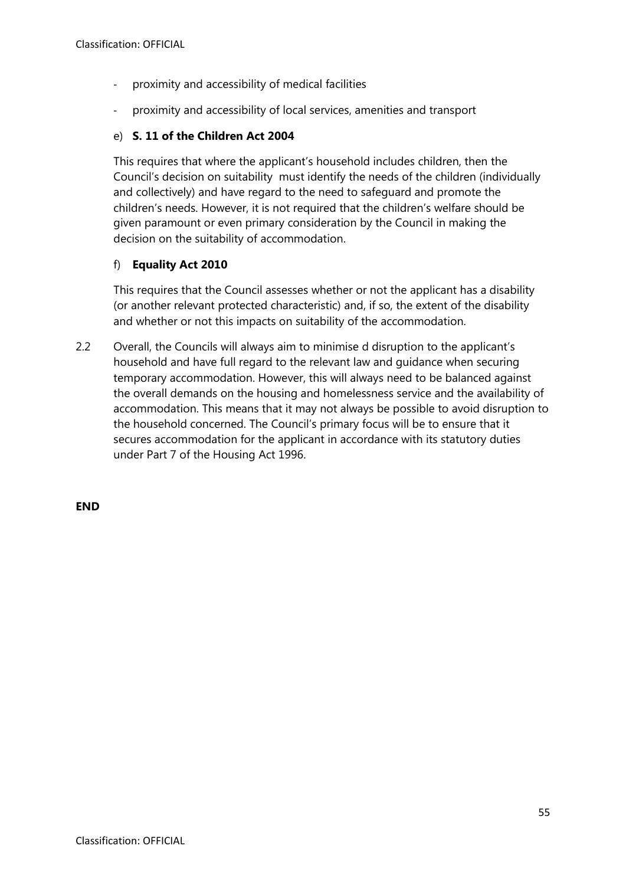- proximity and accessibility of medical facilities
- proximity and accessibility of local services, amenities and transport

e) **S. 11 of the Children Act 2004**

This requires that where the applicant's household includes children, then the Council's decision on suitability must identify the needs of the children (individually and collectively) and have regard to the need to safeguard and promote the children's needs. However, it is not required that the children's welfare should be given paramount or even primary consideration by the Council in making the decision on the suitability of accommodation.

f) **Equality Act 2010**

This requires that the Council assesses whether or not the applicant has a disability (or another relevant protected characteristic) and, if so, the extent of the disability and whether or not this impacts on suitability of the accommodation.

2.2 Overall, the Councils will always aim to minimise d disruption to the applicant's household and have full regard to the relevant law and guidance when securing temporary accommodation. However, this will always need to be balanced against the overall demands on the housing and homelessness service and the availability of accommodation. This means that it may not always be possible to avoid disruption to the household concerned. The Council's primary focus will be to ensure that it secures accommodation for the applicant in accordance with its statutory duties under Part 7 of the Housing Act 1996.

**END**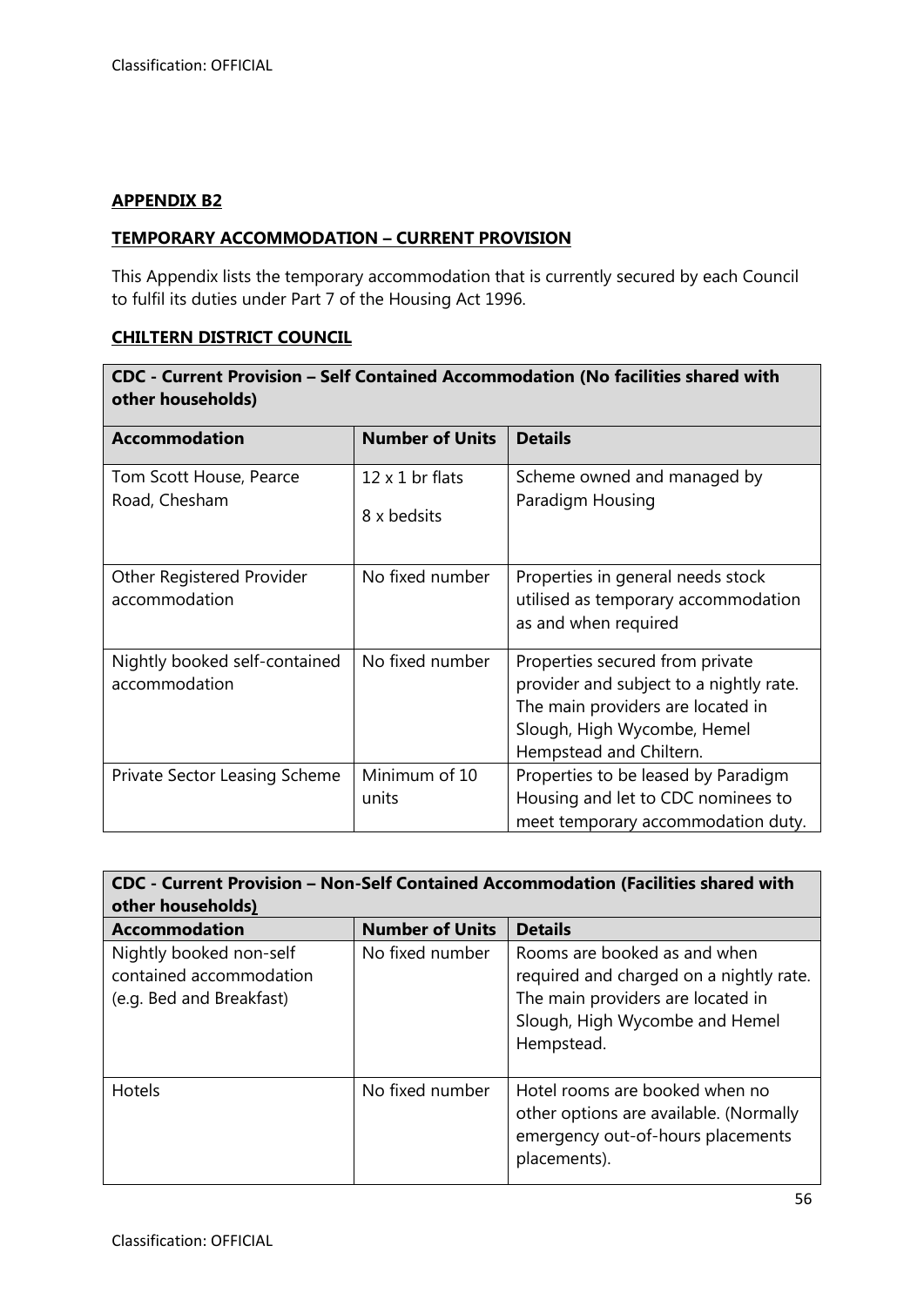## APPENDIX B2

### TEMPORARY ACCOMMODATION – CURRENT PROVISION

This Appendix lists the temporary accommodation that is currently secured by each Council to fulfil its duties under Part 7 of the Housing Act 1996.

### CHILTERN DISTRICT COUNCIL

| **CDC - Current Provision – Self Contained Accommodation (No facilities shared with other households)** | | |
|---|---|---|
| **Accommodation** | **Number of Units** | **Details** |
| Tom Scott House, Pearce Road, Chesham | 12 x 1 br flats<br>8 x bedsits | Scheme owned and managed by Paradigm Housing |
| Other Registered Provider accommodation | No fixed number | Properties in general needs stock utilised as temporary accommodation as and when required |
| Nightly booked self-contained accommodation | No fixed number | Properties secured from private provider and subject to a nightly rate. The main providers are located in Slough, High Wycombe, Hemel Hempstead and Chiltern. |
| Private Sector Leasing Scheme | Minimum of 10 units | Properties to be leased by Paradigm Housing and let to CDC nominees to meet temporary accommodation duty. |

| **CDC - Current Provision – Non-Self Contained Accommodation (Facilities shared with other households)** | | |
|---|---|---|
| **Accommodation** | **Number of Units** | **Details** |
| Nightly booked non-self contained accommodation (e.g. Bed and Breakfast) | No fixed number | Rooms are booked as and when required and charged on a nightly rate. The main providers are located in Slough, High Wycombe and Hemel Hempstead. |
| Hotels | No fixed number | Hotel rooms are booked when no other options are available. (Normally emergency out-of-hours placements placements). |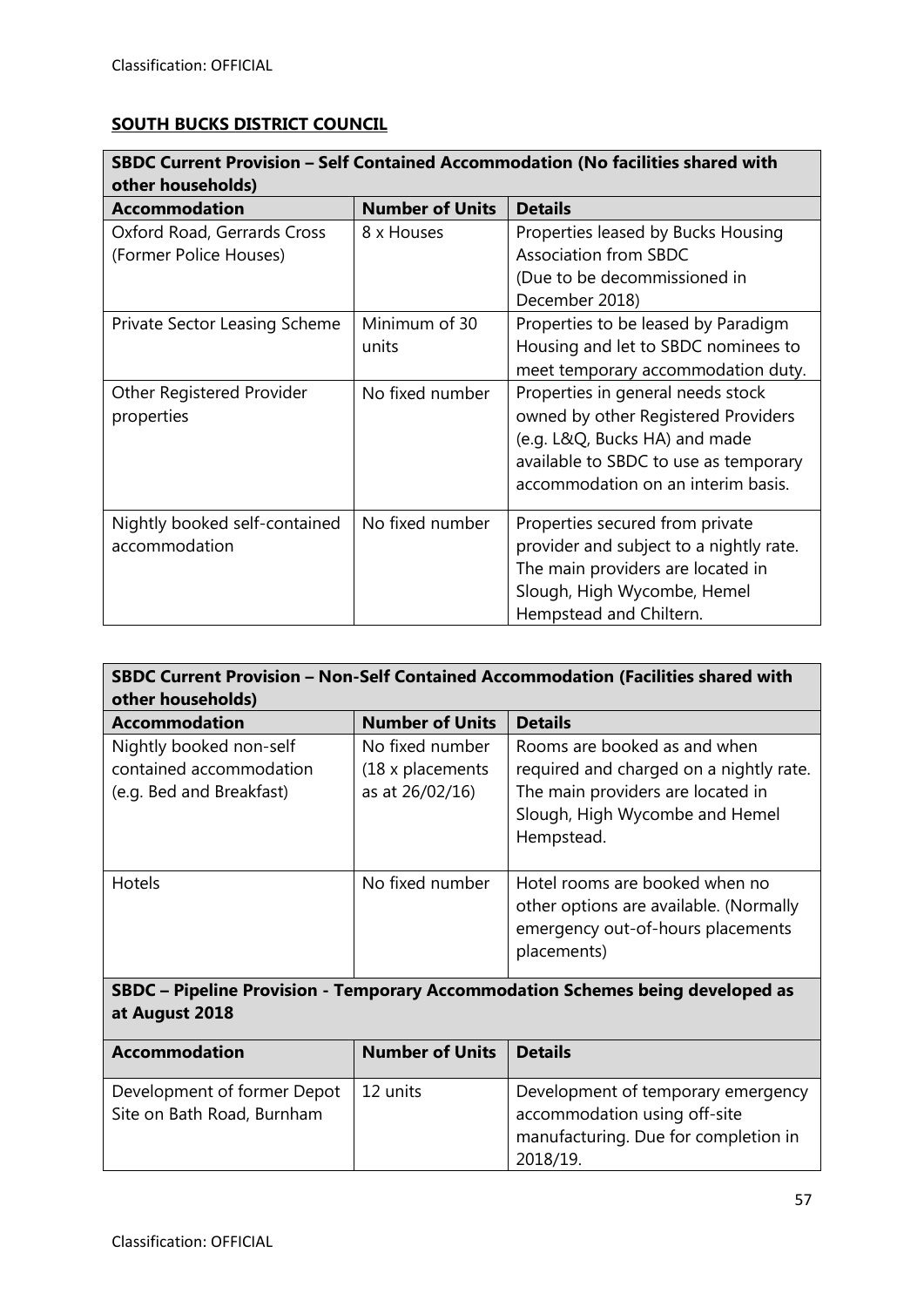**SOUTH BUCKS DISTRICT COUNCIL**

| SBDC Current Provision – Self Contained Accommodation (No facilities shared with other households) | | |
|---|---|---|
| **Accommodation** | **Number of Units** | **Details** |
| Oxford Road, Gerrards Cross (Former Police Houses) | 8 x Houses | Properties leased by Bucks Housing Association from SBDC (Due to be decommissioned in December 2018) |
| Private Sector Leasing Scheme | Minimum of 30 units | Properties to be leased by Paradigm Housing and let to SBDC nominees to meet temporary accommodation duty. |
| Other Registered Provider properties | No fixed number | Properties in general needs stock owned by other Registered Providers (e.g. L&Q, Bucks HA) and made available to SBDC to use as temporary accommodation on an interim basis. |
| Nightly booked self-contained accommodation | No fixed number | Properties secured from private provider and subject to a nightly rate. The main providers are located in Slough, High Wycombe, Hemel Hempstead and Chiltern. |

| SBDC Current Provision – Non-Self Contained Accommodation (Facilities shared with other households) | | |
|---|---|---|
| **Accommodation** | **Number of Units** | **Details** |
| Nightly booked non-self contained accommodation (e.g. Bed and Breakfast) | No fixed number (18 x placements as at 26/02/16) | Rooms are booked as and when required and charged on a nightly rate. The main providers are located in Slough, High Wycombe and Hemel Hempstead. |
| Hotels | No fixed number | Hotel rooms are booked when no other options are available. (Normally emergency out-of-hours placements placements) |

| SBDC – Pipeline Provision - Temporary Accommodation Schemes being developed as at August 2018 | | |
|---|---|---|
| **Accommodation** | **Number of Units** | **Details** |
| Development of former Depot Site on Bath Road, Burnham | 12 units | Development of temporary emergency accommodation using off-site manufacturing. Due for completion in 2018/19. |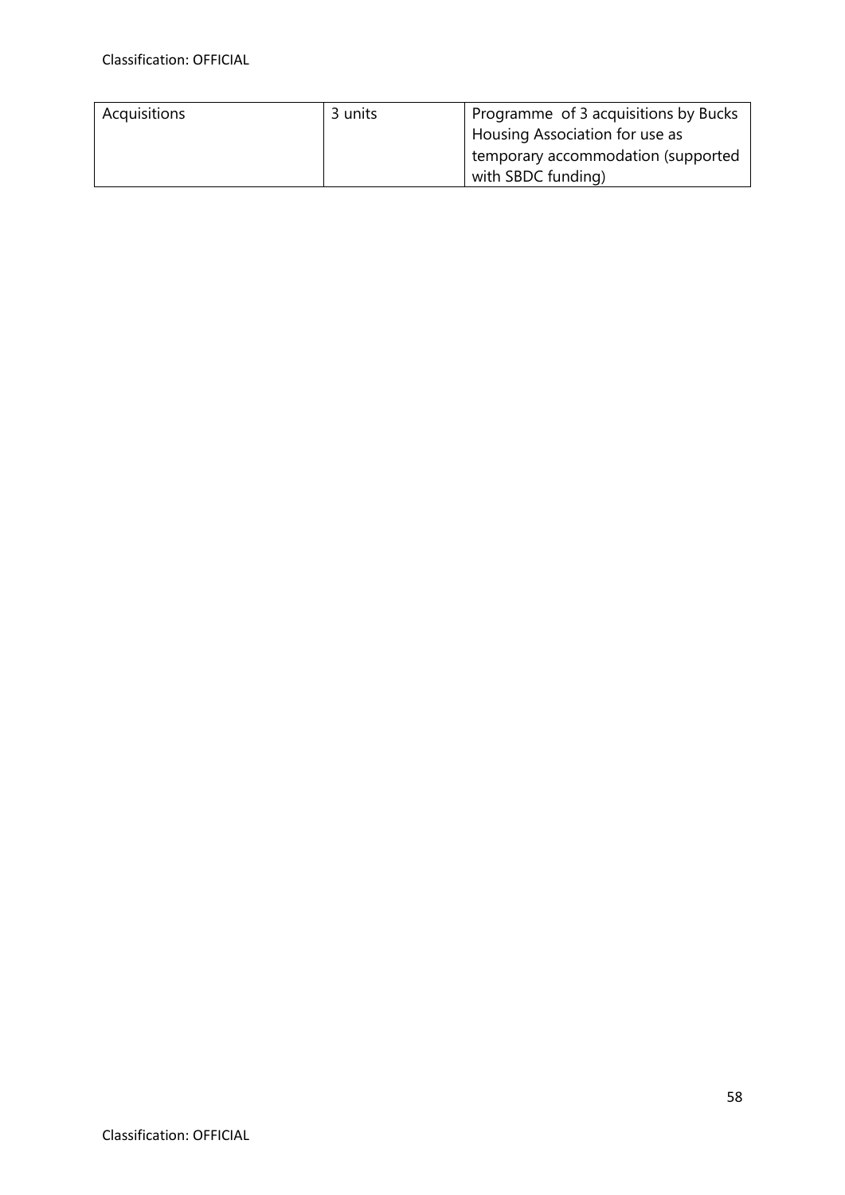| Acquisitions | 3 units | Programme of 3 acquisitions by Bucks Housing Association for use as temporary accommodation (supported with SBDC funding) |
|---|---|---|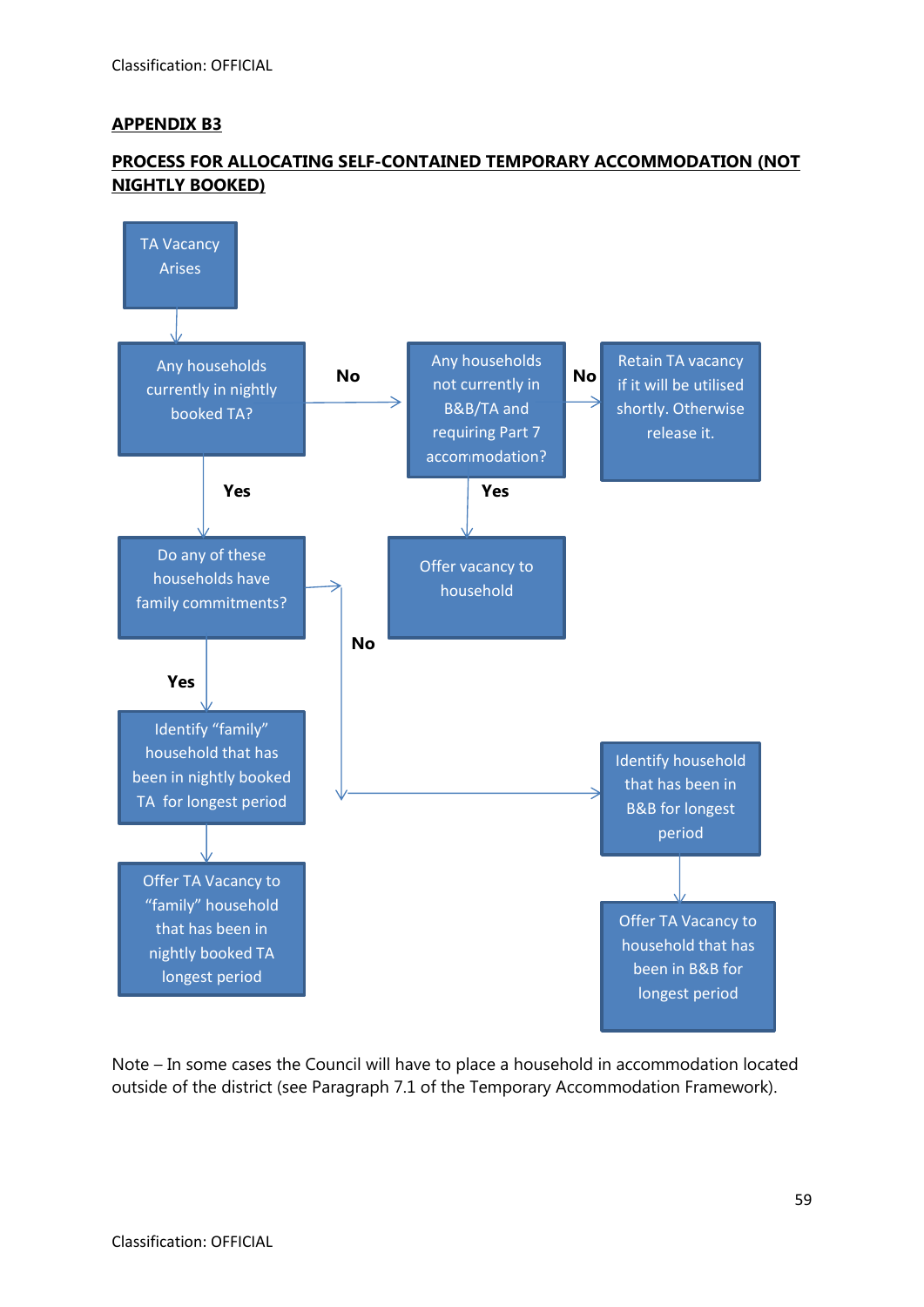## APPENDIX B3

## PROCESS FOR ALLOCATING SELF-CONTAINED TEMPORARY ACCOMMODATION (NOT NIGHTLY BOOKED)

TA Vacancy Arises

Any households currently in nightly booked TA?

No

Any households not currently in B&B/TA and requiring Part 7 accommodation?

No

Retain TA vacancy if it will be utilised shortly. Otherwise release it.

Yes

Yes

Do any of these households have family commitments?

Offer vacancy to household

No

Yes

Identify "family" household that has been in nightly booked TA for longest period

Identify household that has been in B&B for longest period

Offer TA Vacancy to "family" household that has been in nightly booked TA longest period

Offer TA Vacancy to household that has been in B&B for longest period

Note – In some cases the Council will have to place a household in accommodation located outside of the district (see Paragraph 7.1 of the Temporary Accommodation Framework).